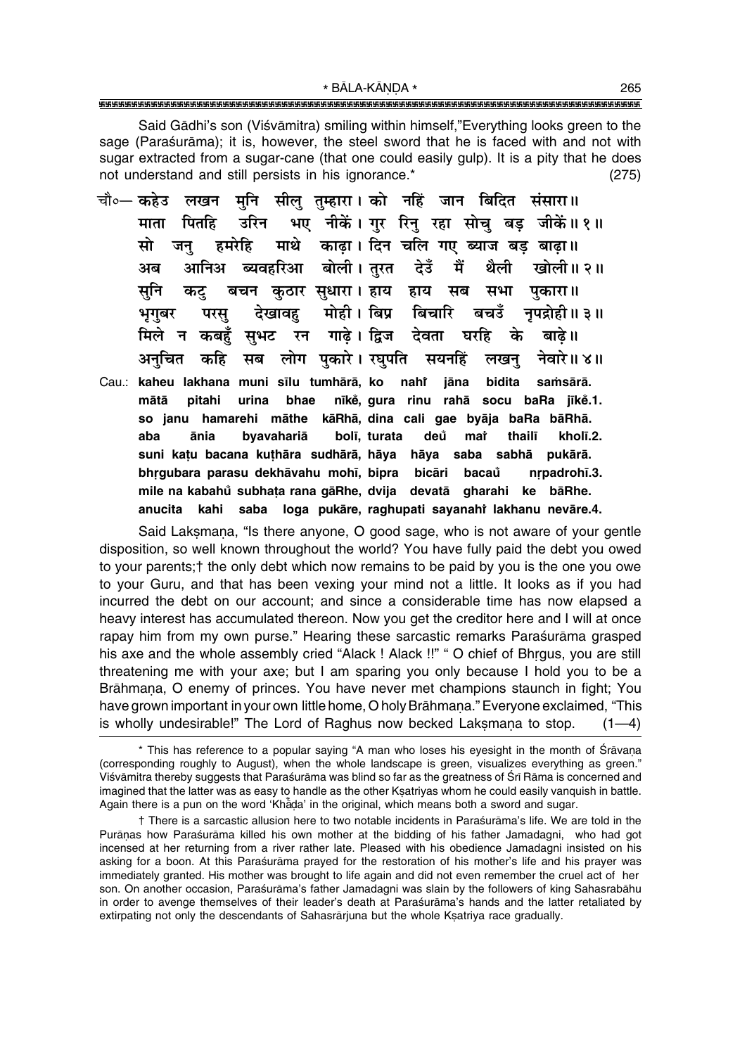Said Gādhi's son (Viśvāmitra) smiling within himself,"Everything looks green to the sage (Paraśurāma); it is, however, the steel sword that he is faced with and not with sugar extracted from a sugar-cane (that one could easily gulp). It is a pity that he does not understand and still persists in his ignorance.* (275)

चौ०— कहेउ लखन मुनि सीलु तुम्हारा। को नहिं जान बिदित संसारा॥
माता पितहि उरिन भए नीकें। गुर रिनु रहा सोचु बड़ जीकें॥ १॥
सो जनु हमरेहि माथे काढ़ा। दिन चलि गए ब्याज बड़ बाढ़ा॥
अब आनिअ ब्यवहरिआ बोली। तुरत देउँ मैं थैली खोली॥ २॥
सुनि कटु बचन कुठार सुधारा। हाय हाय सब सभा पुकारा॥
भृगुबर परसु देखावहु मोही। बिप्र बिचारि बचउँ नृपद्रोही॥ ३॥
मिले न कबहुँ सुभट रन गाढ़े। द्विज देवता घरहि के बाढ़े॥
अनुचित कहि सब लोग पुकारे। रघुपति सयनहिं लखनु नेवारे॥ ४॥

Cau.: kaheu lakhana muni sīlu tumhārā, ko nahi̐ jāna bidita saṁsārā.
mātā pitahi urina bhae nīkeṁ, gura rinu rahā socu baRa jīkeṁ.1.
so janu hamarehi māthe kāRhā, dina cali gae byāja baRa bāRhā.
aba ānia byavahariā bolī, turata deu̐ mai̐ thailī kholī.2.
suni kaṭu bacana kuṭhāra sudhārā, hāya hāya saba sabhā pukārā.
bhṛgubara parasu dekhāvahu mohī, bipra bicāri bacau̐ nṛpadrohī.3.
mile na kabahu̐ subhaṭa rana gāRhe, dvija devatā gharahi ke bāRhe.
anucita kahi saba loga pukāre, raghupati sayanahi̐ lakhanu nevāre.4.

Said Lakṣmaṇa, "Is there anyone, O good sage, who is not aware of your gentle disposition, so well known throughout the world? You have fully paid the debt you owed to your parents;† the only debt which now remains to be paid by you is the one you owe to your Guru, and that has been vexing your mind not a little. It looks as if you had incurred the debt on our account; and since a considerable time has now elapsed a heavy interest has accumulated thereon. Now you get the creditor here and I will at once rapay him from my own purse." Hearing these sarcastic remarks Paraśurāma grasped his axe and the whole assembly cried "Alack ! Alack !!" " O chief of Bhṛgus, you are still threatening me with your axe; but I am sparing you only because I hold you to be a Brāhmaṇa, O enemy of princes. You have never met champions staunch in fight; You have grown important in your own little home, O holy Brāhmaṇa." Everyone exclaimed, "This is wholly undesirable!" The Lord of Raghus now becked Lakṣmaṇa to stop. (1—4)

---

* This has reference to a popular saying "A man who loses his eyesight in the month of Śrāvaṇa (corresponding roughly to August), when the whole landscape is green, visualizes everything as green." Viśvāmitra thereby suggests that Paraśurāma was blind so far as the greatness of Śrī Rāma is concerned and imagined that the latter was as easy to handle as the other Kṣatriyas whom he could easily vanquish in battle. Again there is a pun on the word 'Khā̐ḍa' in the original, which means both a sword and sugar.

† There is a sarcastic allusion here to two notable incidents in Paraśurāma's life. We are told in the Purāṇas how Paraśurāma killed his own mother at the bidding of his father Jamadagni, who had got incensed at her returning from a river rather late. Pleased with his obedience Jamadagni insisted on his asking for a boon. At this Paraśurāma prayed for the restoration of his mother's life and his prayer was immediately granted. His mother was brought to life again and did not even remember the cruel act of her son. On another occasion, Paraśurāma's father Jamadagni was slain by the followers of king Sahasrabāhu in order to avenge themselves of their leader's death at Paraśurāma's hands and the latter retaliated by extirpating not only the descendants of Sahasrārjuna but the whole Kṣatriya race gradually.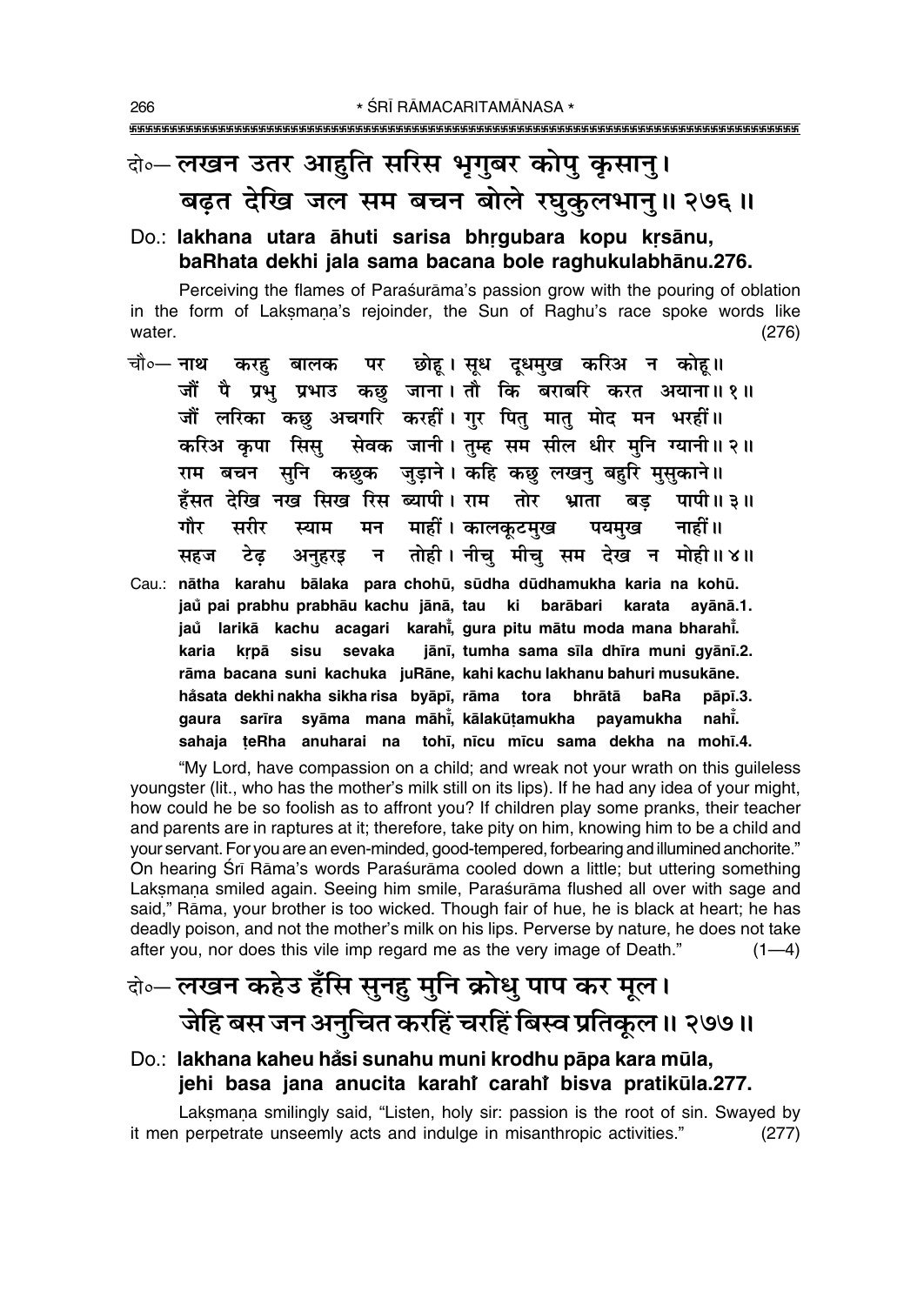दो०— लखन उतर आहुति सरिस भृगुबर कोपु कृसानु।
बढ़त देखि जल सम बचन बोले रघुकुलभानु॥ २७६॥

**Do.: lakhana utara āhuti sarisa bhṛgubara kopu kṛsānu,**
**baRhata dekhi jala sama bacana bole raghukulabhānu.276.**

Perceiving the flames of Paraśurāma's passion grow with the pouring of oblation in the form of Lakṣmaṇa's rejoinder, the Sun of Raghu's race spoke words like water. (276)

चौ०— नाथ करहु बालक पर छोहू। सूध दूधमुख करिअ न कोहू॥
जौं पै प्रभु प्रभाउ कछु जाना। तौ कि बराबरि करत अयाना॥ १॥
जौं लरिका कछु अचगरि करहीं। गुर पितु मातु मोद मन भरहीं॥
करिअ कृपा सिसु सेवक जानी। तुम्ह सम सील धीर मुनि ग्यानी॥ २॥
राम बचन सुनि कछुक जुड़ाने। कहि कछु लखनु बहुरि मुसुकाने॥
हँसत देखि नख सिख रिस ब्यापी। राम तोर भ्राता बड़ पापी॥ ३॥
गौर सरीर स्याम मन माहीं। कालकूटमुख पयमुख नाहीं॥
सहज टेढ़ अनुहरइ न तोही। नीचु मीचु सम देख न मोही॥ ४॥

**Cau.: nātha karahu bālaka para chohū, sūdha dūdhamukha karia na kohū.**
**jaů pai prabhu prabhāu kachu jānā, tau ki barābari karata ayānā.1.**
**jaů larikā kachu acagari karahī̃, gura pitu mātu moda mana bharahī̃.**
**karia kṛpā sisu sevaka jānī, tumha sama sīla dhīra muni gyānī.2.**
**rāma bacana suni kachuka juRāne, kahi kachu lakhanu bahuri musukāne.**
**håsata dekhi nakha sikha risa byāpī, rāma tora bhrātā baRa pāpī.3.**
**gaura sarīra syāma mana māhī̃, kālakūṭamukha payamukha nahī̃.**
**sahaja ṭeRha anuharai na tohī, nīcu mīcu sama dekha na mohī.4.**

"My Lord, have compassion on a child; and wreak not your wrath on this guileless youngster (lit., who has the mother's milk still on its lips). If he had any idea of your might, how could he be so foolish as to affront you? If children play some pranks, their teacher and parents are in raptures at it; therefore, take pity on him, knowing him to be a child and your servant. For you are an even-minded, good-tempered, forbearing and illumined anchorite." On hearing Śrī Rāma's words Paraśurāma cooled down a little; but uttering something Lakṣmaṇa smiled again. Seeing him smile, Paraśurāma flushed all over with sage and said," Rāma, your brother is too wicked. Though fair of hue, he is black at heart; he has deadly poison, and not the mother's milk on his lips. Perverse by nature, he does not take after you, nor does this vile imp regard me as the very image of Death." (1—4)

दो०— लखन कहेउ हँसि सुनहु मुनि क्रोधु पाप कर मूल।
जेहि बस जन अनुचित करहिं चरहिं बिस्व प्रतिकूल॥ २७७॥

**Do.: lakhana kaheu hås̃i sunahu muni krodhu pāpa kara mūla,**
**jehi basa jana anucita karahī̃ carahī̃ bisva pratikūla.277.**

Lakṣmaṇa smilingly said, "Listen, holy sir: passion is the root of sin. Swayed by it men perpetrate unseemly acts and indulge in misanthropic activities." (277)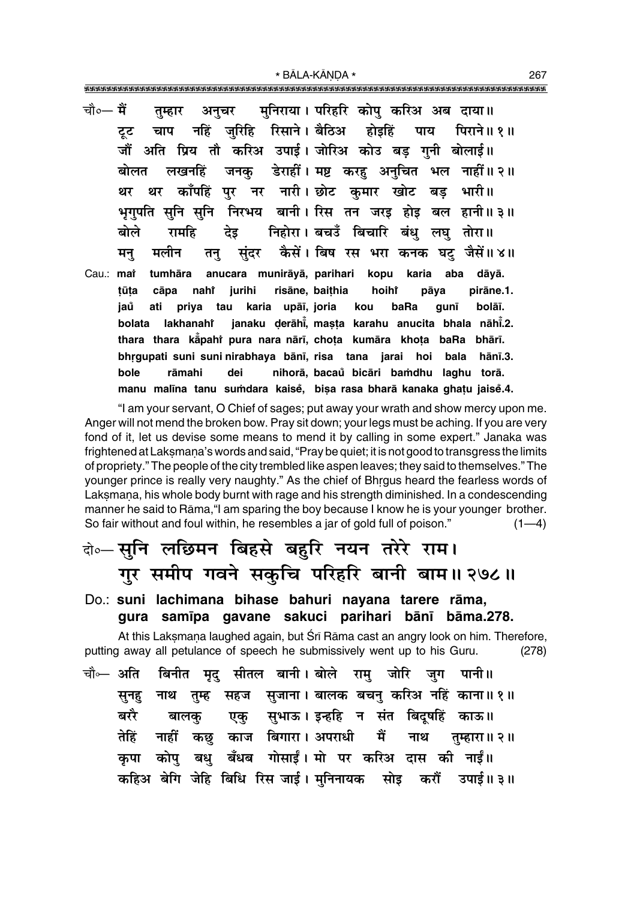चौ०— मैं तुम्हार अनुचर मुनिराया। परिहरि कोपु करिअ अब दाया॥
टूट चाप नहिं जुरिहि रिसाने। बैठिअ होइहिं पाय पिराने॥ १॥
जौं अति प्रिय तौ करिअ उपाई। जोरिअ कोउ बड़ गुनी बोलाई॥
बोलत लखनहिं जनकु डेराहीं। मष्ट करहु अनुचित भल नाहीं॥ २॥
थर थर काँपहिं पुर नर नारी। छोट कुमार खोट बड़ भारी॥
भृगुपति सुनि सुनि निरभय बानी। रिस तन जरइ होइ बल हानी॥ ३॥
बोले रामहि देइ निहोरा। बचउँ बिचारि बंधु लघु तोरा॥
मनु मलीन तनु सुंदर कैसें। बिष रस भरा कनक घटु जैसें॥ ४॥

Cau.: maĩ tumhāra anucara munirāyā, parihari kopu karia aba dāyā.
ṭūṭa cāpa nahi jurihi risāne, baiṭhia hoihĩ pāya pirāne.1.
jau ati priya tau karia upāī, joria kou baRa gunī bolāī.
bolata lakhanahi janaku ḍerāhī̃, maṣṭa karahu anucita bhala nāhī̃.2.
thara thara kā̃pahi pura nara nārī, choṭa kumāra khoṭa baRa bhārī.
bhṛgupati suni suni nirabhaya bānī, risa tana jarai hoi bala hānī.3.
bole rāmahi dei nihorā, bacau̐ bicāri baṁdhu laghu torā.
manu malīna tanu suṁdara kaisẽ, biṣa rasa bharā kanaka ghaṭu jaisẽ.4.

"I am your servant, O Chief of sages; put away your wrath and show mercy upon me. Anger will not mend the broken bow. Pray sit down; your legs must be aching. If you are very fond of it, let us devise some means to mend it by calling in some expert." Janaka was frightened at Lakṣmaṇa's words and said, "Pray be quiet; it is not good to transgress the limits of propriety." The people of the city trembled like aspen leaves; they said to themselves." The younger prince is really very naughty." As the chief of Bhṛgus heard the fearless words of Lakṣmaṇa, his whole body burnt with rage and his strength diminished. In a condescending manner he said to Rāma,"I am sparing the boy because I know he is your younger brother. So fair without and foul within, he resembles a jar of gold full of poison." (1—4)

दो०— सुनि लछिमन बिहसे बहुरि नयन तरेरे राम।
गुर समीप गवने सकुचि परिहरि बानी बाम॥ २७८॥

**Do.: suni lachimana bihase bahuri nayana tarere rāma,
gura samīpa gavane sakuci parihari bānī bāma.278.**

At this Lakṣmaṇa laughed again, but Śrī Rāma cast an angry look on him. Therefore, putting away all petulance of speech he submissively went up to his Guru. (278)

चौ०— अति बिनीत मृदु सीतल बानी। बोले रामु जोरि जुग पानी॥
सुनहु नाथ तुम्ह सहज सुजाना। बालक बचनु करिअ नहिं काना॥ १॥
बररै बालकु एकु सुभाऊ। इन्हहि न संत बिदूषहिं काऊ॥
तेहिं नाहीं कछु काज बिगारा। अपराधी मैं नाथ तुम्हारा॥ २॥
कृपा कोपु बधु बँधब गोसाईं। मो पर करिअ दास की नाईं॥
कहिअ बेगि जेहि बिधि रिस जाई। मुनिनायक सोइ करौं उपाई॥ ३॥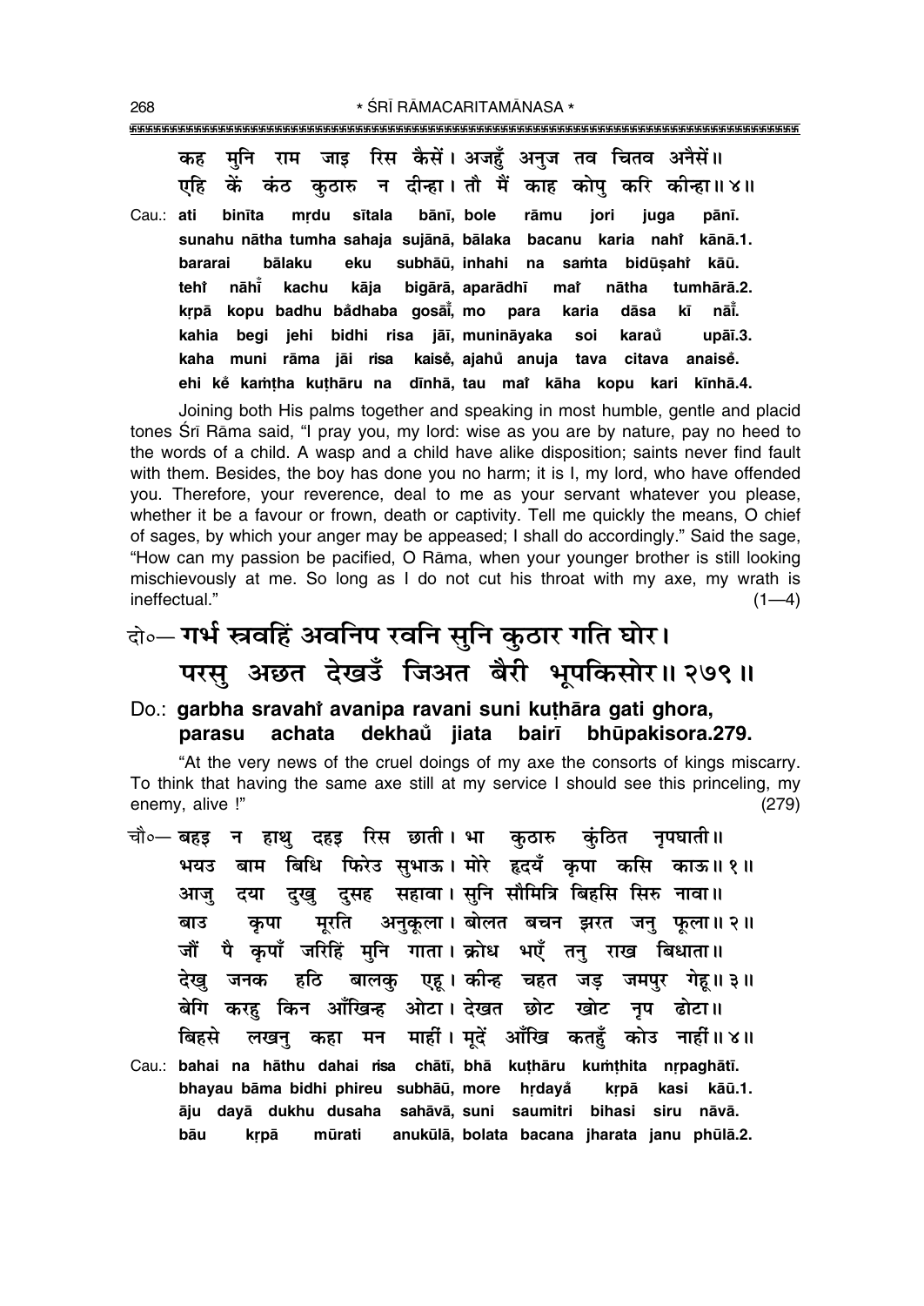कह मुनि राम जाइ रिस कैसें। अजहुँ अनुज तव चितव अनैसें॥
एहि कें कंठ कुठारु न दीन्हा। तौ मैं काह कोपु करि कीन्हा॥४॥

Cau.: ati binīta mṛdu sītala bānī, bole rāmu jori juga pānī.
sunahu nātha tumha sahaja sujānā, bālaka bacanu karia nahiṁ kānā.1.
bararai bālaku eku subhāū, inhahi na saṁta bidūṣahiṁ kāū.
tehiṁ nāhiṁ kachu kāja bigārā, aparādhī maiṁ nātha tumhārā.2.
kṛpā kopu badhu baṁdhaba gosāīṁ, mo para karia dāsa kī nāīṁ.
kahia begi jehi bidhi risa jāī, munināyaka soi karauṁ upāī.3.
kaha muni rāma jāi risa kaiseṁ, ajahuṁ anuja tava citava anaiseṁ.
ehi keṁ kaṁṭha kuṭhāru na dīnhā, tau maiṁ kāha kopu kari kīnhā.4.

Joining both His palms together and speaking in most humble, gentle and placid tones Śrī Rāma said, "I pray you, my lord: wise as you are by nature, pay no heed to the words of a child. A wasp and a child have alike disposition; saints never find fault with them. Besides, the boy has done you no harm; it is I, my lord, who have offended you. Therefore, your reverence, deal to me as your servant whatever you please, whether it be a favour or frown, death or captivity. Tell me quickly the means, O chief of sages, by which your anger may be appeased; I shall do accordingly." Said the sage, "How can my passion be pacified, O Rāma, when your younger brother is still looking mischievously at me. So long as I do not cut his throat with my axe, my wrath is ineffectual." (1—4)

दो०— गर्भ स्त्रवहिं अवनिप रवनि सुनि कुठार गति घोर।
परसु अछत देखउँ जिअत बैरी भूपकिसोर॥ २७९॥

**Do.: garbha sravahiṁ avanipa ravani suni kuṭhāra gati ghora,**
**parasu achata dekhauṁ jiata bairī bhūpakisora.279.**

"At the very news of the cruel doings of my axe the consorts of kings miscarry. To think that having the same axe still at my service I should see this princeling, my enemy, alive !" (279)

चौ०— बहइ न हाथु दहइ रिस छाती। भा कुठारु कुंठित नृपघाती॥
भयउ बाम बिधि फिरेउ सुभाऊ। मोरे हृदयँ कृपा कसि काऊ॥१॥
आजु दया दुखु दुसह सहावा। सुनि सौमित्रि बिहसि सिरु नावा॥
बाउ कृपा मूरति अनुकूला। बोलत बचन झरत जनु फूला॥२॥
जौं पै कृपाँ जरिहिं मुनि गाता। क्रोध भएँ तनु राख बिधाता॥
देखु जनक हठि बालकु एहू। कीन्ह चहत जड़ जमपुर गेहू॥३॥
बेगि करहु किन आँखिन्ह ओटा। देखत छोट खोट नृप ढोटा॥
बिहसे लखनु कहा मन माहीं। मूदें आँखि कतहुँ कोउ नाहीं॥४॥

Cau.: bahai na hāthu dahai risa chātī, bhā kuṭhāru kuṁṭhita nṛpaghātī.
bhayau bāma bidhi phireu subhāū, more hṛdayaṁ kṛpā kasi kāū.1.
āju dayā dukhu dusaha sahāvā, suni saumitri bihasi siru nāvā.
bāu kṛpā mūrati anukūlā, bolata bacana jharata janu phūlā.2.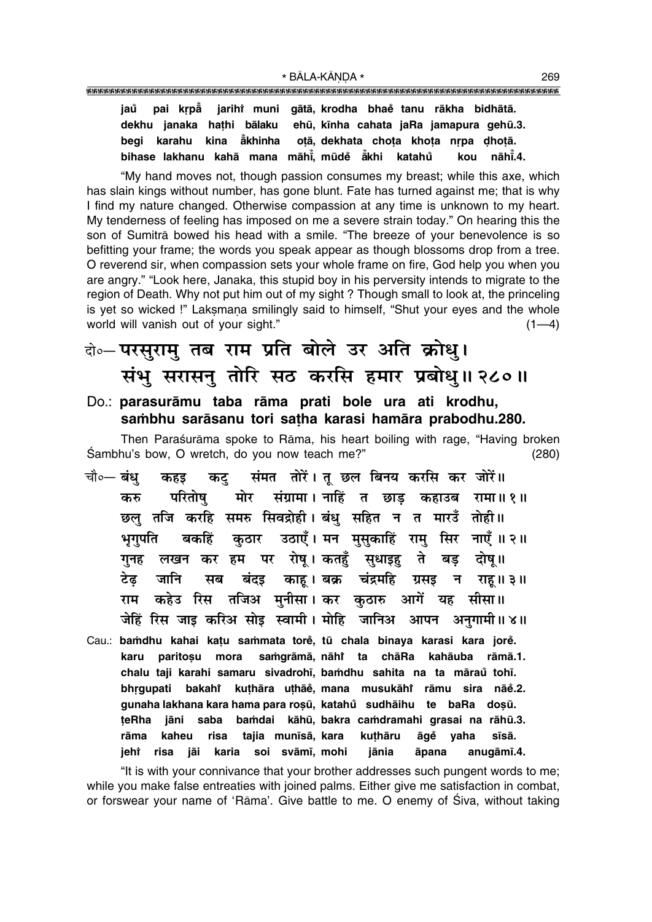jau pai kṛpā̐ jarihi̐ muni gātā, krodha bhae̐ tanu rākha bidhātā.
dekhu janaka haṭhi bālaku ehū, kīnha cahata jaRa jamapura gehū.3.
begi karahu kina ā̐khinha oṭā, dekhata choṭa khoṭa nṛpa ḍhoṭā.
bihase lakhanu kahā mana māhī̐, mūde̐ ā̐khi katahu̐ kou nāhī̐.4.

"My hand moves not, though passion consumes my breast; while this axe, which has slain kings without number, has gone blunt. Fate has turned against me; that is why I find my nature changed. Otherwise compassion at any time is unknown to my heart. My tenderness of feeling has imposed on me a severe strain today." On hearing this the son of Sumitrā bowed his head with a smile. "The breeze of your benevolence is so befitting your frame; the words you speak appear as though blossoms drop from a tree. O reverend sir, when compassion sets your whole frame on fire, God help you when you are angry." "Look here, Janaka, this stupid boy in his perversity intends to migrate to the region of Death. Why not put him out of my sight? Though small to look at, the princeling is yet so wicked!" Lakṣmaṇa smilingly said to himself, "Shut your eyes and the whole world will vanish out of your sight." (1—4)

दो०— परसुरामु तब राम प्रति बोले उर अति क्रोधु।
संभु सरासनु तोरि सठ करसि हमार प्रबोधु॥ २८०॥

Do.: **parasurāmu taba rāma prati bole ura ati krodhu,**
**saṁbhu sarāsanu tori saṭha karasi hamāra prabodhu.280.**

Then Paraśurāma spoke to Rāma, his heart boiling with rage, "Having broken Śambhu's bow, O wretch, do you now teach me?" (280)

चौ०— बंधु कहइ कटु संमत तोरें। तू छल बिनय करसि कर जोरें॥
करु परितोषु मोर संग्रामा। नाहिं त छाड़ कहाउब रामा॥ १॥
छलु तजि करहि समरु सिवद्रोही। बंधु सहित न त मारउँ तोही॥
भृगुपति बकहिं कुठार उठाएँ। मन मुसुकाहिं रामु सिर नाएँ॥ २॥
गुनह लखन कर हम पर रोषू। कतहुँ सुधाइहु ते बड़ दोषू॥
टेढ़ जानि सब बंदइ काहू। बक्र चंद्रमहि ग्रसइ न राहू॥ ३॥
राम कहेउ रिस तजिअ मुनीसा। कर कुठारु आगें यह सीसा॥
जेहिं रिस जाइ करिअ सोइ स्वामी। मोहि जानिअ आपन अनुगामी॥ ४॥

Cau.: **baṁdhu kahai kaṭu saṁmata tore̐, tū chala binaya karasi kara jore̐.**
**karu paritoṣu mora saṁgrāmā, nāhi̐ ta chāRa kahāuba rāmā.1.**
**chalu taji karahi samaru sivadrohī, baṁdhu sahita na ta mārau̐ tohī.**
**bhṛgupati bakahi̐ kuṭhāra uṭhāe̐, mana musukāhi̐ rāmu sira nāe̐.2.**
**gunaha lakhana kara hama para roṣū, katahu̐ sudhāihu te baRa doṣū.**
**ṭeRha jāni saba baṁdai kāhū, bakra caṁdramahi grasai na rāhū.3.**
**rāma kaheu risa tajia munīsā, kara kuṭhāru āge̐ yaha sīsā.**
**jehi̐ risa jāi karia soi svāmī, mohi jānia āpana anugāmī.4.**

"It is with your connivance that your brother addresses such pungent words to me; while you make false entreaties with joined palms. Either give me satisfaction in combat, or forswear your name of 'Rāma'. Give battle to me. O enemy of Śiva, without taking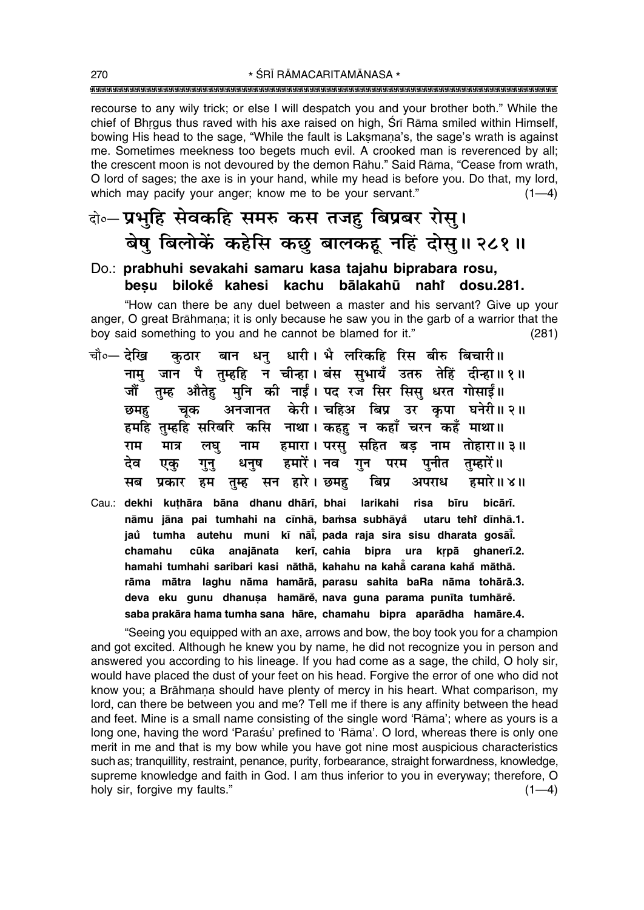recourse to any wily trick; or else I will despatch you and your brother both." While the chief of Bhṛgus thus raved with his axe raised on high, Śrī Rāma smiled within Himself, bowing His head to the sage, "While the fault is Lakṣmaṇa's, the sage's wrath is against me. Sometimes meekness too begets much evil. A crooked man is reverenced by all; the crescent moon is not devoured by the demon Rāhu." Said Rāma, "Cease from wrath, O lord of sages; the axe is in your hand, while my head is before you. Do that, my lord, which may pacify your anger; know me to be your servant." (1—4)

**दो०— प्रभुहि सेवकहि समरु कस तजहु बिप्रबर रोसु।**
**बेषु बिलोकें कहेसि कछु बालकहू नहिं दोसु॥ २८१॥**

**Do.: prabhuhi sevakahi samaru kasa tajahu biprabara rosu,**
**beṣu bilokẽ kahesi kachu bālakahū nahĩ dosu.281.**

"How can there be any duel between a master and his servant? Give up your anger, O great Brāhmaṇa; it is only because he saw you in the garb of a warrior that the boy said something to you and he cannot be blamed for it." (281)

**चौ०— देखि कुठार बान धनु धारी। भै लरिकहि रिस बीरु बिचारी॥**
**नामु जान पै तुम्हहि न चीन्हा। बंस सुभायँ उतरु तेहिं दीन्हा॥ १॥**
**जौं तुम्ह औतेहु मुनि की नाईं। पद रज सिर सिसु धरत गोसाईं॥**
**छमहु चूक अनजानत केरी। चहिअ बिप्र उर कृपा घनेरी॥ २॥**
**हमहि तुम्हहि सरिबरि कसि नाथा। कहहु न कहाँ चरन कहँ माथा॥**
**राम मात्र लघु नाम हमारा। परसु सहित बड़ नाम तोहारा॥ ३॥**
**देव एकु गुनु धनुष हमारें। नव गुन परम पुनीत तुम्हारें॥**
**सब प्रकार हम तुम्ह सन हारे। छमहु बिप्र अपराध हमारे॥ ४॥**

Cau.: **dekhi kuṭhāra bāna dhanu dhārī, bhai larikahi risa bīru bicārī.**
**nāmu jāna pai tumhahi na cīnhā, baṁsa subhāyã utaru tehĩ dīnhā.1.**
**jaů tumha autehu muni kī nāĩ, pada raja sira sisu dharata gosāĩ.**
**chamahu cūka anajānata kerī, cahia bipra ura kṛpā ghanerī.2.**
**hamahi tumhahi saribari kasi nāthā, kahahu na kahā̃ carana kahã māthā.**
**rāma mātra laghu nāma hamārā, parasu sahita baRa nāma tohārā.3.**
**deva eku gunu dhanuṣa hamārẽ, nava guna parama punīta tumhārẽ.**
**saba prakāra hama tumha sana hāre, chamahu bipra aparādha hamāre.4.**

"Seeing you equipped with an axe, arrows and bow, the boy took you for a champion and got excited. Although he knew you by name, he did not recognize you in person and answered you according to his lineage. If you had come as a sage, the child, O holy sir, would have placed the dust of your feet on his head. Forgive the error of one who did not know you; a Brāhmaṇa should have plenty of mercy in his heart. What comparison, my lord, can there be between you and me? Tell me if there is any affinity between the head and feet. Mine is a small name consisting of the single word 'Rāma'; where as yours is a long one, having the word 'Paraśu' prefined to 'Rāma'. O lord, whereas there is only one merit in me and that is my bow while you have got nine most auspicious characteristics such as; tranquillity, restraint, penance, purity, forbearance, straight forwardness, knowledge, supreme knowledge and faith in God. I am thus inferior to you in everyway; therefore, O holy sir, forgive my faults." (1—4)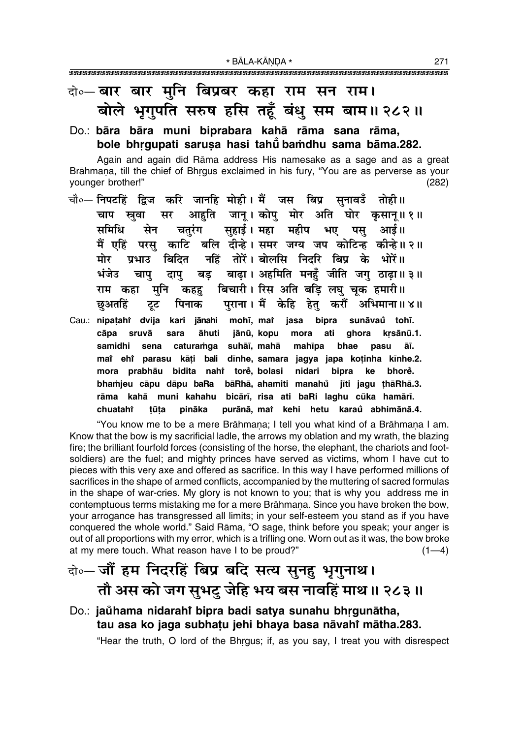दो०— बार बार मुनि बिप्रबर कहा राम सन राम।
बोले भृगुपति सरुष हसि तहूँ बंधु सम बाम॥ २८२॥

**Do.: bāra bāra muni biprabara kahā rāma sana rāma,**
**bole bhṛgupati saruṣa hasi tahū̐ baṁdhu sama bāma.282.**

Again and again did Rāma address His namesake as a sage and as a great Brāhmaṇa, till the chief of Bhṛgus exclaimed in his fury, "You are as perverse as your younger brother!" (282)

चौ०— निपटहिं द्विज करि जानहि मोही। मैं जस बिप्र सुनावउँ तोही॥
चाप स्रुवा सर आहुति जानू। कोपु मोर अति घोर कृसानू॥ १॥
समिधि सेन चतुरंग सुहाई। महा महीप भए पसु आई॥
मैं एहिं परसु काटि बलि दीन्हे। समर जग्य जप कोटिन्ह कीन्हे॥ २॥
मोर प्रभाउ बिदित नहिं तोरें। बोलसि निदरि बिप्र के भोरें॥
भंजेउ चापु दापु बड़ बाढ़ा। अहमिति मनहुँ जीति जगु ठाढ़ा॥ ३॥
राम कहा मुनि कहहु बिचारी। रिस अति बड़ि लघु चूक हमारी॥
छुअतहिं टूट पिनाक पुराना। मैं केहि हेतु करौं अभिमाना॥ ४॥

**Cau.: nipaṭahiṁ dvija kari jānahi mohī, maiṁ jasa bipra sunāvaů tohī.**
**cāpa sruvā sara āhuti jānū, kopu mora ati ghora kṛsānū.1.**
**samidhi sena caturaṁga suhāī, mahā mahīpa bhae pasu āī.**
**maiṁ ehiṁ parasu kāṭi bali dīnhe, samara jagya japa koṭinha kīnhe.2.**
**mora prabhāu bidita nahiṁ toreṁ, bolasi nidari bipra ke bhoreṁ.**
**bhaṁjeu cāpu dāpu baRa bāRhā, ahamiti manahů jīti jagu ṭhāRhā.3.**
**rāma kahā muni kahahu bicārī, risa ati baRi laghu cūka hamārī.**
**chuatahiṁ ṭūṭa pināka purānā, maiṁ kehi hetu karaů abhimānā.4.**

"You know me to be a mere Brāhmaṇa; I tell you what kind of a Brāhmaṇa I am. Know that the bow is my sacrificial ladle, the arrows my oblation and my wrath, the blazing fire; the brilliant fourfold forces (consisting of the horse, the elephant, the chariots and foot-soldiers) are the fuel; and mighty princes have served as victims, whom I have cut to pieces with this very axe and offered as sacrifice. In this way I have performed millions of sacrifices in the shape of armed conflicts, accompanied by the muttering of sacred formulas in the shape of war-cries. My glory is not known to you; that is why you address me in contemptuous terms mistaking me for a mere Brāhmaṇa. Since you have broken the bow, your arrogance has transgressed all limits; in your self-esteem you stand as if you have conquered the whole world." Said Rāma, "O sage, think before you speak; your anger is out of all proportions with my error, which is a trifling one. Worn out as it was, the bow broke at my mere touch. What reason have I to be proud?" (1—4)

दो०— जौं हम निदरहिं बिप्र बदि सत्य सुनहु भृगुनाथ।
तौ अस को जग सुभटु जेहि भय बस नावहिं माथ॥ २८३॥

**Do.: jaů hama nidarahiṁ bipra badi satya sunahu bhṛgunātha,**
**tau asa ko jaga subhaṭu jehi bhaya basa nāvahiṁ mātha.283.**

"Hear the truth, O lord of the Bhṛgus; if, as you say, I treat you with disrespect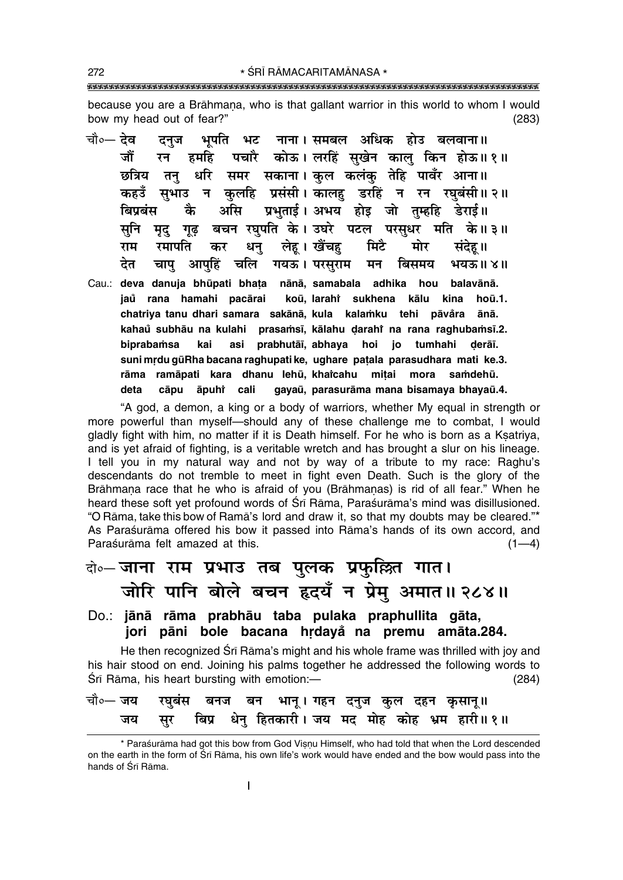because you are a Brāhmaṇa, who is that gallant warrior in this world to whom I would bow my head out of fear?" (283)

चौ०— देव दनुज भूपति भट नाना। समबल अधिक होउ बलवाना॥
जौं रन हमहि पचारै कोऊ। लरहिं सुखेन कालु किन होऊ॥ १॥
छत्रिय तनु धरि समर सकाना। कुल कलंकु तेहि पावँर आना॥
कहउँ सुभाउ न कुलहि प्रसंसी। कालहु डरहिं न रन रघुबंसी॥ २॥
बिप्रबंस कै असि प्रभुताई। अभय होइ जो तुम्हहि डेराई॥
सुनि मृदु गूढ़ बचन रघुपति के। उघरे पटल परसुधर मति के॥ ३॥
राम रमापति कर धनु लेहू। खैंचहु मिटै मोर संदेहू॥
देत चापु आपुहिं चलि गयऊ। परसुराम मन बिसमय भयऊ॥ ४॥

Cau.: **deva danuja bhūpati bhaṭa nānā, samabala adhika hou balavānā.**
**jau̐ rana hamahi pacārai koū, larahiṁ sukhena kālu kina hoū.1.**
**chatriya tanu dhari samara sakānā, kula kalaṁku tehi pāva̐ra ānā.**
**kahau̐ subhāu na kulahi prasaṁsī, kālahu ḍarahiṁ na rana raghubaṁsī.2.**
**biprabaṁsa kai asi prabhutāī, abhaya hoi jo tumhahi ḍerāī.**
**suni mṛdu gūRha bacana raghupati ke, ughare paṭala parasudhara mati ke.3.**
**rāma ramāpati kara dhanu lehū, khaiṁcahu miṭai mora saṁdehū.**
**deta cāpu āpuhiṁ cali gayaū, parasurāma mana bisamaya bhayaū.4.**

"A god, a demon, a king or a body of warriors, whether My equal in strength or more powerful than myself—should any of these challenge me to combat, I would gladly fight with him, no matter if it is Death himself. For he who is born as a Kṣatriya, and is yet afraid of fighting, is a veritable wretch and has brought a slur on his lineage. I tell you in my natural way and not by way of a tribute to my race: Raghu's descendants do not tremble to meet in fight even Death. Such is the glory of the Brāhmaṇa race that he who is afraid of you (Brāhmaṇas) is rid of all fear." When he heard these soft yet profound words of Śrī Rāma, Paraśurāma's mind was disillusioned. "O Rāma, take this bow of Ramā's lord and draw it, so that my doubts may be cleared."* As Paraśurāma offered his bow it passed into Rāma's hands of its own accord, and Paraśurāma felt amazed at this. (1—4)

दो०— जाना राम प्रभाउ तब पुलक प्रफुल्लित गात।
जोरि पानि बोले बचन हृदयँ न प्रेमु अमात॥ २८४॥

Do.: **jānā rāma prabhāu taba pulaka praphullita gāta,**
**jori pāni bole bacana hṛdaya̐ na premu amāta.284.**

He then recognized Śrī Rāma's might and his whole frame was thrilled with joy and his hair stood on end. Joining his palms together he addressed the following words to Śrī Rāma, his heart bursting with emotion:— (284)

चौ०— जय रघुबंस बनज बन भानू। गहन दनुज कुल दहन कृसानू॥
जय सुर बिप्र धेनु हितकारी। जय मद मोह कोह भ्रम हारी॥ १॥

---

* Paraśurāma had got this bow from God Viṣṇu Himself, who had told that when the Lord descended on the earth in the form of Śrī Rāma, his own life's work would have ended and the bow would pass into the hands of Śrī Rāma.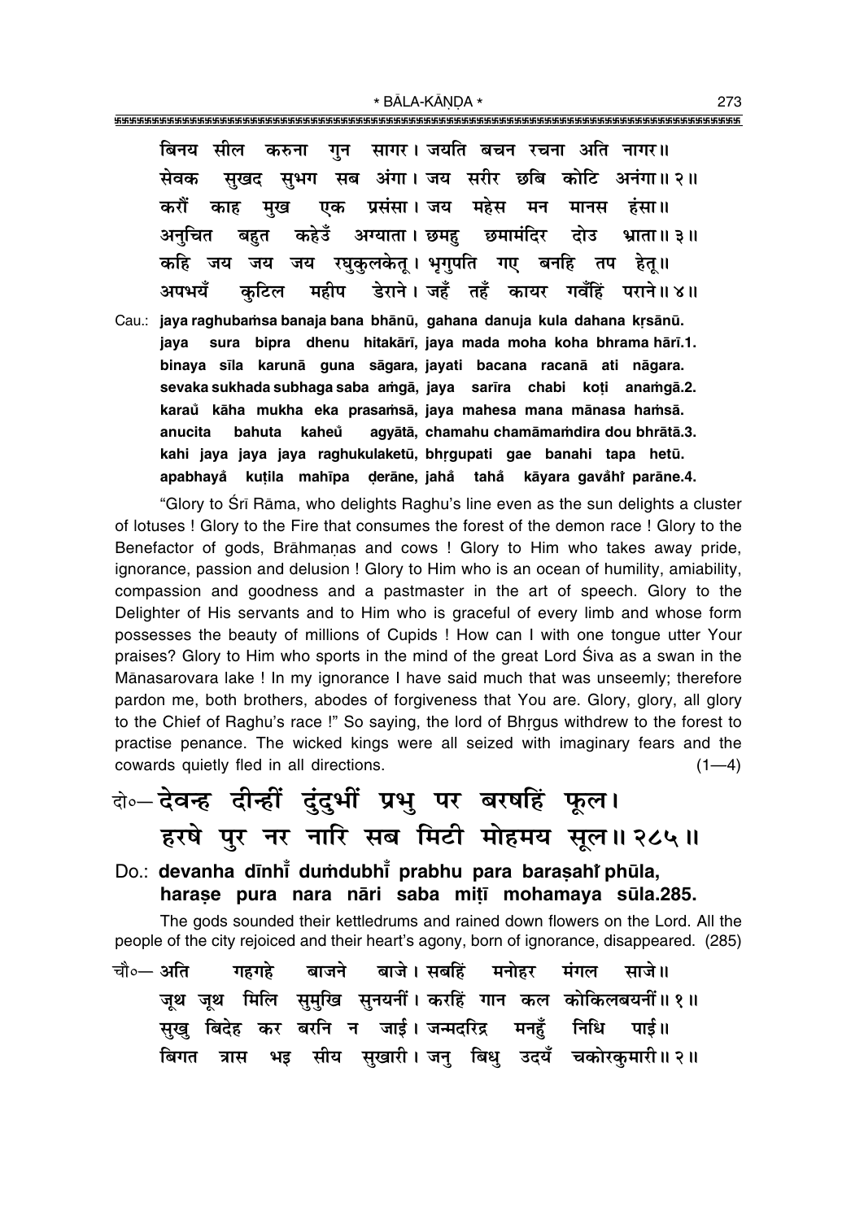बिनय सील करुना गुन सागर। जयति बचन रचना अति नागर॥
सेवक सुखद सुभग सब अंगा। जय सरीर छबि कोटि अनंगा॥ २॥
करौं काह मुख एक प्रसंसा। जय महेस मन मानस हंसा॥
अनुचित बहुत कहेउँ अग्याता। छमहु छमामंदिर दोउ भ्राता॥ ३॥
कहि जय जय जय रघुकुलकेतू। भृगुपति गए बनहि तप हेतू॥
अपभयँ कुटिल महीप डेराने। जहँ तहँ कायर गवँहिं पराने॥ ४॥

Cau.: **jaya raghubaṁsa banaja bana bhānū, gahana danuja kula dahana kṛsānū.**
**jaya sura bipra dhenu hitakārī, jaya mada moha koha bhrama hārī.1.**
**binaya sīla karunā guna sāgara, jayati bacana racanā ati nāgara.**
**sevaka sukhada subhaga saba aṁgā, jaya sarīra chabi koṭi anaṁgā.2.**
**karau̐ kāha mukha eka prasaṁsā, jaya mahesa mana mānasa haṁsā.**
**anucita bahuta kaheu̐ agyātā, chamahu chamāmaṁdira dou bhrātā.3.**
**kahi jaya jaya jaya raghukulaketū, bhṛgupati gae banahi tapa hetū.**
**apabhaya̐ kuṭila mahīpa ḍerāne, jaha̐ taha̐ kāyara gava̐hi̐ parāne.4.**

"Glory to Śrī Rāma, who delights Raghu's line even as the sun delights a cluster of lotuses ! Glory to the Fire that consumes the forest of the demon race ! Glory to the Benefactor of gods, Brāhmaṇas and cows ! Glory to Him who takes away pride, ignorance, passion and delusion ! Glory to Him who is an ocean of humility, amiability, compassion and goodness and a pastmaster in the art of speech. Glory to the Delighter of His servants and to Him who is graceful of every limb and whose form possesses the beauty of millions of Cupids ! How can I with one tongue utter Your praises? Glory to Him who sports in the mind of the great Lord Śiva as a swan in the Mānasarovara lake ! In my ignorance I have said much that was unseemly; therefore pardon me, both brothers, abodes of forgiveness that You are. Glory, glory, all glory to the Chief of Raghu's race !" So saying, the lord of Bhṛgus withdrew to the forest to practise penance. The wicked kings were all seized with imaginary fears and the cowards quietly fled in all directions. (1—4)

दो०— देवन्ह दीन्हीं दुंदुभीं प्रभु पर बरषहिं फूल।
हरषे पुर नर नारि सब मिटी मोहमय सूल॥ २८५॥

Do.: **devanha dīnhī̐ duṁdubhī̐ prabhu para baraṣahi̐ phūla,**
**haraṣe pura nara nāri saba miṭī mohamaya sūla.285.**

The gods sounded their kettledrums and rained down flowers on the Lord. All the people of the city rejoiced and their heart's agony, born of ignorance, disappeared. (285)

चौ०— अति गहगहे बाजने बाजे। सबहिं मनोहर मंगल साजे॥
जूथ जूथ मिलि सुमुखि सुनयनीं। करहिं गान कल कोकिलबयनीं॥ १॥
सुखु बिदेह कर बरनि न जाई। जन्मदरिद्र मनहुँ निधि पाई॥
बिगत त्रास भइ सीय सुखारी। जनु बिधु उदयँ चकोरकुमारी॥ २॥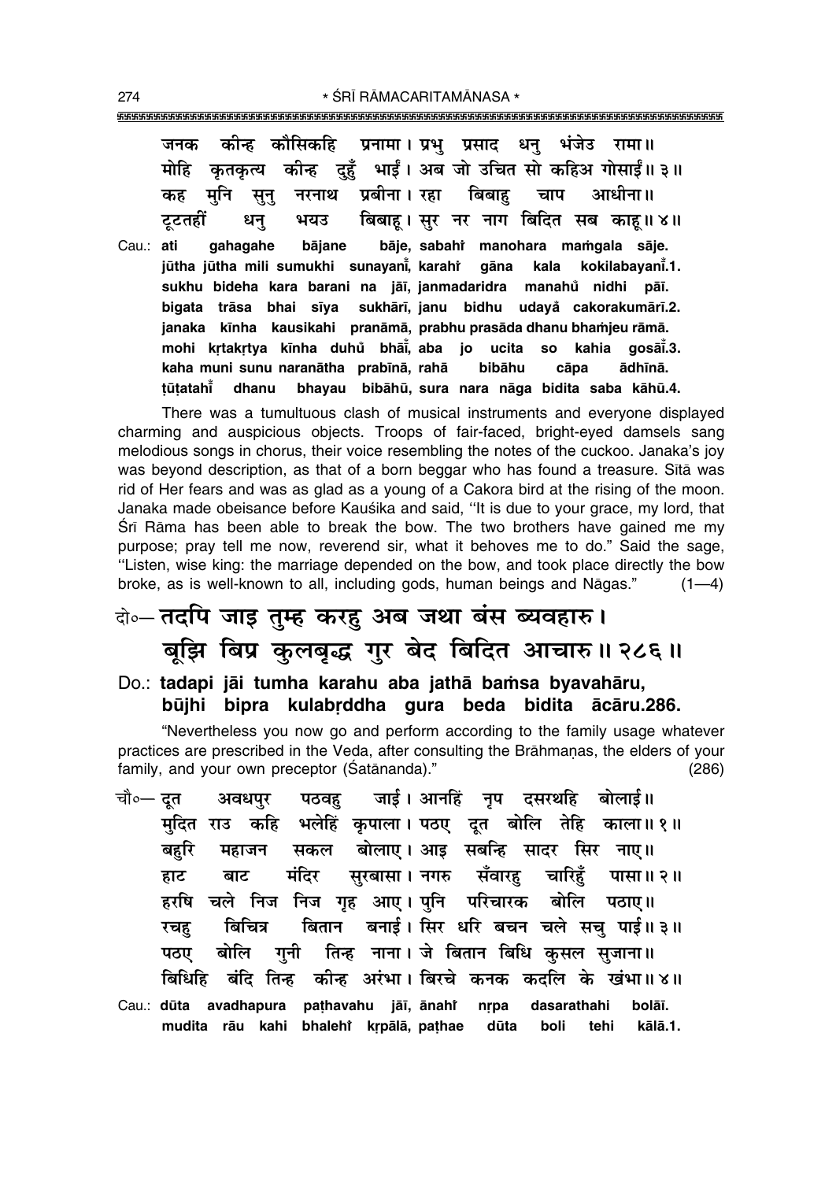जनक कीन्ह कौसिकहि प्रनामा। प्रभु प्रसाद धनु भंजेउ रामा॥
मोहि कृतकृत्य कीन्ह दुहुँ भाईं। अब जो उचित सो कहिअ गोसाईं॥ ३॥
कह मुनि सुनु नरनाथ प्रबीना। रहा बिबाहु चाप आधीना॥
टूटतहीं धनु भयउ बिबाहू। सुर नर नाग बिदित सब काहू॥ ४॥

Cau.: ati gahagahe bājane bāje, sabahi̐ manohara maṁgala sāje.
jūtha jūtha mili sumukhi sunayanī̐, karahi̐ gāna kala kokilabayanī̐.1.
sukhu bideha kara barani na jāī, janmadaridra manahu̐ nidhi pāī.
bigata trāsa bhai sīya sukhārī, janu bidhu udayā̐ cakorakumārī.2.
janaka kīnha kausikahi pranāmā, prabhu prasāda dhanu bhaṁjeu rāmā.
mohi kṛtakṛtya kīnha duhu̐ bhāī̐, aba jo ucita so kahia gosāī̐.3.
kaha muni sunu naranātha prabīnā, rahā bibāhu cāpa ādhīnā.
ṭūṭatahī̐ dhanu bhayau bibāhū, sura nara nāga bidita saba kāhū.4.

There was a tumultuous clash of musical instruments and everyone displayed charming and auspicious objects. Troops of fair-faced, bright-eyed damsels sang melodious songs in chorus, their voice resembling the notes of the cuckoo. Janaka's joy was beyond description, as that of a born beggar who has found a treasure. Sītā was rid of Her fears and was as glad as a young of a Cakora bird at the rising of the moon. Janaka made obeisance before Kauśika and said, "It is due to your grace, my lord, that Śrī Rāma has been able to break the bow. The two brothers have gained me my purpose; pray tell me now, reverend sir, what it behoves me to do." Said the sage, "Listen, wise king: the marriage depended on the bow, and took place directly the bow broke, as is well-known to all, including gods, human beings and Nāgas." (1—4)

## दो०— तदपि जाइ तुम्ह करहु अब जथा बंस ब्यवहारु। बूझि बिप्र कुलबृद्ध गुर बेद बिदित आचारु॥ २८६॥

**Do.: tadapi jāi tumha karahu aba jathā baṁsa byavahāru, būjhi bipra kulabṛddha gura beda bidita ācāru.286.**

"Nevertheless you now go and perform according to the family usage whatever practices are prescribed in the Veda, after consulting the Brāhmaṇas, the elders of your family, and your own preceptor (Śatānanda)." (286)

चौ०— दूत अवधपुर पठवहु जाई। आनहिं नृप दसरथहि बोलाई॥
मुदित राउ कहि भलेहिं कृपाला। पठए दूत बोलि तेहि काला॥ १॥
बहुरि महाजन सकल बोलाए। आइ सबन्हि सादर सिर नाए॥
हाट बाट मंदिर सुरबासा। नगरु सँवारहु चारिहुँ पासा॥ २॥
हरषि चले निज निज गृह आए। पुनि परिचारक बोलि पठाए॥
रचहु बिचित्र बितान बनाई। सिर धरि बचन चले सचु पाई॥ ३॥
पठए बोलि गुनी तिन्ह नाना। जे बितान बिधि कुसल सुजाना॥
बिधिहि बंदि तिन्ह कीन्ह अरंभा। बिरचे कनक कदलि के खंभा॥ ४॥

Cau.: dūta avadhapura paṭhavahu jāī, ānahi̐ nṛpa dasarathahi bolāī.
mudita rāu kahi bhalehi̐ kṛpālā, paṭhae dūta boli tehi kālā.1.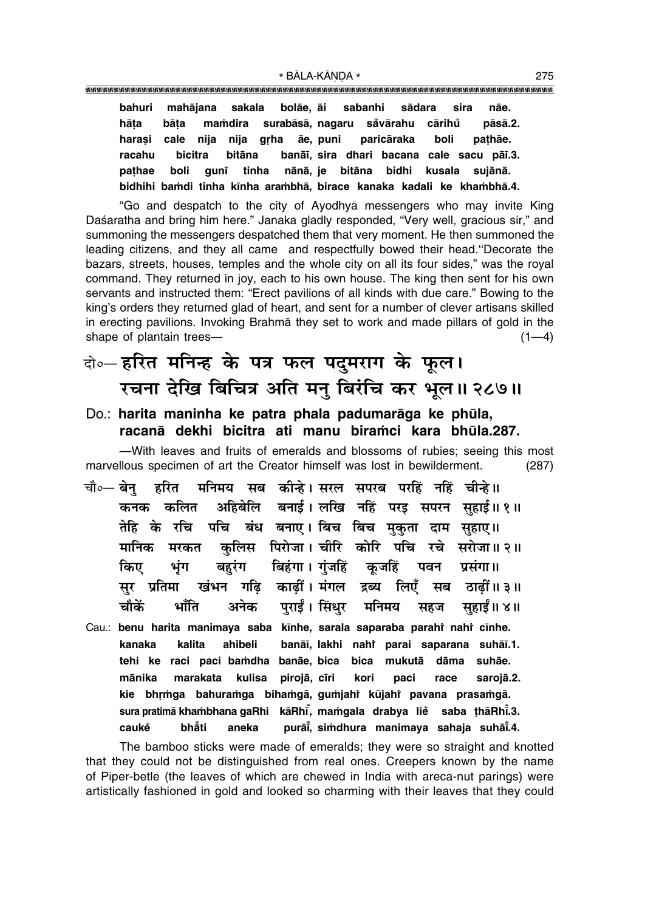**bahuri mahājana sakala bolāe, āi sabanhi sādara sira nāe.**
**hāṭa bāṭa maṁdira surabāsā, nagaru sa ̐vārahu cārihu ̐ pāsā.2.**
**haraṣi cale nija nija gṛha āe, puni paricāraka boli paṭhāe.**
**racahu bicitra bitāna banāī, sira dhari bacana cale sacu pāī.3.**
**paṭhae boli gunī tinha nānā, je bitāna bidhi kusala sujānā.**
**bidhihi baṁdi tinha kīnha araṁbhā, birace kanaka kadali ke khaṁbhā.4.**

"Go and despatch to the city of Ayodhyā messengers who may invite King Daśaratha and bring him here." Janaka gladly responded, "Very well, gracious sir," and summoning the messengers despatched them that very moment. He then summoned the leading citizens, and they all came and respectfully bowed their head."Decorate the bazars, streets, houses, temples and the whole city on all its four sides," was the royal command. They returned in joy, each to his own house. The king then sent for his own servants and instructed them: "Erect pavilions of all kinds with due care." Bowing to the king's orders they returned glad of heart, and sent for a number of clever artisans skilled in erecting pavilions. Invoking Brahmā they set to work and made pillars of gold in the shape of plantain trees— (1—4)

# दो०— हरित मनिन्ह के पत्र फल पदुमराग के फूल। रचना देखि बिचित्र अति मनु बिरंचि कर भूल॥ २८७॥

## Do.: harita maninha ke patra phala padumarāga ke phūla, racanā dekhi bicitra ati manu biraṁci kara bhūla.287.

—With leaves and fruits of emeralds and blossoms of rubies; seeing this most marvellous specimen of art the Creator himself was lost in bewilderment. (287)

चौ०— बेनु हरित मनिमय सब कीन्हे। सरल सपरब परहिं नहिं चीन्हे॥
कनक कलित अहिबेलि बनाई। लखि नहिं परइ सपरन सुहाई॥ १॥
तेहि के रचि पचि बंध बनाए। बिच बिच मुकुता दाम सुहाए॥
मानिक मरकत कुलिस पिरोजा। चीरि कोरि पचि रचे सरोजा॥ २॥
किए भृंग बहुरंग बिहंगा। गुंजहिं कूजहिं पवन प्रसंगा॥
सुर प्रतिमा खंभन गढ़ि काढ़ीं। मंगल द्रब्य लिएँ सब ठाढ़ीं॥ ३॥
चौकें भाँति अनेक पुराईं। सिंधुर मनिमय सहज सुहाईं॥ ४॥

Cau.: **benu harita manimaya saba kīnhe, sarala saparaba parahiṁ nahiṁ cīnhe.**
**kanaka kalita ahibeli banāī, lakhi nahiṁ parai saparana suhāī.1.**
**tehi ke raci paci baṁdha banāe, bica bica mukutā dāma suhāe.**
**mānika marakata kulisa pirojā, cīri kori paci race sarojā.2.**
**kie bhṛṁga bahuraṁga bihaṁgā, guṁjahiṁ kūjahiṁ pavana prasaṁgā.**
**sura pratimā khaṁbhana gaRhi kāRhī ̐, maṁgala drabya lie ̐ saba ṭhāRhī ̐.3.**
**cauke ̐ bhā ̐ti aneka purāī ̐, siṁdhura manimaya sahaja suhāī ̐.4.**

The bamboo sticks were made of emeralds; they were so straight and knotted that they could not be distinguished from real ones. Creepers known by the name of Piper-betle (the leaves of which are chewed in India with areca-nut parings) were artistically fashioned in gold and looked so charming with their leaves that they could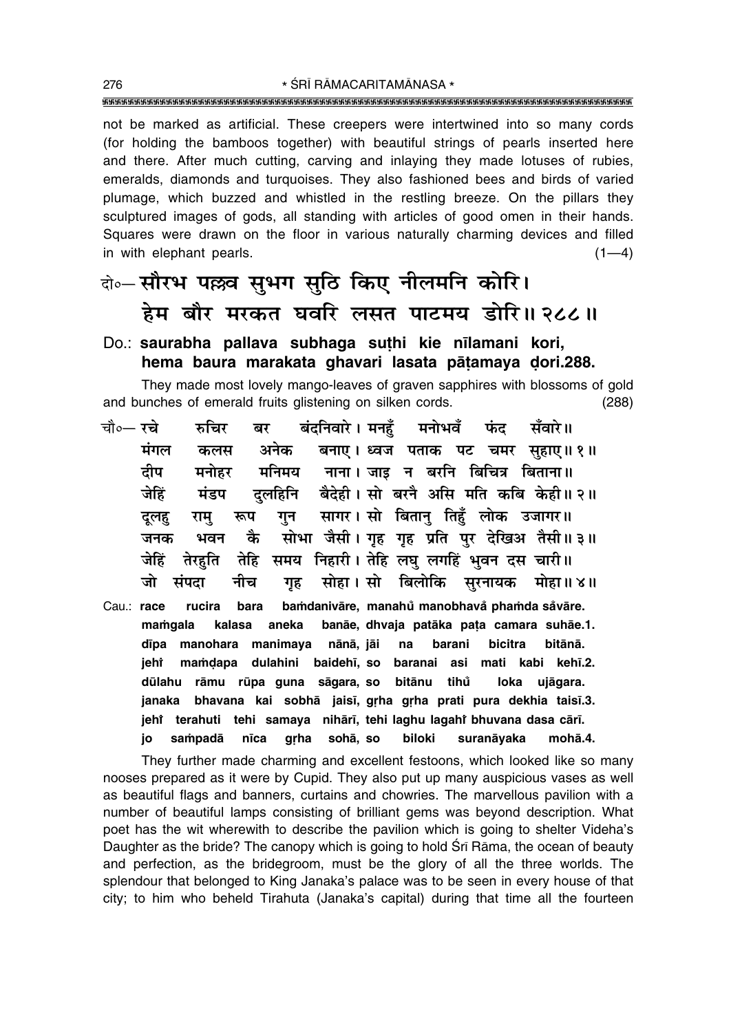not be marked as artificial. These creepers were intertwined into so many cords (for holding the bamboos together) with beautiful strings of pearls inserted here and there. After much cutting, carving and inlaying they made lotuses of rubies, emeralds, diamonds and turquoises. They also fashioned bees and birds of varied plumage, which buzzed and whistled in the restling breeze. On the pillars they sculptured images of gods, all standing with articles of good omen in their hands. Squares were drawn on the floor in various naturally charming devices and filled in with elephant pearls. (1—4)

**दो०— सौरभ पल्लव सुभग सुठि किए नीलमनि कोरि।**
**हेम बौर मरकत घवरि लसत पाटमय डोरि॥ २८८॥**

**Do.: saurabha pallava subhaga suṭhi kie nīlamani kori,**
**hema baura marakata ghavari lasata pāṭamaya ḍori.288.**

They made most lovely mango-leaves of graven sapphires with blossoms of gold and bunches of emerald fruits glistening on silken cords. (288)

चौ०— रचे रुचिर बर बंदनिवारे। मनहुँ मनोभवँ फंद सँवारे॥
मंगल कलस अनेक बनाए। ध्वज पताक पट चमर सुहाए॥ १॥
दीप मनोहर मनिमय नाना। जाइ न बरनि बिचित्र बिताना॥
जेहिं मंडप दुलहिनि बैदेही। सो बरनै असि मति कबि केही॥ २॥
दूलहु रामु रूप गुन सागर। सो बितानु तिहुँ लोक उजागर॥
जनक भवन कै सोभा जैसी। गृह गृह प्रति पुर देखिअ तैसी॥ ३॥
जेहिं तेरहुति तेहि समय निहारी। तेहि लघु लगहिं भुवन दस चारी॥
जो संपदा नीच गृह सोहा। सो बिलोकि सुरनायक मोहा॥ ४॥

Cau.: **race rucira bara baṁdanivāre, manahu̐ manobhava̐ phaṁda sa̐vāre.**
**maṁgala kalasa aneka banāe, dhvaja patāka paṭa camara suhāe.1.**
**dīpa manohara manimaya nānā, jāi na barani bicitra bitānā.**
**jehi̐ maṁḍapa dulahini baidehī, so baranai asi mati kabi kehī.2.**
**dūlahu rāmu rūpa guna sāgara, so bitānu tihu̐ loka ujāgara.**
**janaka bhavana kai sobhā jaisī, gṛha gṛha prati pura dekhia taisī.3.**
**jehi̐ terahuti tehi samaya nihārī, tehi laghu lagahi̐ bhuvana dasa cārī.**
**jo saṁpadā nīca gṛha sohā, so biloki suranāyaka mohā.4.**

They further made charming and excellent festoons, which looked like so many nooses prepared as it were by Cupid. They also put up many auspicious vases as well as beautiful flags and banners, curtains and chowries. The marvellous pavilion with a number of beautiful lamps consisting of brilliant gems was beyond description. What poet has the wit wherewith to describe the pavilion which is going to shelter Videha's Daughter as the bride? The canopy which is going to hold Śrī Rāma, the ocean of beauty and perfection, as the bridegroom, must be the glory of all the three worlds. The splendour that belonged to King Janaka's palace was to be seen in every house of that city; to him who beheld Tirahuta (Janaka's capital) during that time all the fourteen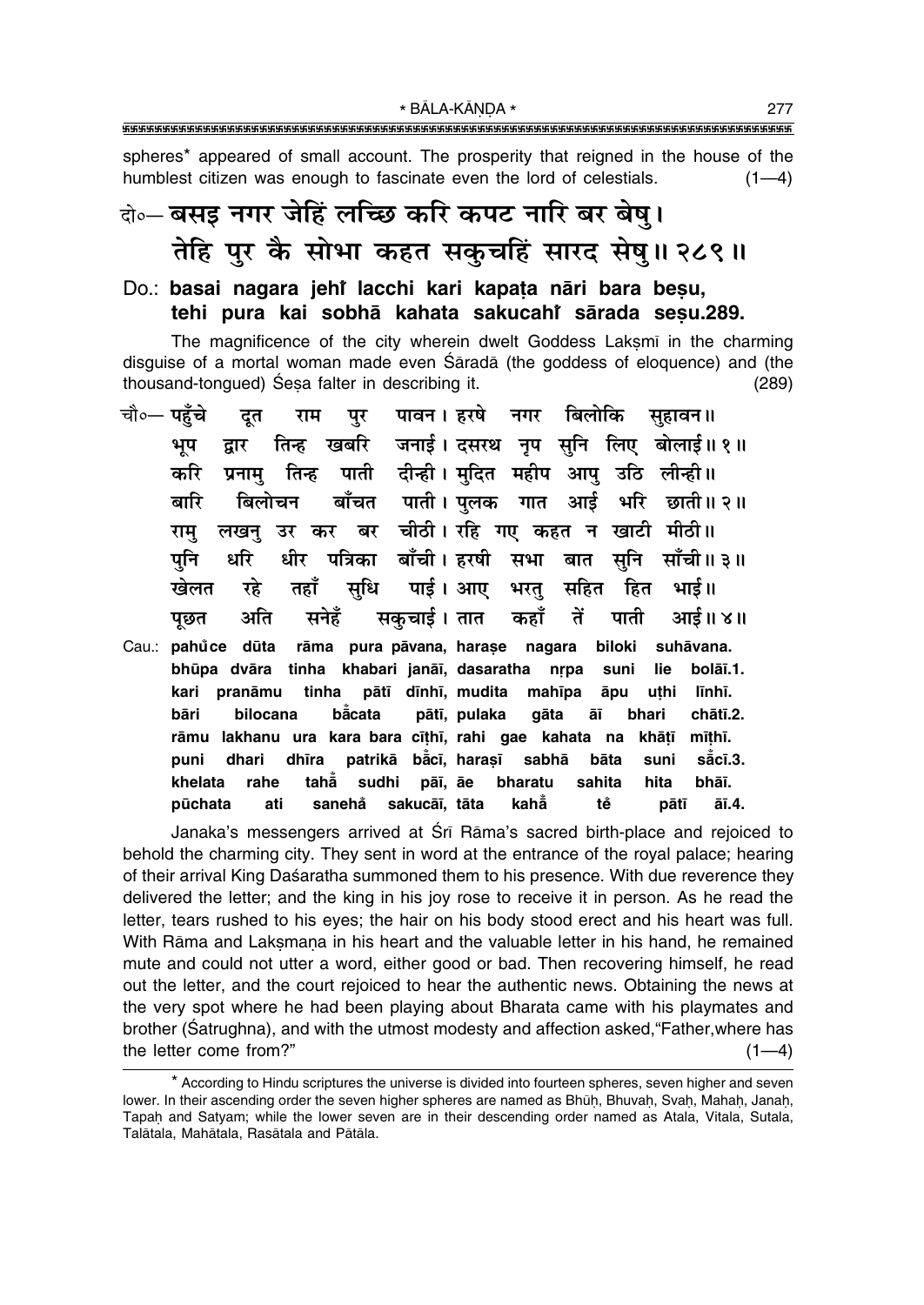spheres* appeared of small account. The prosperity that reigned in the house of the humblest citizen was enough to fascinate even the lord of celestials. (1—4)

दो०— बसइ नगर जेहिं लच्छि करि कपट नारि बर बेषु।
तेहि पुर कै सोभा कहत सकुचहिं सारद सेषु॥ २८९॥

Do.: **basai nagara jehi̐ lacchi kari kapaṭa nāri bara beṣu,**
**tehi pura kai sobhā kahata sakucahi̐ sārada seṣu.289.**

The magnificence of the city wherein dwelt Goddess Lakṣmī in the charming disguise of a mortal woman made even Śāradā (the goddess of eloquence) and (the thousand-tongued) Śeṣa falter in describing it. (289)

चौ०— पहुँचे दूत राम पुर पावन। हरषे नगर बिलोकि सुहावन॥
भूप द्वार तिन्ह खबरि जनाई। दसरथ नृप सुनि लिए बोलाई॥ १॥
करि प्रनामु तिन्ह पाती दीन्ही। मुदित महीप आपु उठि लीन्ही॥
बारि बिलोचन बाँचत पाती। पुलक गात आई भरि छाती॥ २॥
रामु लखनु उर कर बर चीठी। रहि गए कहत न खाटी मीठी॥
पुनि धरि धीर पत्रिका बाँची। हरषी सभा बात सुनि साँची॥ ३॥
खेलत रहे तहाँ सुधि पाई। आए भरतु सहित हित भाई॥
पूछत अति सनेहँ सकुचाई। तात कहाँ तें पाती आई॥ ४॥

Cau.: **pahu̐ce dūta rāma pura pāvana, haraṣe nagara biloki suhāvana.**
**bhūpa dvāra tinha khabari janāī, dasaratha nṛpa suni lie bolāī.1.**
**kari pranāmu tinha pātī dīnhī, mudita mahīpa āpu uṭhi līnhī.**
**bāri bilocana ba̐cata pātī, pulaka gāta āī bhari chātī.2.**
**rāmu lakhanu ura kara bara cīṭhī, rahi gae kahata na khāṭī mīṭhī.**
**puni dhari dhīra patrikā ba̐cī, haraṣī sabhā bāta suni sa̐cī.3.**
**khelata rahe taha̐ sudhi pāī, āe bharatu sahita hita bhāī.**
**pūchata ati saneha̐ sakucāī, tāta kaha̐ tẽ pātī āī.4.**

Janaka's messengers arrived at Śrī Rāma's sacred birth-place and rejoiced to behold the charming city. They sent in word at the entrance of the royal palace; hearing of their arrival King Daśaratha summoned them to his presence. With due reverence they delivered the letter; and the king in his joy rose to receive it in person. As he read the letter, tears rushed to his eyes; the hair on his body stood erect and his heart was full. With Rāma and Lakṣmaṇa in his heart and the valuable letter in his hand, he remained mute and could not utter a word, either good or bad. Then recovering himself, he read out the letter, and the court rejoiced to hear the authentic news. Obtaining the news at the very spot where he had been playing about Bharata came with his playmates and brother (Śatrughna), and with the utmost modesty and affection asked,"Father,where has the letter come from?" (1—4)

---

* According to Hindu scriptures the universe is divided into fourteen spheres, seven higher and seven lower. In their ascending order the seven higher spheres are named as Bhūḥ, Bhuvaḥ, Svaḥ, Mahaḥ, Janaḥ, Tapaḥ and Satyam; while the lower seven are in their descending order named as Atala, Vitala, Sutala, Talātala, Mahātala, Rasātala and Pātāla.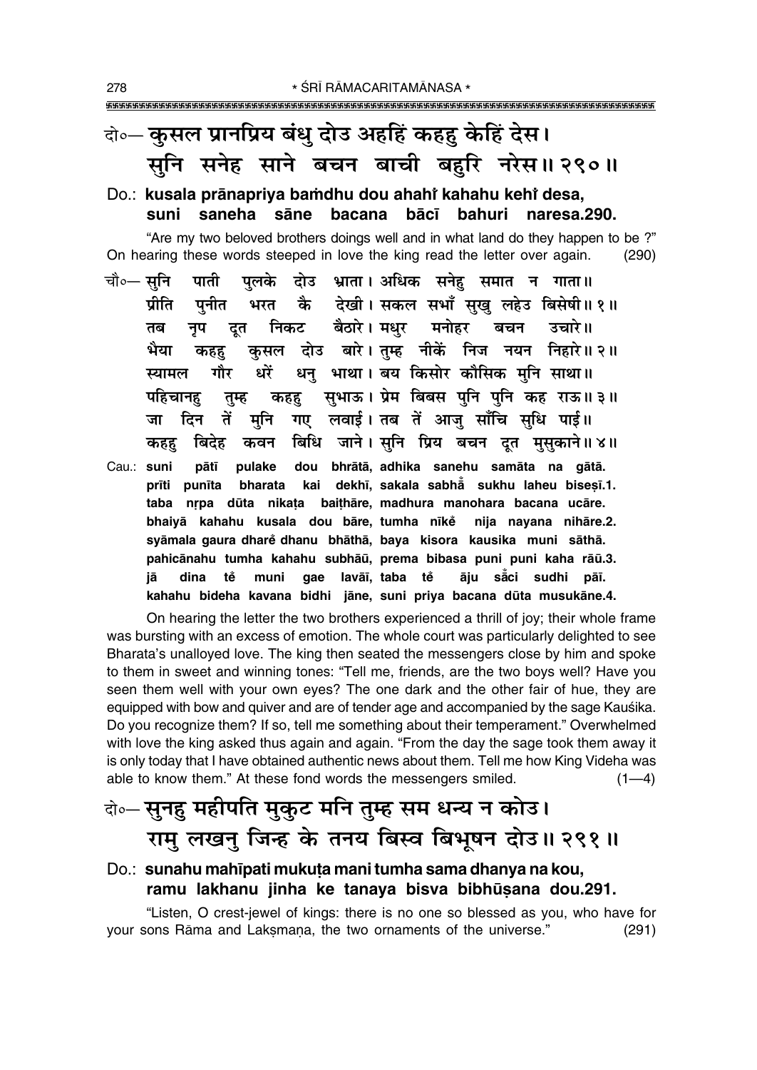दो०— **कुसल प्रानप्रिय बंधु दोउ अहहिं कहहु केहिं देस।**
**सुनि सनेह साने बचन बाची बहुरि नरेस॥ २९०॥**

Do.: **kusala prānapriya baṁdhu dou ahahi̐ kahahu kehi̐ desa,**
**suni saneha sāne bacana bācī bahuri naresa.290.**

"Are my two beloved brothers doings well and in what land do they happen to be ?" On hearing these words steeped in love the king read the letter over again. (290)

चौ०— सुनि पाती पुलके दोउ भ्राता। अधिक सनेहु समात न गाता॥
प्रीति पुनीत भरत कै देखी। सकल सभाँ सुखु लहेउ बिसेषी॥ १॥
तब नृप दूत निकट बैठारे। मधुर मनोहर बचन उचारे॥
भैया कहहु कुसल दोउ बारे। तुम्ह नीकें निज नयन निहारे॥ २॥
स्यामल गौर धरें धनु भाथा। बय किसोर कौसिक मुनि साथा॥
पहिचानहु तुम्ह कहहु सुभाऊ। प्रेम बिबस पुनि पुनि कह राऊ॥ ३॥
जा दिन तें मुनि गए लवाई। तब तें आजु साँचि सुधि पाई॥
कहहु बिदेह कवन बिधि जाने। सुनि प्रिय बचन दूत मुसुकाने॥ ४॥

Cau.: **suni pātī pulake dou bhrātā, adhika sanehu samāta na gātā.**
**prīti punīta bharata kai dekhī, sakala sabhā̐ sukhu laheu bisesī.1.**
**taba nr̥pa dūta nikaṭa baiṭhāre, madhura manohara bacana ucāre.**
**bhaiyā kahahu kusala dou bāre, tumha nīke̐ nija nayana nihāre.2.**
**syāmala gaura dhare̐ dhanu bhāthā, baya kisora kausika muni sāthā.**
**pahicānahu tumha kahahu subhāū, prema bibasa puni puni kaha rāū.3.**
**jā dina te̐ muni gae lavāī, taba te̐ āju sā̐ci sudhi pāī.**
**kahahu bideha kavana bidhi jāne, suni priya bacana dūta musukāne.4.**

On hearing the letter the two brothers experienced a thrill of joy; their whole frame was bursting with an excess of emotion. The whole court was particularly delighted to see Bharata's unalloyed love. The king then seated the messengers close by him and spoke to them in sweet and winning tones: "Tell me, friends, are the two boys well? Have you seen them well with your own eyes? The one dark and the other fair of hue, they are equipped with bow and quiver and are of tender age and accompanied by the sage Kauśika. Do you recognize them? If so, tell me something about their temperament." Overwhelmed with love the king asked thus again and again. "From the day the sage took them away it is only today that I have obtained authentic news about them. Tell me how King Videha was able to know them." At these fond words the messengers smiled. (1—4)

दो०— **सुनहु महीपति मुकुट मनि तुम्ह सम धन्य न कोउ।**
**रामु लखनु जिन्ह के तनय बिस्व बिभूषन दोउ॥ २९१॥**

Do.: **sunahu mahīpati mukuṭa mani tumha sama dhanya na kou,**
**ramu lakhanu jinha ke tanaya bisva bibhūṣana dou.291.**

"Listen, O crest-jewel of kings: there is no one so blessed as you, who have for your sons Rāma and Lakṣmaṇa, the two ornaments of the universe." (291)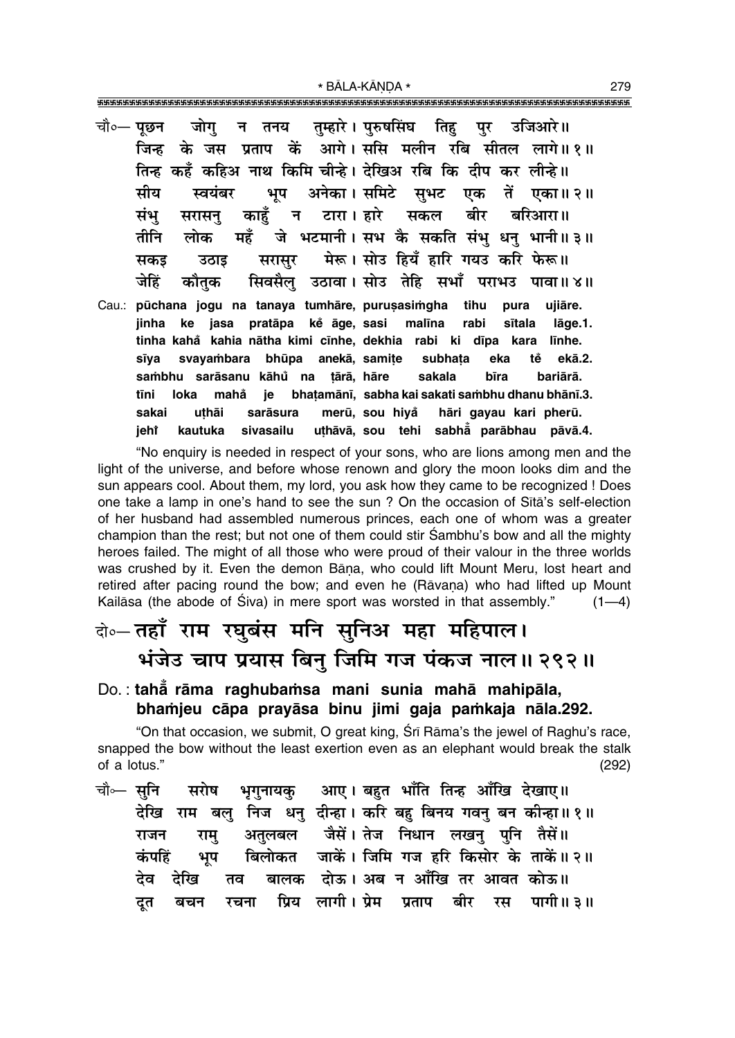चौ०— पूछन जोगु न तनय तुम्हारे। पुरुषसिंघ तिहु पुर उजिआरे॥
जिन्ह के जस प्रताप कें आगे। ससि मलीन रबि सीतल लागे॥ १॥
तिन्ह कहँ कहिअ नाथ किमि चीन्हे। देखिअ रबि कि दीप कर लीन्हे॥
सीय स्वयंबर भूप अनेका। समिटे सुभट एक तें एका॥ २॥
संभु सरासनु काहुँ न टारा। हारे सकल बीर बरिआरा॥
तीनि लोक महँ जे भटमानी। सभ कै सकति संभु धनु भानी॥ ३॥
सकइ उठाइ सरासुर मेरू। सोउ हियँ हारि गयउ करि फेरू॥
जेहिं कौतुक सिवसैलु उठावा। सोउ तेहि सभाँ पराभउ पावा॥ ४॥

Cau.: pūchana jogu na tanaya tumhāre, puruṣasiṁgha tihu pura ujiāre.
jinha ke jasa pratāpa kẽ āge, sasi malīna rabi sītala lāge.1.
tinha kahẵ kahia nātha kimi cīnhe, dekhia rabi ki dīpa kara līnhe.
sīya svayaṁbara bhūpa anekā, samiṭe subhaṭa eka tẽ ekā.2.
saṁbhu sarāsanu kāhũ na ṭārā, hāre sakala bīra bariārā.
tīni loka mahẵ je bhaṭamānī, sabha kai sakati saṁbhu dhanu bhānī.3.
sakai uṭhāi sarāsura merū, sou hiyẵ hāri gayau kari pherū.
jehi̐ kautuka sivasailu uṭhāvā, sou tehi sabhā̃ parābhau pāvā.4.

"No enquiry is needed in respect of your sons, who are lions among men and the light of the universe, and before whose renown and glory the moon looks dim and the sun appears cool. About them, my lord, you ask how they came to be recognized ! Does one take a lamp in one's hand to see the sun ? On the occasion of Sītā's self-election of her husband had assembled numerous princes, each one of whom was a greater champion than the rest; but not one of them could stir Śambhu's bow and all the mighty heroes failed. The might of all those who were proud of their valour in the three worlds was crushed by it. Even the demon Bāṇa, who could lift Mount Meru, lost heart and retired after pacing round the bow; and even he (Rāvaṇa) who had lifted up Mount Kailāsa (the abode of Śiva) in mere sport was worsted in that assembly." (1—4)

## दो०— तहाँ राम रघुबंस मनि सुनिअ महा महिपाल। भंजेउ चाप प्रयास बिनु जिमि गज पंकज नाल॥ २९२॥

### Do.: tahā̃ rāma raghubaṁsa mani sunia mahā mahipāla, bhaṁjeu cāpa prayāsa binu jimi gaja paṁkaja nāla.292.

"On that occasion, we submit, O great king, Śrī Rāma's the jewel of Raghu's race, snapped the bow without the least exertion even as an elephant would break the stalk of a lotus." (292)

चौ०— सुनि सरोष भृगुनायकु आए। बहुत भाँति तिन्ह आँखि देखाए॥
देखि राम बलु निज धनु दीन्हा। करि बहु बिनय गवनु बन कीन्हा॥ १॥
राजन रामु अतुलबल जैसें। तेज निधान लखनु पुनि तैसें॥
कंपहिं भूप बिलोकत जाकें। जिमि गज हरि किसोर के ताकें॥ २॥
देव देखि तव बालक दोऊ। अब न आँखि तर आवत कोऊ॥
दूत बचन रचना प्रिय लागी। प्रेम प्रताप बीर रस पागी॥ ३॥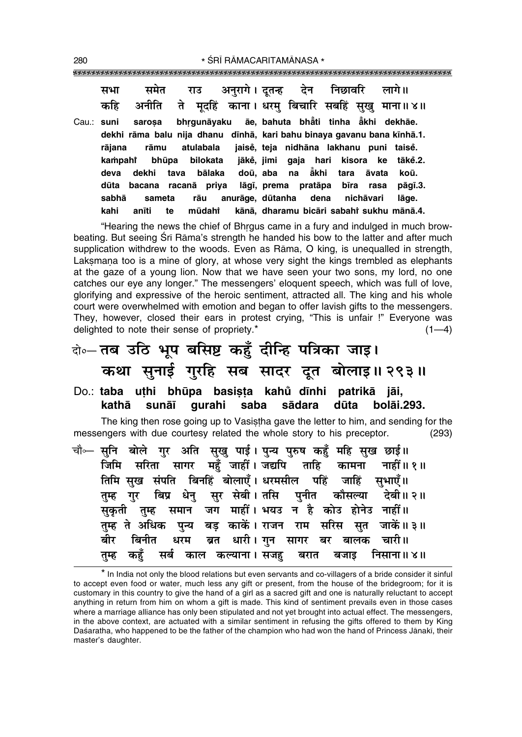सभा समेत राउ अनुरागे। दूतन्ह देन निछावरि लागे॥
कहि अनीति ते मूदहिं काना। धरमु बिचारि सबहिं सुखु माना॥४॥

Cau.: **suni saroṣa bhṛgunāyaku āe, bahuta bhȧ̃ti tinha ȧ̃khi dekhāe.**
**dekhi rāma balu nija dhanu dīnhā, kari bahu binaya gavanu bana kīnhā.1.**
**rājana rāmu atulabala jaisė̃, teja nidhāna lakhanu puni taisė̃.**
**kaṁpahiṁ bhūpa bilokata jākė̃, jimi gaja hari kisora ke tākė̃.2.**
**deva dekhi tava bālaka doū, aba na ȧ̃khi tara āvata koū.**
**dūta bacana racanā priya lāgī, prema pratāpa bīra rasa pāgī.3.**
**sabhā sameta rāu anurāge, dūtanha dena nichāvari lāge.**
**kahi anīti te mūdahiṁ kānā, dharamu bicāri sabahiṁ sukhu mānā.4.**

"Hearing the news the chief of Bhṛgus came in a fury and indulged in much brow-beating. But seeing Śrī Rāma's strength he handed his bow to the latter and after much supplication withdrew to the woods. Even as Rāma, O king, is unequalled in strength, Lakṣmaṇa too is a mine of glory, at whose very sight the kings trembled as elephants at the gaze of a young lion. Now that we have seen your two sons, my lord, no one catches our eye any longer." The messengers' eloquent speech, which was full of love, glorifying and expressive of the heroic sentiment, attracted all. The king and his whole court were overwhelmed with emotion and began to offer lavish gifts to the messengers. They, however, closed their ears in protest crying, "This is unfair !" Everyone was delighted to note their sense of propriety.* (1—4)

## दो०– तब उठि भूप बसिष्ट कहुँ दीन्हि पत्रिका जाइ। कथा सुनाई गुरहि सब सादर दूत बोलाइ॥२९३॥

Do.: **taba uṭhi bhūpa basiṣṭa kahuṁ dīnhi patrikā jāi, kathā sunāī gurahi saba sādara dūta bolāi.293.**

The king then rose going up to Vasiṣṭha gave the letter to him, and sending for the messengers with due courtesy related the whole story to his preceptor. (293)

चौ०– सुनि बोले गुर अति सुखु पाई। पुन्य पुरुष कहुँ महि सुख छाई॥
जिमि सरिता सागर महुँ जाहीं। जद्यपि ताहि कामना नाहीं॥१॥
तिमि सुख संपति बिनहिं बोलाएँ। धरमसील पहिं जाहिं सुभाएँ॥
तुम्ह गुर बिप्र धेनु सुर सेबी। तसि पुनीत कौसल्या देबी॥२॥
सुकृती तुम्ह समान जग माहीं। भयउ न है कोउ होनेउ नाहीं॥
तुम्ह ते अधिक पुन्य बड़ काकें। राजन राम सरिस सुत जाकें॥३॥
बीर बिनीत धरम ब्रत धारी। गुन सागर बर बालक चारी॥
तुम्ह कहुँ सर्ब काल कल्याना। सजहु बरात बजाइ निसाना॥४॥

---

* In India not only the blood relations but even servants and co-villagers of a bride consider it sinful to accept even food or water, much less any gift or present, from the house of the bridegroom; for it is customary in this country to give the hand of a girl as a sacred gift and one is naturally reluctant to accept anything in return from him on whom a gift is made. This kind of sentiment prevails even in those cases where a marriage alliance has only been stipulated and not yet brought into actual effect. The messengers, in the above context, are actuated with a similar sentiment in refusing the gifts offered to them by King Daśaratha, who happened to be the father of the champion who had won the hand of Princess Jānakī, their master's daughter.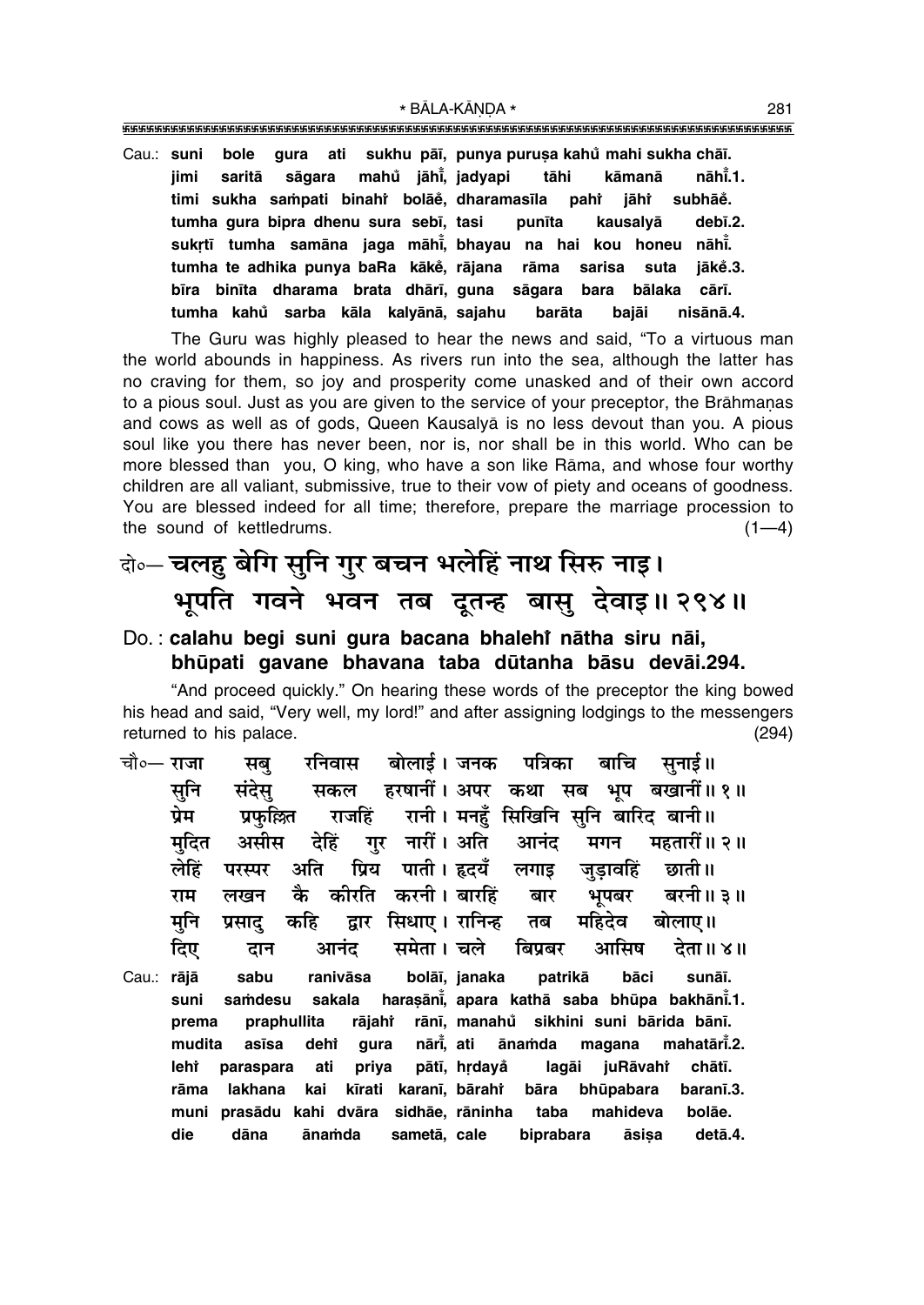Cau.: **suni bole gura ati sukhu pāī, punya puruṣa kahů mahi sukha chāī.**
**jimi saritā sāgara mahů jāhī̃, jadyapi tāhi kāmanā nāhī̃.1.**
**timi sukha sampati binahi̇̃ bolāẽ, dharamasīla pahi̇̃ jāhi̇̃ subhāẽ.**
**tumha gura bipra dhenu sura sebī, tasi punīta kausalyā debī.2.**
**sukṛtī tumha samāna jaga māhī̃, bhayau na hai kou honeu nāhī̃.**
**tumha te adhika punya baRa kākẽ, rājana rāma sarisa suta jākẽ.3.**
**bīra binīta dharama brata dhārī, guna sāgara bara bālaka cārī.**
**tumha kahů sarba kāla kalyānā, sajahu barāta bajāi nisānā.4.**

The Guru was highly pleased to hear the news and said, "To a virtuous man the world abounds in happiness. As rivers run into the sea, although the latter has no craving for them, so joy and prosperity come unasked and of their own accord to a pious soul. Just as you are given to the service of your preceptor, the Brāhmaṇas and cows as well as of gods, Queen Kausalyā is no less devout than you. A pious soul like you there has never been, nor is, nor shall be in this world. Who can be more blessed than you, O king, who have a son like Rāma, and whose four worthy children are all valiant, submissive, true to their vow of piety and oceans of goodness. You are blessed indeed for all time; therefore, prepare the marriage procession to the sound of kettledrums. (1—4)

## दो०— चलहु बेगि सुनि गुर बचन भलेहिं नाथ सिरु नाइ। भूपति गवने भवन तब दूतन्ह बासु देवाइ॥ २९४॥

Do. : **calahu begi suni gura bacana bhalehi̇̃ nātha siru nāi, bhūpati gavane bhavana taba dūtanha bāsu devāi.294.**

"And proceed quickly." On hearing these words of the preceptor the king bowed his head and said, "Very well, my lord!" and after assigning lodgings to the messengers returned to his palace. (294)

चौ०— राजा सबु रनिवास बोलाई। जनक पत्रिका बाचि सुनाई॥
सुनि संदेसु सकल हरषानीं। अपर कथा सब भूप बखानीं॥ १॥
प्रेम प्रफुल्लित राजहिं रानी। मनहुँ सिखिनि सुनि बारिद बानी॥
मुदित असीस देहिं गुर नारीं। अति आनंद मगन महतारीं॥ २॥
लेहिं परस्पर अति प्रिय पाती। हृदयँ लगाइ जुड़ावहिं छाती॥
राम लखन कै कीरति करनी। बारहिं बार भूपबर बरनी॥ ३॥
मुनि प्रसादु कहि द्वार सिधाए। रानिन्ह तब महिदेव बोलाए॥
दिए दान आनंद समेता। चले बिप्रबर आसिष देता॥ ४॥

Cau.: **rājā sabu ranivāsa bolāī, janaka patrikā bāci sunāī.**
**suni saṁdesu sakala haraṣānī̃, apara kathā saba bhūpa bakhānī̃.1.**
**prema praphullita rājahi̇̃ rānī, manahů sikhini suni bārida bānī.**
**mudita asīsa dehi̇̃ gura nārī̃, ati ānaṁda magana mahatārī̃.2.**
**lehi̇̃ paraspara ati priya pātī, hṛdayå̃ lagāi juRāvahi̇̃ chātī.**
**rāma lakhana kai kīrati karanī, bārahi̇̃ bāra bhūpabara baranī.3.**
**muni prasādu kahi dvāra sidhāe, rāninha taba mahideva bolāe.**
**die dāna ānaṁda sametā, cale biprabara āsiṣa detā.4.**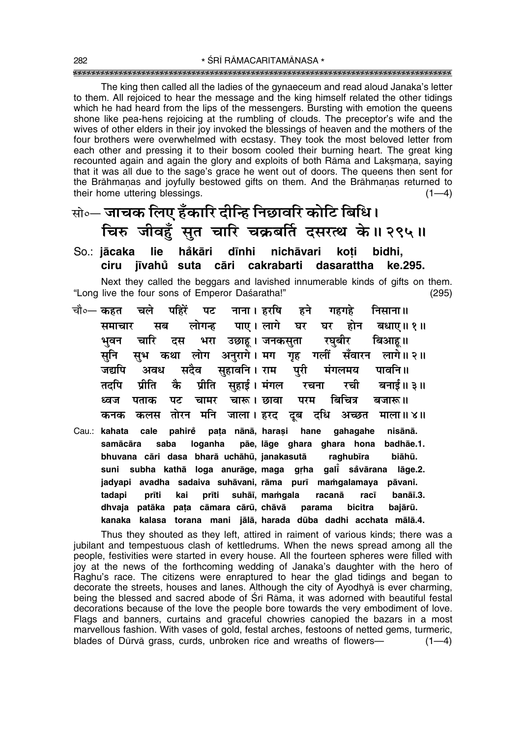The king then called all the ladies of the gynaeceum and read aloud Janaka's letter to them. All rejoiced to hear the message and the king himself related the other tidings which he had heard from the lips of the messengers. Bursting with emotion the queens shone like pea-hens rejoicing at the rumbling of clouds. The preceptor's wife and the wives of other elders in their joy invoked the blessings of heaven and the mothers of the four brothers were overwhelmed with ecstasy. They took the most beloved letter from each other and pressing it to their bosom cooled their burning heart. The great king recounted again and again the glory and exploits of both Rāma and Lakṣmaṇa, saying that it was all due to the sage's grace he went out of doors. The queens then sent for the Brāhmaṇas and joyfully bestowed gifts on them. And the Brāhmaṇas returned to their home uttering blessings. (1—4)

## सो०— जाचक लिए हँकारि दीन्हि निछावरि कोटि बिधि। चिरु जीवहुँ सुत चारि चक्रबर्ति दसरत्थ के॥ २९५॥

**So.: jācaka lie hँkāri dīnhi nichāvari koṭi bidhi, ciru jīvahũ suta cāri cakrabarti dasarattha ke.295.**

Next they called the beggars and lavished innumerable kinds of gifts on them. "Long live the four sons of Emperor Daśaratha!" (295)

चौ०— कहत चले पहिरें पट नाना। हरषि हने गहगहे निसाना॥
समाचार सब लोगन्ह पाए। लागे घर घर होन बधाए॥ १॥
भुवन चारि दस भरा उछाहू। जनकसुता रघुबीर बिआहू॥
सुनि सुभ कथा लोग अनुरागे। मग गृह गलीं सँवारन लागे॥ २॥
जद्यपि अवध सदैव सुहावनि। राम पुरी मंगलमय पावनि॥
तदपि प्रीति कै प्रीति सुहाई। मंगल रचना रची बनाई॥ ३॥
ध्वज पताक पट चामर चारू। छावा परम बिचित्र बजारू॥
कनक कलस तोरन मनि जाला। हरद दूब दधि अच्छत माला॥ ४॥

**Cau.: kahata cale pahiré paṭa nānā, haraṣi hane gahagahe nisānā. samācāra saba loganha pāe, lāge ghara ghara hona badhāe.1. bhuvana cāri dasa bharā uchāhū, janakasutā raghubīra biāhū. suni subha kathā loga anurāge, maga gṛha galī̃ sãvārana lāge.2. jadyapi avadha sadaiva suhāvani, rāma purī maṁgalamaya pāvani. tadapi prīti kai prīti suhāī, maṁgala racanā racī banāī.3. dhvaja patāka paṭa cāmara cārū, chāvā parama bicitra bajārū. kanaka kalasa torana mani jālā, harada dūba dadhi acchata mālā.4.**

Thus they shouted as they left, attired in raiment of various kinds; there was a jubilant and tempestuous clash of kettledrums. When the news spread among all the people, festivities were started in every house. All the fourteen spheres were filled with joy at the news of the forthcoming wedding of Janaka's daughter with the hero of Raghu's race. The citizens were enraptured to hear the glad tidings and began to decorate the streets, houses and lanes. Although the city of Ayodhyā is ever charming, being the blessed and sacred abode of Śrī Rāma, it was adorned with beautiful festal decorations because of the love the people bore towards the very embodiment of love. Flags and banners, curtains and graceful chowries canopied the bazars in a most marvellous fashion. With vases of gold, festal arches, festoons of netted gems, turmeric, blades of Dūrvā grass, curds, unbroken rice and wreaths of flowers— (1—4)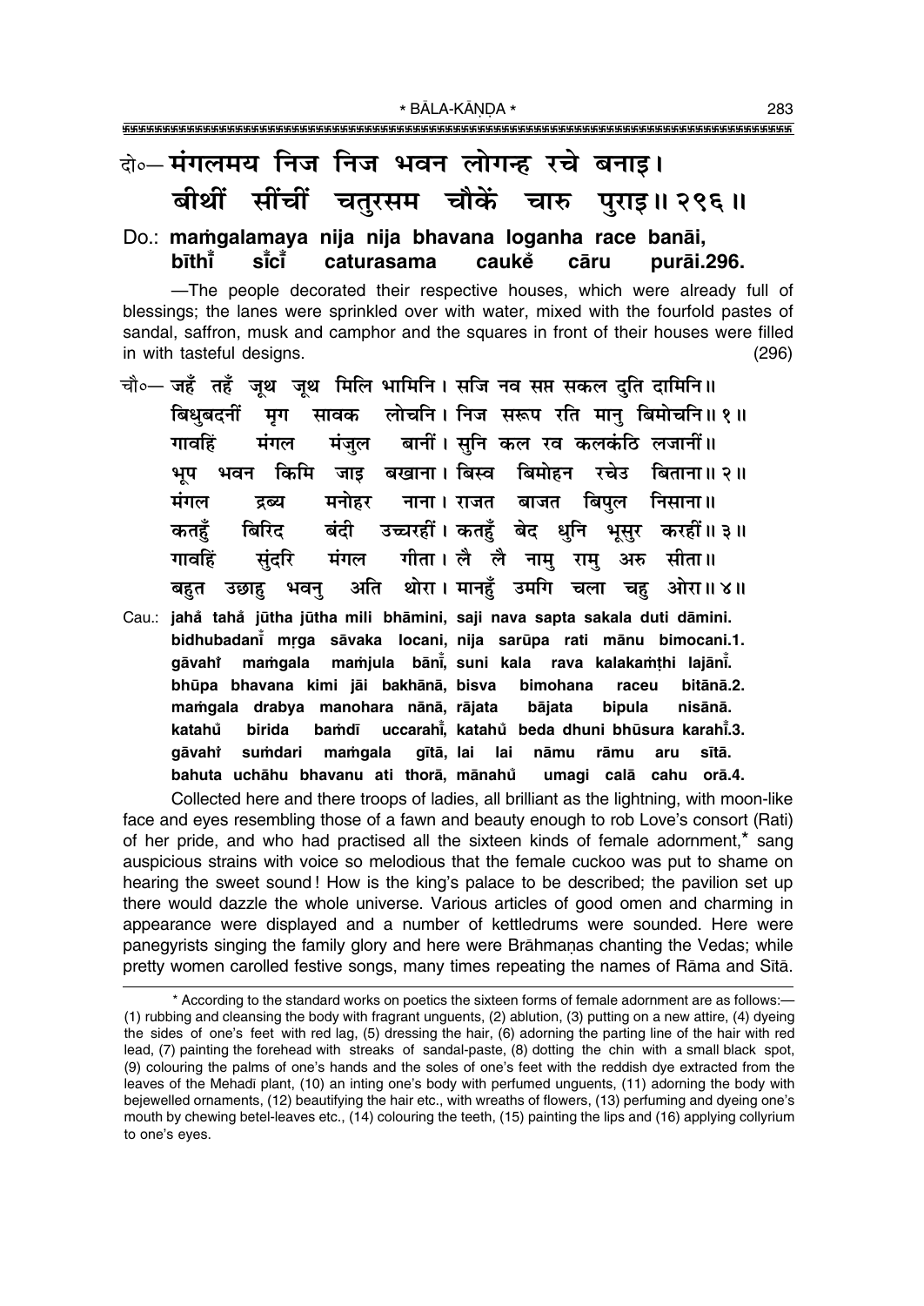दो०— मंगलमय निज निज भवन लोगन्ह रचे बनाइ।
बीथीं सींचीं चतुरसम चौकें चारु पुराइ॥ २९६॥

Do.: **maṁgalamaya nija nija bhavana loganha race banāi,**
**bīthī̐ sī̐cī̐ caturasama caukẽ cāru purāi.296.**

—The people decorated their respective houses, which were already full of blessings; the lanes were sprinkled over with water, mixed with the fourfold pastes of sandal, saffron, musk and camphor and the squares in front of their houses were filled in with tasteful designs. (296)

चौ०— जहँ तहँ जूथ जूथ मिलि भामिनि। सजि नव सप्त सकल दुति दामिनि॥
बिधुबदनीं मृग सावक लोचनि। निज सरूप रति मानु बिमोचनि॥ १॥
गावहिं मंगल मंजुल बानीं। सुनि कल रव कलकंठि लजानीं॥
भूप भवन किमि जाइ बखाना। बिस्व बिमोहन रचेउ बिताना॥ २॥
मंगल द्रब्य मनोहर नाना। राजत बाजत बिपुल निसाना॥
कतहुँ बिरिद बंदी उच्चरहीं। कतहुँ बेद धुनि भूसुर करहीं॥ ३॥
गावहिं सुंदरि मंगल गीता। लै लै नामु रामु अरु सीता॥
बहुत उछाहु भवनु अति थोरा। मानहुँ उमगि चला चहु ओरा॥ ४॥

Cau.: **jahå̐ tahå̐ jūtha jūtha mili bhāmini, saji nava sapta sakala duti dāmini.**
**bidhubadanī̐ mṛga sāvaka locani, nija sarūpa rati mānu bimocani.1.**
**gāvahiṁ maṁgala maṁjula bānī̐, suni kala rava kalakaṁṭhi lajānī̐.**
**bhūpa bhavana kimi jāi bakhānā, bisva bimohana raceu bitānā.2.**
**maṁgala drabya manohara nānā, rājata bājata bipula nisānā.**
**katahů birida baṁdī uccarahī̐, katahů beda dhuni bhūsura karahī̐.3.**
**gāvahiṁ suṁdari maṁgala gītā, lai lai nāmu rāmu aru sītā.**
**bahuta uchāhu bhavanu ati thorā, mānahů umagi calā cahu orā.4.**

Collected here and there troops of ladies, all brilliant as the lightning, with moon-like face and eyes resembling those of a fawn and beauty enough to rob Love's consort (Rati) of her pride, and who had practised all the sixteen kinds of female adornment,* sang auspicious strains with voice so melodious that the female cuckoo was put to shame on hearing the sweet sound! How is the king's palace to be described; the pavilion set up there would dazzle the whole universe. Various articles of good omen and charming in appearance were displayed and a number of kettledrums were sounded. Here were panegyrists singing the family glory and here were Brāhmaṇas chanting the Vedas; while pretty women carolled festive songs, many times repeating the names of Rāma and Sītā.

* According to the standard works on poetics the sixteen forms of female adornment are as follows:—(1) rubbing and cleansing the body with fragrant unguents, (2) ablution, (3) putting on a new attire, (4) dyeing the sides of one's feet with red lag, (5) dressing the hair, (6) adorning the parting line of the hair with red lead, (7) painting the forehead with streaks of sandal-paste, (8) dotting the chin with a small black spot, (9) colouring the palms of one's hands and the soles of one's feet with the reddish dye extracted from the leaves of the Mehadī plant, (10) an inting one's body with perfumed unguents, (11) adorning the body with bejewelled ornaments, (12) beautifying the hair etc., with wreaths of flowers, (13) perfuming and dyeing one's mouth by chewing betel-leaves etc., (14) colouring the teeth, (15) painting the lips and (16) applying collyrium to one's eyes.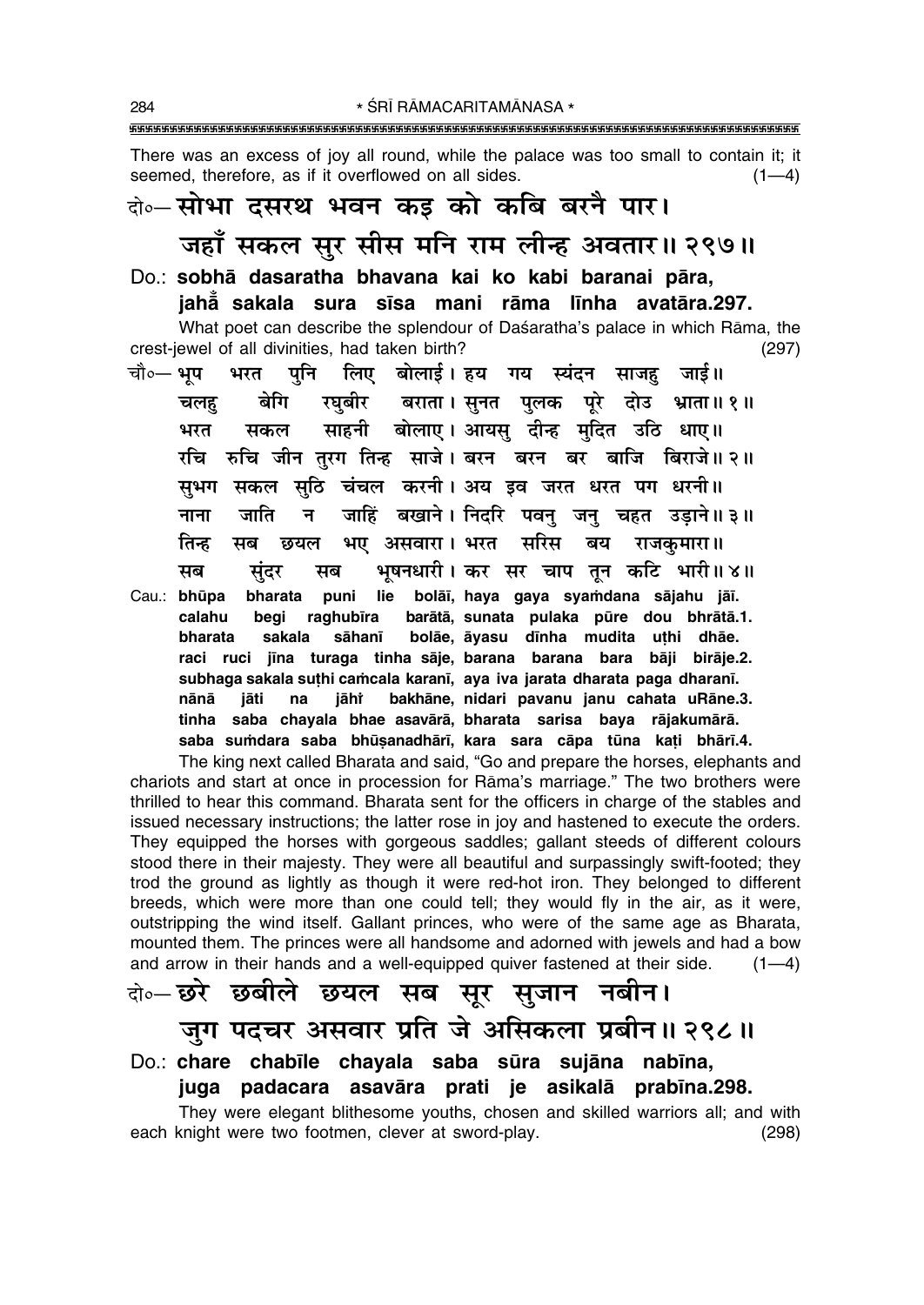There was an excess of joy all round, while the palace was too small to contain it; it seemed, therefore, as if it overflowed on all sides. (1—4)

दो०— सोभा दसरथ भवन कइ को कबि बरनै पार।
जहाँ सकल सुर सीस मनि राम लीन्ह अवतार॥ २९७॥

Do.: **sobhā dasaratha bhavana kai ko kabi baranai pāra,**
**jahā̐ sakala sura sīsa mani rāma līnha avatāra.297.**

What poet can describe the splendour of Daśaratha's palace in which Rāma, the crest-jewel of all divinities, had taken birth? (297)

चौ०— भूप भरत पुनि लिए बोलाई। हय गय स्यंदन साजहु जाई॥
चलहु बेगि रघुबीर बराता। सुनत पुलक पूरे दोउ भ्राता॥ १॥
भरत सकल साहनी बोलाए। आयसु दीन्ह मुदित उठि धाए॥
रचि रुचि जीन तुरग तिन्ह साजे। बरन बरन बर बाजि बिराजे॥ २॥
सुभग सकल सुठि चंचल करनी। अय इव जरत धरत पग धरनी॥
नाना जाति न जाहिं बखाने। निदरि पवनु जनु चहत उड़ाने॥ ३॥
तिन्ह सब छयल भए असवारा। भरत सरिस बय राजकुमारा॥
सब सुंदर सब भूषनधारी। कर सर चाप तून कटि भारी॥ ४॥

Cau.: **bhūpa bharata puni lie bolāī, haya gaya syaṁdana sājahu jāī.**
**calahu begi raghubīra barātā, sunata pulaka pūre dou bhrātā.1.**
**bharata sakala sāhanī bolāe, āyasu dīnha mudita uṭhi dhāe.**
**raci ruci jīna turaga tinha sāje, barana barana bara bāji birāje.2.**
**subhaga sakala suṭhi caṁcala karanī, aya iva jarata dharata paga dharanī.**
**nānā jāti na jāhi̐ bakhāne, nidari pavanu janu cahata uRāne.3.**
**tinha saba chayala bhae asavārā, bharata sarisa baya rājakumārā.**
**saba suṁdara saba bhūṣanadhārī, kara sara cāpa tūna kaṭi bhārī.4.**

The king next called Bharata and said, "Go and prepare the horses, elephants and chariots and start at once in procession for Rāma's marriage." The two brothers were thrilled to hear this command. Bharata sent for the officers in charge of the stables and issued necessary instructions; the latter rose in joy and hastened to execute the orders. They equipped the horses with gorgeous saddles; gallant steeds of different colours stood there in their majesty. They were all beautiful and surpassingly swift-footed; they trod the ground as lightly as though it were red-hot iron. They belonged to different breeds, which were more than one could tell; they would fly in the air, as it were, outstripping the wind itself. Gallant princes, who were of the same age as Bharata, mounted them. The princes were all handsome and adorned with jewels and had a bow and arrow in their hands and a well-equipped quiver fastened at their side. (1—4)

दो०— छरे छबीले छयल सब सूर सुजान नबीन।
जुग पदचर असवार प्रति जे असिकला प्रबीन॥ २९८॥

Do.: **chare chabīle chayala saba sūra sujāna nabīna,**
**juga padacara asavāra prati je asikalā prabīna.298.**

They were elegant blithesome youths, chosen and skilled warriors all; and with each knight were two footmen, clever at sword-play. (298)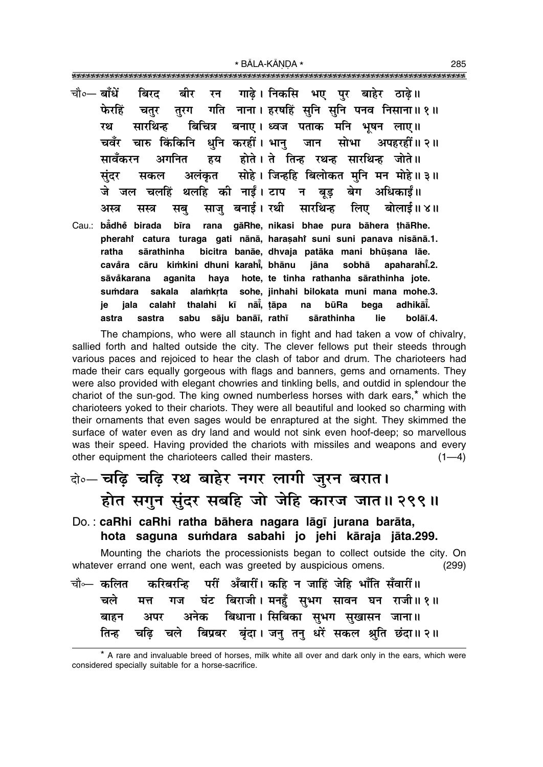चौ०— बाँधें बिरद बीर रन गाढ़े। निकसि भए पुर बाहेर ठाढ़े॥
फेरहिं चतुर तुरग गति नाना। हरषहिं सुनि सुनि पनव निसाना॥१॥
रथ सारथिन्ह बिचित्र बनाए। ध्वज पताक मनि भूषन लाए॥
चवँर चारु किंकिनि धुनि करहीं। भानु जान सोभा अपहरहीं॥२॥
सावँकरन अगनित हय होते। ते तिन्ह रथन्ह सारथिन्ह जोते॥
सुंदर सकल अलंकृत सोहे। जिन्हहि बिलोकत मुनि मन मोहे॥३॥
जे जल चलहिं थलहि की नाईं। टाप न बूड़ बेग अधिकाईं॥
अस्त्र सस्त्र सबु साजु बनाई। रथी सारथिन्ह लिए बोलाई॥४॥

Cau.: bā̐dhẽ birada bīra rana gāRhe, nikasi bhae pura bāhera ṭhāRhe.
pherahĩ catura turaga gati nānā, haraṣahĩ suni suni panava nisānā.1.
ratha sārathinha bicitra banāe, dhvaja patāka mani bhūṣana lāe.
cavȧ̃ra cāru kiṁkini dhuni karahī̃, bhānu jāna sobhā apaharahī̃.2.
sāvȧ̃karana aganita haya hote, te tinha rathanha sārathinha jote.
suṁdara sakala alaṁkṛta sohe, jinhahi bilokata muni mana mohe.3.
je jala calahĩ thalahi kī nāī̃, ṭāpa na būRa bega adhikāī̃.
astra sastra sabu sāju banāī, rathī sārathinha lie bolāī.4.

The champions, who were all staunch in fight and had taken a vow of chivalry, sallied forth and halted outside the city. The clever fellows put their steeds through various paces and rejoiced to hear the clash of tabor and drum. The charioteers had made their cars equally gorgeous with flags and banners, gems and ornaments. They were also provided with elegant chowries and tinkling bells, and outdid in splendour the chariot of the sun-god. The king owned numberless horses with dark ears,* which the charioteers yoked to their chariots. They were all beautiful and looked so charming with their ornaments that even sages would be enraptured at the sight. They skimmed the surface of water even as dry land and would not sink even hoof-deep; so marvellous was their speed. Having provided the chariots with missiles and weapons and every other equipment the charioteers called their masters. (1—4)

## दो०— चढ़ि चढ़ि रथ बाहेर नगर लागी जुरन बरात। होत सगुन सुंदर सबहि जो जेहि कारज जात॥२९९॥

**Do.: caRhi caRhi ratha bāhera nagara lāgī jurana barāta, hota saguna suṁdara sabahi jo jehi kāraja jāta.299.**

Mounting the chariots the processionists began to collect outside the city. On whatever errand one went, each was greeted by auspicious omens. (299)

चौ०— कलित करिबरन्हि परीं अँबारीं। कहि न जाहिं जेहि भाँति सँवारीं॥
चले मत्त गज घंट बिराजी। मनहुँ सुभग सावन घन राजी॥१॥
बाहन अपर अनेक बिधाना। सिबिका सुभग सुखासन जाना॥
तिन्ह चढ़ि चले बिप्रबर बृंदा। जनु तनु धरें सकल श्रुति छंदा॥२॥

* A rare and invaluable breed of horses, milk white all over and dark only in the ears, which were considered specially suitable for a horse-sacrifice.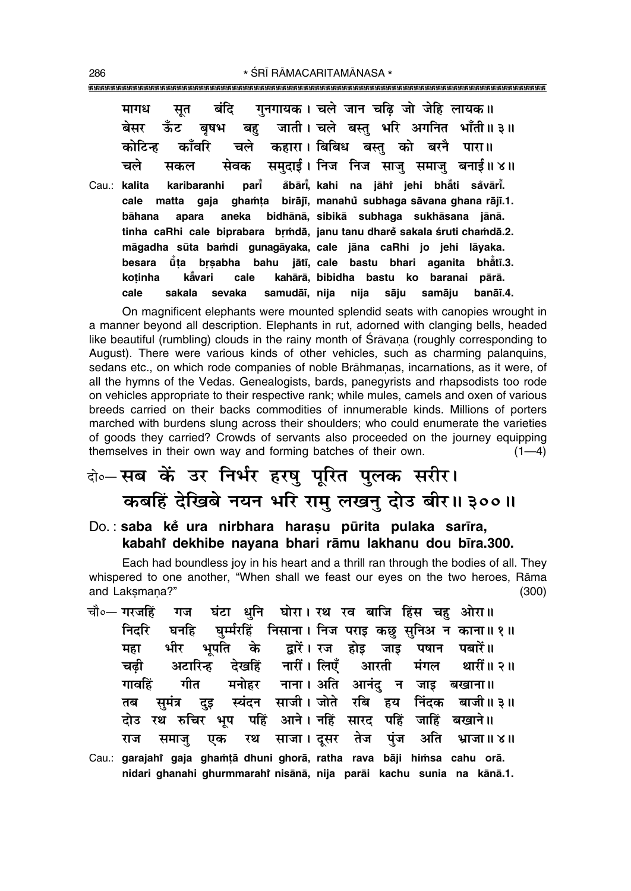मागध सूत बंदि गुनगायक। चले जान चढ़ि जो जेहि लायक॥
बेसर ऊँट बृषभ बहु जाती। चले बस्तु भरि अगनित भाँती॥ ३॥
कोटिन्ह काँवरि चले कहारा। बिबिध बस्तु को बरनै पारा॥
चले सकल सेवक समुदाई। निज निज साजु समाजु बनाई॥ ४॥

Cau.: **kalita karibaranhi parī̐ ȧbārī̐, kahi na jāhi̐ jehi bhā̐ti sȧvārī̐.**
**cale matta gaja ghaṁṭa birājī, manahu̐ subhaga sāvana ghana rājī.1.**
**bāhana apara aneka bidhānā, sibikā subhaga sukhāsana jānā.**
**tinha caRhi cale biprabara bṛṁdā, janu tanu dhare̐ sakala śruti chaṁdā.2.**
**māgadha sūta baṁdi guṇagāyaka, cale jāna caRhi jo jehi lāyaka.**
**besara ū̐ṭa bṛṣabha bahu jātī, cale bastu bhari aganita bhā̐tī.3.**
**koṭinha kā̐vari cale kahārā, bibidha bastu ko baranai pārā.**
**cale sakala sevaka samudāī, nija nija sāju samāju banāī.4.**

On magnificent elephants were mounted splendid seats with canopies wrought in a manner beyond all description. Elephants in rut, adorned with clanging bells, headed like beautiful (rumbling) clouds in the rainy month of Śrāvaṇa (roughly corresponding to August). There were various kinds of other vehicles, such as charming palanquins, sedans etc., on which rode companies of noble Brāhmaṇas, incarnations, as it were, of all the hymns of the Vedas. Genealogists, bards, panegyrists and rhapsodists too rode on vehicles appropriate to their respective rank; while mules, camels and oxen of various breeds carried on their backs commodities of innumerable kinds. Millions of porters marched with burdens slung across their shoulders; who could enumerate the varieties of goods they carried? Crowds of servants also proceeded on the journey equipping themselves in their own way and forming batches of their own. (1—4)

## दो०— सब कें उर निर्भर हरषु पूरित पुलक सरीर। कबहिं देखिबे नयन भरि रामु लखनु दोउ बीर॥ ३००॥

Do.: **saba kė̐ ura nirbhara harasu pūrita pulaka sarīra,**
**kabahi̐ dekhibe nayana bhari rāmu lakhanu dou bīra.300.**

Each had boundless joy in his heart and a thrill ran through the bodies of all. They whispered to one another, "When shall we feast our eyes on the two heroes, Rāma and Lakṣmaṇa?" (300)

चौ०— गरजहिं गज घंटा धुनि घोरा। रथ रव बाजि हिंस चहु ओरा॥
निदरि घनहि घुर्म्मरहिं निसाना। निज पराइ कछु सुनिअ न काना॥ १॥
महा भीर भूपति के द्वारें। रज होइ जाइ पषान पबारें॥
चढ़ी अटारिन्ह देखहिं नारीं। लिएँ आरती मंगल थारीं॥ २॥
गावहिं गीत मनोहर नाना। अति आनंदु न जाइ बखाना॥
तब सुमंत्र दुइ स्यंदन साजी। जोते रबि हय निंदक बाजी॥ ३॥
दोउ रथ रुचिर भूप पहिं आने। नहिं सारद पहिं जाहिं बखाने॥
राज समाजु एक रथ साजा। दूसर तेज पुंज अति भ्राजा॥ ४॥

Cau.: **garajahi̐ gaja ghaṁṭā dhuni ghorā, ratha rava bāji hiṁsa cahu orā.**
**nidari ghanahi ghurmmarahi̐ nisānā, nija parāi kachu sunia na kānā.1.**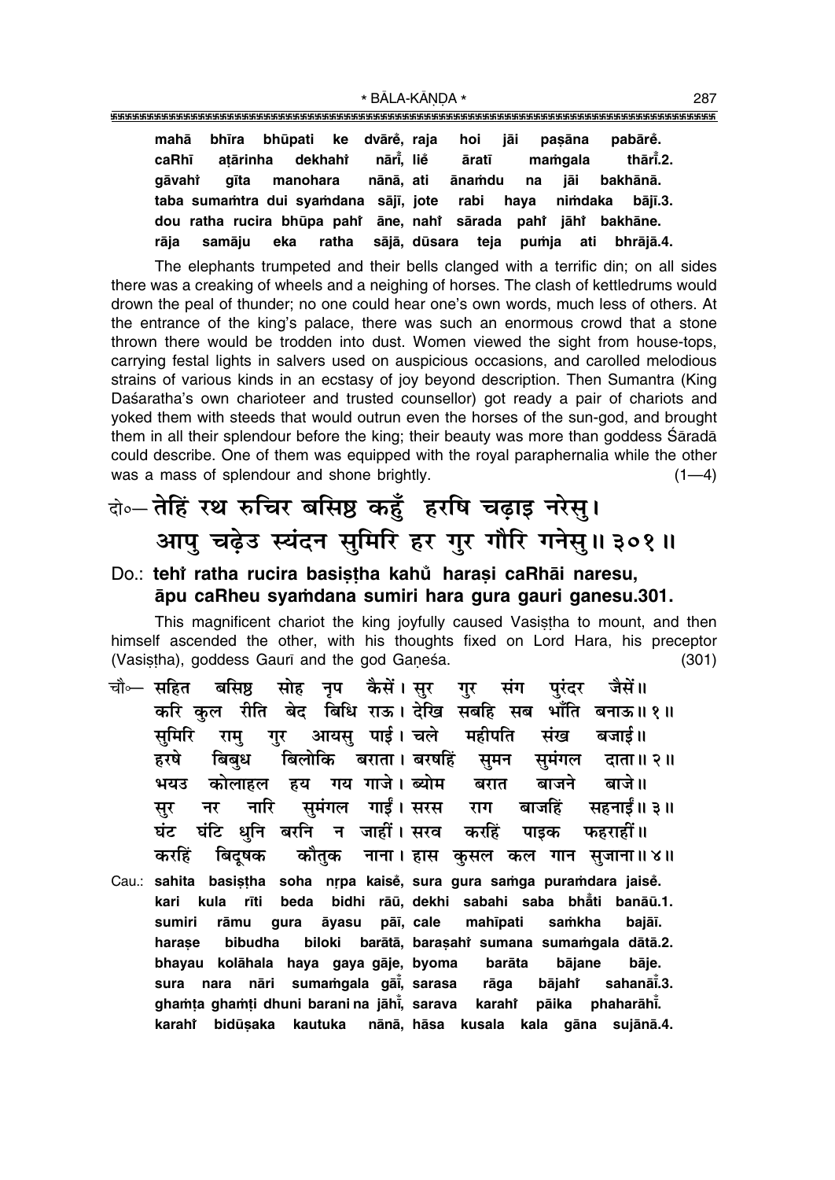mahā bhīra bhūpati ke dvārě, raja hoi jāi paṣāna pabārě.
caRhī aṭārinha dekhahi̐ nārī̐, lie̐ āratī maṁgala thārī̐.2.
gāvahi̐ gīta manohara nānā, ati ānaṁdu na jāi bakhānā.
taba sumaṁtra dui syaṁdana sājī, jote rabi haya niṁdaka bājī.3.
dou ratha rucira bhūpa pahi̐ āne, nahi̐ sārada pahi̐ jāhi̐ bakhāne.
rāja samāju eka ratha sājā, dūsara teja puṁja ati bhrājā.4.

The elephants trumpeted and their bells clanged with a terrific din; on all sides there was a creaking of wheels and a neighing of horses. The clash of kettledrums would drown the peal of thunder; no one could hear one's own words, much less of others. At the entrance of the king's palace, there was such an enormous crowd that a stone thrown there would be trodden into dust. Women viewed the sight from house-tops, carrying festal lights in salvers used on auspicious occasions, and carolled melodious strains of various kinds in an ecstasy of joy beyond description. Then Sumantra (King Daśaratha's own charioteer and trusted counsellor) got ready a pair of chariots and yoked them with steeds that would outrun even the horses of the sun-god, and brought them in all their splendour before the king; their beauty was more than goddess Śāradā could describe. One of them was equipped with the royal paraphernalia while the other was a mass of splendour and shone brightly. (1—4)

दो०— तेहिं रथ रुचिर बसिष्ठ कहुँ हरषि चढ़ाइ नरेसु।
आपु चढ़ेउ स्यंदन सुमिरि हर गुर गौरि गनेसु॥ ३०१॥

Do.: tehi̐ ratha rucira basiṣṭha kahu̐ haraṣi caRhāi naresu,
āpu caRheu syaṁdana sumiri hara gura gauri ganesu.301.

This magnificent chariot the king joyfully caused Vasiṣṭha to mount, and then himself ascended the other, with his thoughts fixed on Lord Hara, his preceptor (Vasiṣṭha), goddess Gaurī and the god Gaṇeśa. (301)

चौ०— सहित बसिष्ठ सोह नृप कैसें। सुर गुर संग पुरंदर जैसें॥
करि कुल रीति बेद बिधि राऊ। देखि सबहि सब भाँति बनाऊ॥ १॥
सुमिरि रामु गुर आयसु पाई। चले महीपति संख बजाई॥
हरषे बिबुध बिलोकि बराता। बरषहिं सुमन सुमंगल दाता॥ २॥
भयउ कोलाहल हय गय गाजे। ब्योम बरात बाजने बाजे॥
सुर नर नारि सुमंगल गाईं। सरस राग बाजहिं सहनाईं॥ ३॥
घंट घंटि धुनि बरनि न जाहीं। सरव करहिं पाइक फहराहीं॥
करहिं बिदूषक कौतुक नाना। हास कुसल कल गान सुजाना॥ ४॥

Cau.: sahita basiṣṭha soha nṛpa kaise̐, sura gura saṁga puraṁdara jaise̐.
kari kula rīti beda bidhi rāū, dekhi sabahi saba bhā̐ti banāū.1.
sumiri rāmu gura āyasu pāī, cale mahīpati saṁkha bajāī.
haraṣe bibudha biloki barātā, barasahi̐ sumana sumaṁgala dātā.2.
bhayau kolāhala haya gaya gāje, byoma barāta bājane bāje.
sura nara nāri sumaṁgala gāī̐, sarasa rāga bājahi̐ sahanāī̐.3.
ghaṁṭa ghaṁṭi dhuni barani na jāhī̐, sarava karahi̐ pāika phaharāhī̐.
karahi̐ bidūṣaka kautuka nānā, hāsa kusala kala gāna sujānā.4.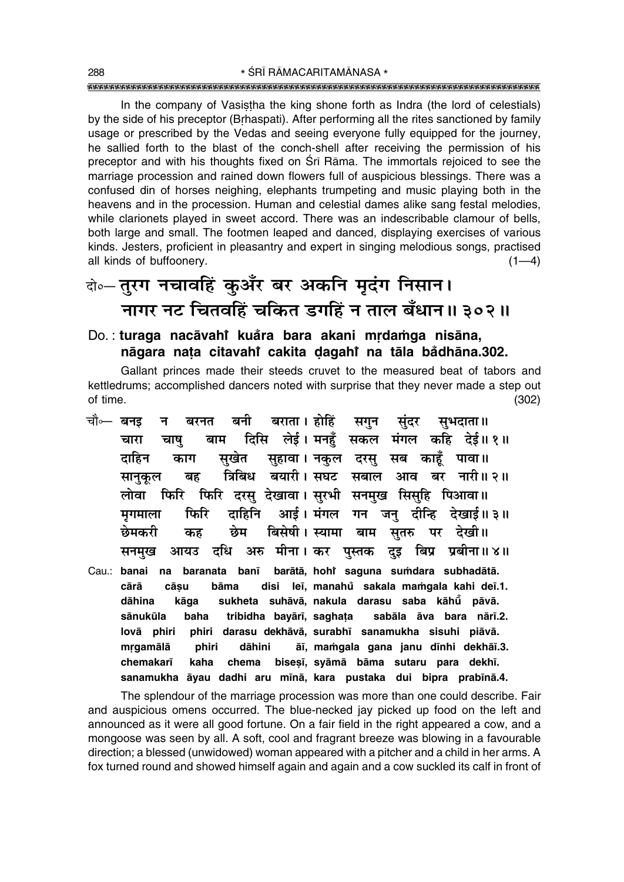In the company of Vasiṣṭha the king shone forth as Indra (the lord of celestials) by the side of his preceptor (Bṛhaspati). After performing all the rites sanctioned by family usage or prescribed by the Vedas and seeing everyone fully equipped for the journey, he sallied forth to the blast of the conch-shell after receiving the permission of his preceptor and with his thoughts fixed on Śrī Rāma. The immortals rejoiced to see the marriage procession and rained down flowers full of auspicious blessings. There was a confused din of horses neighing, elephants trumpeting and music playing both in the heavens and in the procession. Human and celestial dames alike sang festal melodies, while clarionets played in sweet accord. There was an indescribable clamour of bells, both large and small. The footmen leaped and danced, displaying exercises of various kinds. Jesters, proficient in pleasantry and expert in singing melodious songs, practised all kinds of buffoonery. (1—4)

## दो०— तुरग नचावहिं कुअँर बर अकनि मृदंग निसान। नागर नट चितवहिं चकित डगहिं न ताल बँधान॥ ३०२॥

**Do.: turaga nacāvahĩ kuåra bara akani mṛdaṁga nisāna, nāgara naṭa citavahĩ cakita ḍagahĩ na tāla bådhāna.302.**

Gallant princes made their steeds curvet to the measured beat of tabors and kettledrums; accomplished dancers noted with surprise that they never made a step out of time. (302)

चौ०— बनइ न बरनत बनी बराता। होहिं सगुन सुंदर सुभदाता॥
चारा चाषु बाम दिसि लेई। मनहुँ सकल मंगल कहि देई॥ १॥
दाहिन काग सुखेत सुहावा। नकुल दरसु सब काहूँ पावा॥
सानुकूल बह त्रिबिध बयारी। सघट सबाल आव बर नारी॥ २॥
लोवा फिरि फिरि दरसु देखावा। सुरभी सनमुख सिसुहि पिआवा॥
मृगमाला फिरि दाहिनि आई। मंगल गन जनु दीन्हि देखाई॥ ३॥
छेमकरी कह छेम बिसेषी। स्यामा बाम सुतरु पर देखी॥
सनमुख आयउ दधि अरु मीना। कर पुस्तक दुइ बिप्र प्रबीना॥ ४॥

Cau.: **banai na baranata banī barātā, hohĩ saguna suṁdara subhadātā.
cārā cāṣu bāma disi leī, manahů sakala maṁgala kahi deī.1.
dāhina kāga sukheta suhāvā, nakula darasu saba kāhū̃ pāvā.
sānukūla baha tribidha bayārī, saghaṭa sabāla āva bara nārī.2.
lovā phiri phiri darasu dekhāvā, surabhī sanamukha sisuhi piāvā.
mṛgamālā phiri dāhini āī, maṁgala gana janu dīnhi dekhāī.3.
chemakarī kaha chema biseṣī, syāmā bāma sutaru para dekhī.
sanamukha āyau dadhi aru mīnā, kara pustaka dui bipra prabīnā.4.**

The splendour of the marriage procession was more than one could describe. Fair and auspicious omens occurred. The blue-necked jay picked up food on the left and announced as it were all good fortune. On a fair field in the right appeared a cow, and a mongoose was seen by all. A soft, cool and fragrant breeze was blowing in a favourable direction; a blessed (unwidowed) woman appeared with a pitcher and a child in her arms. A fox turned round and showed himself again and again and a cow suckled its calf in front of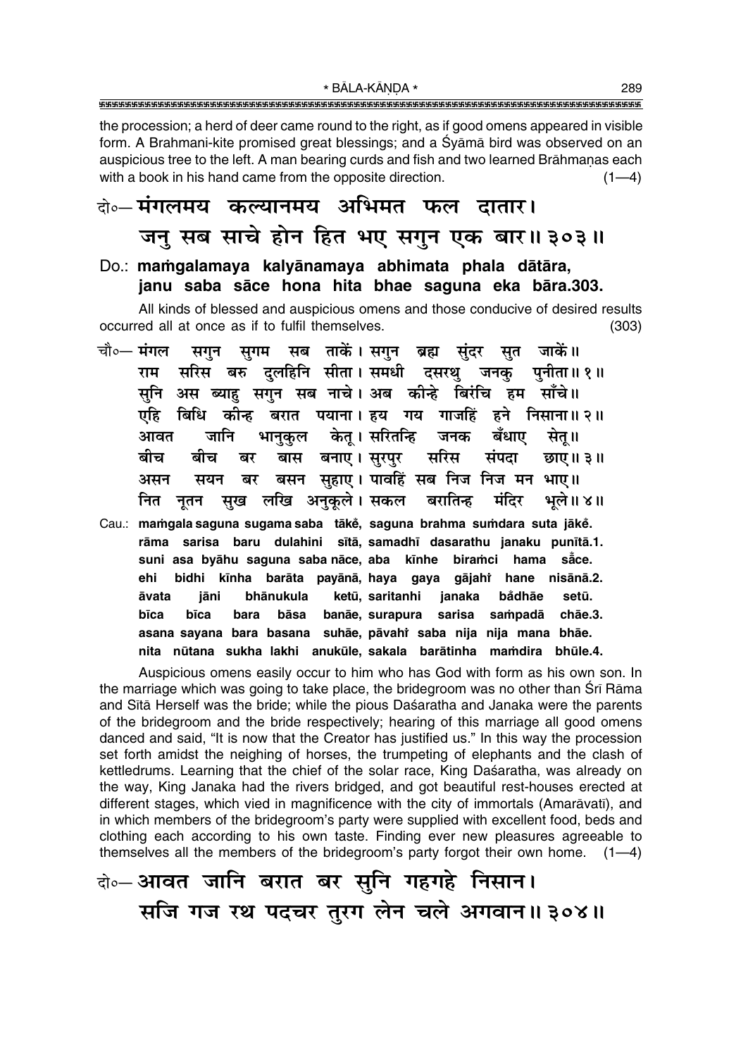the procession; a herd of deer came round to the right, as if good omens appeared in visible form. A Brahmani-kite promised great blessings; and a Śyāmā bird was observed on an auspicious tree to the left. A man bearing curds and fish and two learned Brāhmaṇas each with a book in his hand came from the opposite direction. (1—4)

दो०— मंगलमय कल्यानमय अभिमत फल दातार।
जनु सब साचे होन हित भए सगुन एक बार॥ ३०३॥

**Do.: maṁgalamaya kalyānamaya abhimata phala dātāra,
janu saba sāce hona hita bhae saguna eka bāra.303.**

All kinds of blessed and auspicious omens and those conducive of desired results occurred all at once as if to fulfil themselves. (303)

चौ०— मंगल सगुन सुगम सब ताकें। सगुन ब्रह्म सुंदर सुत जाकें॥
राम सरिस बरु दुलहिनि सीता। समधी दसरथु जनकु पुनीता॥ १॥
सुनि अस ब्याहु सगुन सब नाचे। अब कीन्हे बिरंचि हम साँचे॥
एहि बिधि कीन्ह बरात पयाना। हय गय गाजहिं हने निसाना॥ २॥
आवत जानि भानुकुल केतू। सरितन्हि जनक बँधाए सेतू॥
बीच बीच बर बास बनाए। सुरपुर सरिस संपदा छाए॥ ३॥
असन सयन बर बसन सुहाए। पावहिं सब निज निज मन भाए॥
नित नूतन सुख लखि अनुकूले। सकल बरातिन्ह मंदिर भूले॥ ४॥

**Cau.: maṁgala saguna sugama saba tākė̃, saguna brahma suṁdara suta jākė̃.
rāma sarisa baru dulahini sītā, samadhī dasarathu janaku punītā.1.
suni asa byāhu saguna saba nāce, aba kīnhe biraṁci hama sā̃ce.
ehi bidhi kīnha barāta payānā, haya gaya gājahiṁ hane nisānā.2.
āvata jāni bhānukula ketū, saritanhi janaka bā̃dhāe setū.
bīca bīca bara bāsa banāe, surapura sarisa saṁpadā chāe.3.
asana sayana bara basana suhāe, pāvahiṁ saba nija nija mana bhāe.
nita nūtana sukha lakhi anukūle, sakala barātinha maṁdira bhūle.4.**

Auspicious omens easily occur to him who has God with form as his own son. In the marriage which was going to take place, the bridegroom was no other than Śrī Rāma and Sītā Herself was the bride; while the pious Daśaratha and Janaka were the parents of the bridegroom and the bride respectively; hearing of this marriage all good omens danced and said, "It is now that the Creator has justified us." In this way the procession set forth amidst the neighing of horses, the trumpeting of elephants and the clash of kettledrums. Learning that the chief of the solar race, King Daśaratha, was already on the way, King Janaka had the rivers bridged, and got beautiful rest-houses erected at different stages, which vied in magnificence with the city of immortals (Amarāvatī), and in which members of the bridegroom's party were supplied with excellent food, beds and clothing each according to his own taste. Finding ever new pleasures agreeable to themselves all the members of the bridegroom's party forgot their own home. (1—4)

दो०— आवत जानि बरात बर सुनि गहगहे निसान।
सजि गज रथ पदचर तुरग लेन चले अगवान॥ ३०४॥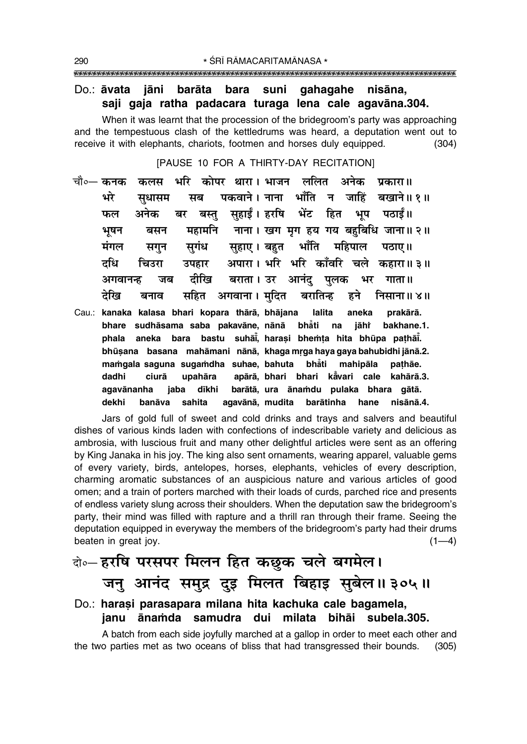Do.: **āvata jāni barāta bara suni gahagahe nisāna, saji gaja ratha padacara turaga lena cale agavāna.304.**

When it was learnt that the procession of the bridegroom's party was approaching and the tempestuous clash of the kettledrums was heard, a deputation went out to receive it with elephants, chariots, footmen and horses duly equipped. (304)

[PAUSE 10 FOR A THIRTY-DAY RECITATION]

चौ०— कनक कलस भरि कोपर थारा। भाजन ललित अनेक प्रकारा॥
भरे सुधासम सब पकवाने। नाना भाँति न जाहिं बखाने॥ १॥
फल अनेक बर बस्तु सुहाईं। हरषि भेंट हित भूप पठाईं॥
भूषन बसन महामनि नाना। खग मृग हय गय बहुबिधि जाना॥ २॥
मंगल सगुन सुगंध सुहाए। बहुत भाँति महिपाल पठाए॥
दधि चिउरा उपहार अपारा। भरि भरि काँवरि चले कहारा॥ ३॥
अगवानन्ह जब दीखि बराता। उर आनंदु पुलक भर गाता॥
देखि बनाव सहित अगवाना। मुदित बरातिन्ह हने निसाना॥ ४॥

Cau.: **kanaka kalasa bhari kopara thārā, bhājana lalita aneka prakārā. bhare sudhāsama saba pakavāne, nānā bhā̐ti na jāhiṁ bakhāne.1. phala aneka bara bastu suhā̐ī, haraṣi bheṁṭa hita bhūpa paṭhā̐ī. bhūṣana basana mahāmani nānā, khaga mṛga haya gaya bahubidhi jānā.2. maṁgala saguna sugaṁdha suhae, bahuta bhā̐ti mahipāla paṭhāe. dadhi ciurā upahāra apārā, bhari bhari kā̐vari cale kahārā.3. agavānanha jaba dīkhi barātā, ura ānaṁdu pulaka bhara gātā. dekhi banāva sahita agavānā, mudita barātinha hane nisānā.4.**

Jars of gold full of sweet and cold drinks and trays and salvers and beautiful dishes of various kinds laden with confections of indescribable variety and delicious as ambrosia, with luscious fruit and many other delightful articles were sent as an offering by King Janaka in his joy. The king also sent ornaments, wearing apparel, valuable gems of every variety, birds, antelopes, horses, elephants, vehicles of every description, charming aromatic substances of an auspicious nature and various articles of good omen; and a train of porters marched with their loads of curds, parched rice and presents of endless variety slung across their shoulders. When the deputation saw the bridegroom's party, their mind was filled with rapture and a thrill ran through their frame. Seeing the deputation equipped in everyway the members of the bridegroom's party had their drums beaten in great joy. (1—4)

दो०— हरषि परसपर मिलन हित कछुक चले बगमेल।
जनु आनंद समुद्र दुइ मिलत बिहाइ सुबेल॥ ३०५॥

Do.: **haraṣi parasapara milana hita kachuka cale bagamela, janu ānaṁda samudra dui milata bihāi subela.305.**

A batch from each side joyfully marched at a gallop in order to meet each other and the two parties met as two oceans of bliss that had transgressed their bounds. (305)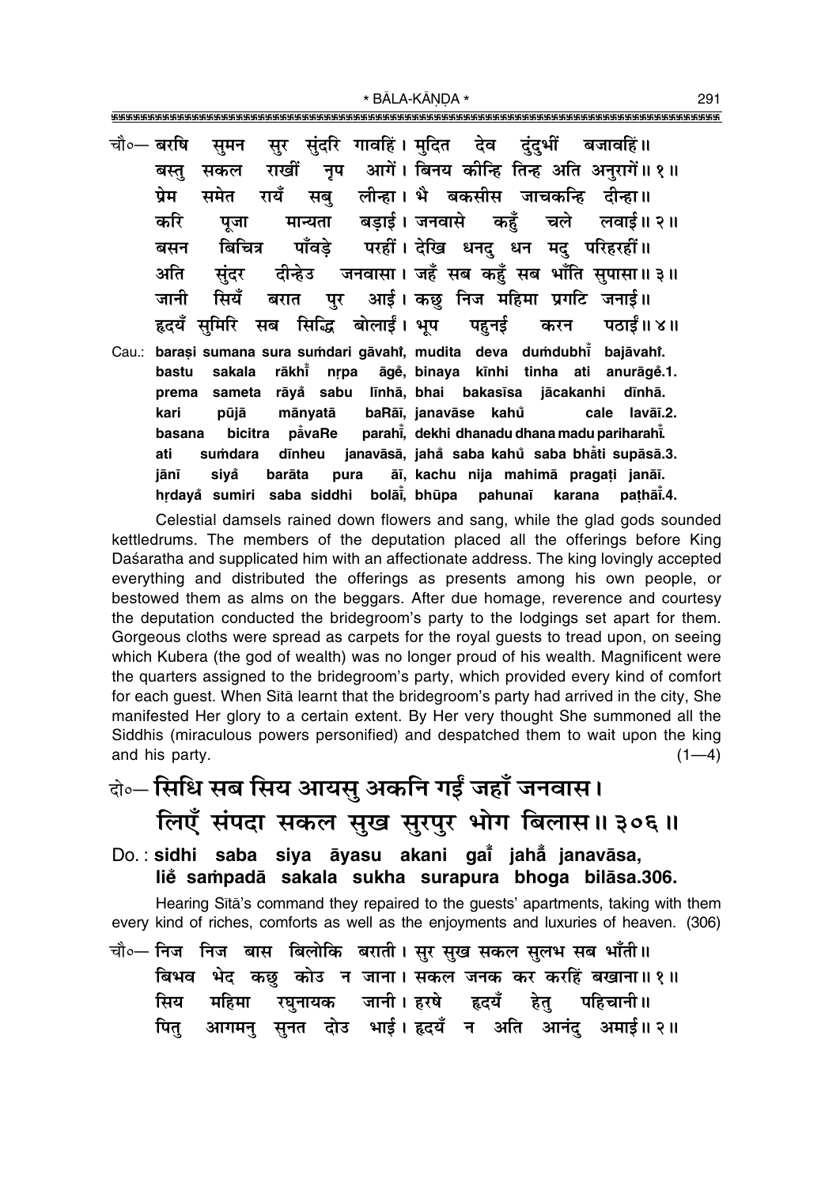चौ०— बरषि सुमन सुर सुंदरि गावहिं। मुदित देव दुंदुभीं बजावहिं॥
बस्तु सकल राखीं नृप आगें। बिनय कीन्हि तिन्ह अति अनुरागें॥ १॥
प्रेम समेत रायँ सबु लीन्हा। भै बकसीस जाचकन्हि दीन्हा॥
करि पूजा मान्यता बड़ाई। जनवासे कहुँ चले लवाई॥ २॥
बसन बिचित्र पाँवड़े परहीं। देखि धनदु धन मदु परिहरहीं॥
अति सुंदर दीन्हेउ जनवासा। जहँ सब कहुँ सब भाँति सुपासा॥ ३॥
जानी सियँ बरात पुर आई। कछु निज महिमा प्रगटि जनाई॥
हृदयँ सुमिरि सब सिद्धि बोलाईं। भूप पहुनई करन पठाईं॥ ४॥

Cau.: **baraṣi sumana sura suṁdari gāvahiṁ, mudita deva duṁdubhīṁ bajāvahiṁ.**
**bastu sakala rākhīṁ nṛpa āgeṁ, binaya kīnhi tinha ati anurāgeṁ.1.**
**prema sameta rāyaṁ sabu līnhā, bhai bakasīsa jācakanhi dīnhā.**
**kari pūjā mānyatā baRāī, janavāse kahuṁ cale lavāī.2.**
**basana bicitra pāṁvaRe parahīṁ, dekhi dhanadu dhana madu pariharahīṁ.**
**ati suṁdara dīnheu janavāsā, jahaṁ saba kahuṁ saba bhāṁti supāsā.3.**
**jānī siyaṁ barāta pura āī, kachu nija mahimā pragaṭi janāī.**
**hṛdayaṁ sumiri saba siddhi bolāīṁ, bhūpa pahunaī karana paṭhāīṁ.4.**

Celestial damsels rained down flowers and sang, while the glad gods sounded kettledrums. The members of the deputation placed all the offerings before King Daśaratha and supplicated him with an affectionate address. The king lovingly accepted everything and distributed the offerings as presents among his own people, or bestowed them as alms on the beggars. After due homage, reverence and courtesy the deputation conducted the bridegroom's party to the lodgings set apart for them. Gorgeous cloths were spread as carpets for the royal guests to tread upon, on seeing which Kubera (the god of wealth) was no longer proud of his wealth. Magnificent were the quarters assigned to the bridegroom's party, which provided every kind of comfort for each guest. When Sītā learnt that the bridegroom's party had arrived in the city, She manifested Her glory to a certain extent. By Her very thought She summoned all the Siddhis (miraculous powers personified) and despatched them to wait upon the king and his party. (1—4)

दो०— सिधि सब सिय आयसु अकनि गईं जहाँ जनवास।
लिएँ संपदा सकल सुख सुरपुर भोग बिलास॥ ३०६॥

Do.: **sidhi saba siya āyasu akani gaīṁ jahāṁ janavāsa,**
**lieṁ saṁpadā sakala sukha surapura bhoga bilāsa.306.**

Hearing Sītā's command they repaired to the guests' apartments, taking with them every kind of riches, comforts as well as the enjoyments and luxuries of heaven. (306)

चौ०— निज निज बास बिलोकि बराती। सुर सुख सकल सुलभ सब भाँती॥
बिभव भेद कछु कोउ न जाना। सकल जनक कर करहिं बखाना॥ १॥
सिय महिमा रघुनायक जानी। हरषे हृदयँ हेतु पहिचानी॥
पितु आगमनु सुनत दोउ भाई। हृदयँ न अति आनंदु अमाई॥ २॥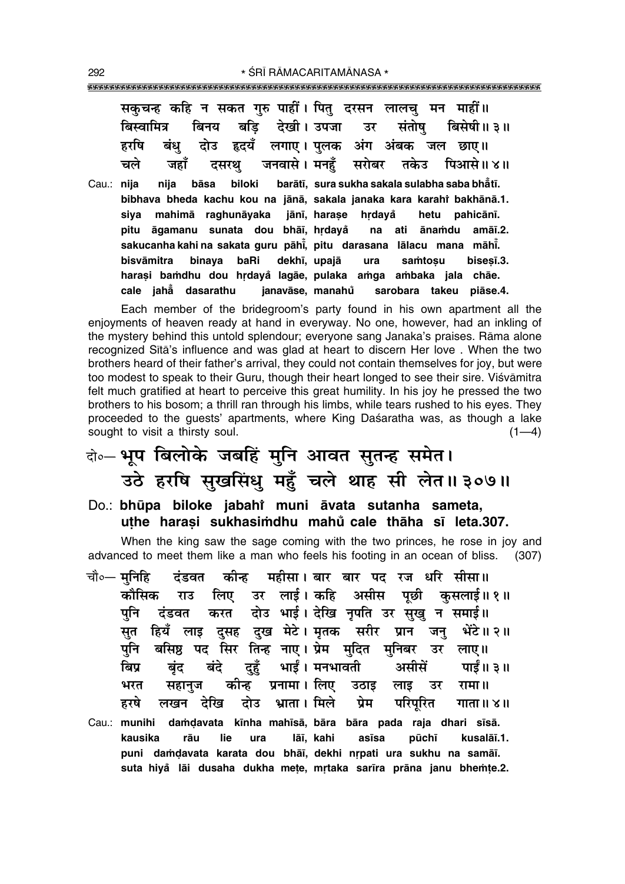सकुचन्ह कहि न सकत गुरु पाहीं। पितु दरसन लालचु मन माहीं॥
बिस्वामित्र बिनय बड़ि देखी। उपजा उर संतोषु बिसेषी॥ ३॥
हरषि बंधु दोउ हृदयँ लगाए। पुलक अंग अंबक जल छाए॥
चले जहाँ दसरथु जनवासे। मनहुँ सरोबर तकेउ पिआसे॥ ४॥

Cau.: **nija nija bāsa biloki barātī, sura sukha sakala sulabha saba bhåtī.**
**bibhava bheda kachu kou na jānā, sakala janaka kara karahiṁ bakhānā.1.**
**siya mahimā raghunāyaka jānī, harașe hṛdayå hetu pahicānī.**
**pitu āgamanu sunata dou bhāī, hṛdayå na ati ānaṁdu amāī.2.**
**sakucanha kahi na sakata guru pāhī̊, pitu darasana lālacu mana māhī̊.**
**bisvāmitra binaya baRi dekhī, upajā ura saṁtoșu biseșī.3.**
**harași baṁdhu dou hṛdayå lagāe, pulaka aṁga aṁbaka jala chāe.**
**cale jahå̊ dasarathu janavāse, manahů sarobara takeu piāse.4.**

Each member of the bridegroom's party found in his own apartment all the enjoyments of heaven ready at hand in everyway. No one, however, had an inkling of the mystery behind this untold splendour; everyone sang Janaka's praises. Rāma alone recognized Sītā's influence and was glad at heart to discern Her love . When the two brothers heard of their father's arrival, they could not contain themselves for joy, but were too modest to speak to their Guru, though their heart longed to see their sire. Viśvāmitra felt much gratified at heart to perceive this great humility. In his joy he pressed the two brothers to his bosom; a thrill ran through his limbs, while tears rushed to his eyes. They proceeded to the guests' apartments, where King Daśaratha was, as though a lake sought to visit a thirsty soul. (1—4)

## दो०— भूप बिलोके जबहिं मुनि आवत सुतन्ह समेत। उठे हरषि सुखसिंधु महुँ चले थाह सी लेत॥ ३०७॥

**Do.: bhūpa biloke jabahiṁ muni āvata sutanha sameta, uṭhe harași sukhasiṁdhu mahů cale thāha sī leta.307.**

When the king saw the sage coming with the two princes, he rose in joy and advanced to meet them like a man who feels his footing in an ocean of bliss. (307)

चौ०— मुनिहि दंडवत कीन्ह महीसा। बार बार पद रज धरि सीसा॥
कौसिक राउ लिए उर लाई। कहि असीस पूछी कुसलाई॥ १॥
पुनि दंडवत करत दोउ भाई। देखि नृपति उर सुखु न समाई॥
सुत हियँ लाइ दुसह दुख मेटे। मृतक सरीर प्रान जनु भेंटे॥ २॥
पुनि बसिष्ठ पद सिर तिन्ह नाए। प्रेम मुदित मुनिबर उर लाए॥
बिप्र बृंद बंदे दुहुँ भाईं। मनभावती असीसें पाईं॥ ३॥
भरत सहानुज कीन्ह प्रनामा। लिए उठाइ लाइ उर रामा॥
हरषे लखन देखि दोउ भ्राता। मिले प्रेम परिपूरित गाता॥ ४॥

Cau.: **munihi daṁḍavata kīnha mahīsā, bāra bāra pada raja dhari sīsā.**
**kausika rāu lie ura lāī, kahi asīsa pūchī kusalāī.1.**
**puni daṁḍavata karata dou bhāī, dekhi nṛpati ura sukhu na samāī.**
**suta hiyå lāi dusaha dukha meṭe, mṛtaka sarīra prāna janu bheṁṭe.2.**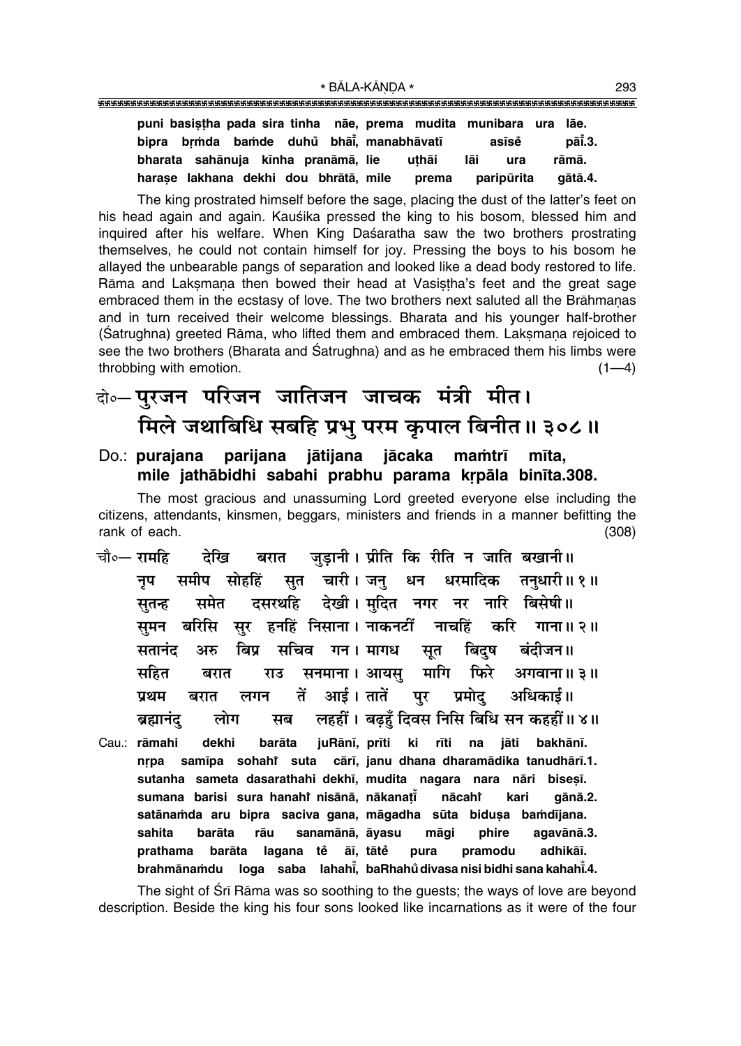**puni basiṣṭha pada sira tinha nāe, prema mudita munibara ura lāe.**
**bipra bṛṁda baṁde duhu̐ bhāī̐, manabhāvatī asīse̐ pāī̐.3.**
**bharata sahānuja kīnha pranāmā, lie uṭhāi lāi ura rāmā.**
**harașe lakhana dekhi dou bhrātā, mile prema paripūrita gātā.4.**

The king prostrated himself before the sage, placing the dust of the latter's feet on his head again and again. Kauśika pressed the king to his bosom, blessed him and inquired after his welfare. When King Daśaratha saw the two brothers prostrating themselves, he could not contain himself for joy. Pressing the boys to his bosom he allayed the unbearable pangs of separation and looked like a dead body restored to life. Rāma and Lakṣmaṇa then bowed their head at Vasiṣṭha's feet and the great sage embraced them in the ecstasy of love. The two brothers next saluted all the Brāhmaṇas and in turn received their welcome blessings. Bharata and his younger half-brother (Śatrughna) greeted Rāma, who lifted them and embraced them. Lakṣmaṇa rejoiced to see the two brothers (Bharata and Śatrughna) and as he embraced them his limbs were throbbing with emotion. (1—4)

## दो०– पुरजन परिजन जातिजन जाचक मंत्री मीत। मिले जथाबिधि सबहि प्रभु परम कृपाल बिनीत॥ ३०८॥

**Do.: purajana parijana jātijana jācaka maṁtrī mīta,**
**mile jathābidhi sabahi prabhu parama kṛpāla binīta.308.**

The most gracious and unassuming Lord greeted everyone else including the citizens, attendants, kinsmen, beggars, ministers and friends in a manner befitting the rank of each. (308)

चौ०– रामहि देखि बरात जुड़ानी। प्रीति कि रीति न जाति बखानी॥
नृप समीप सोहहिं सुत चारी। जनु धन धरमादिक तनुधारी॥ १॥
सुतन्ह समेत दसरथहि देखी। मुदित नगर नर नारि बिसेषी॥
सुमन बरिसि सुर हनहिं निसाना। नाकनटीं नाचहिं करि गाना॥ २॥
सतानंद अरु बिप्र सचिव गन। मागध सूत बिदुष बंदीजन॥
सहित बरात राउ सनमाना। आयसु मागि फिरे अगवाना॥ ३॥
प्रथम बरात लगन तें आई। तातें पुर प्रमोदु अधिकाई॥
ब्रह्मानंदु लोग सब लहहीं। बढ़हुँ दिवस निसि बिधि सन कहहीं॥ ४॥

**Cau.: rāmahi dekhi barāta juRānī, prīti ki rīti na jāti bakhānī.**
**nṛpa samīpa sohahi̐ suta cārī, janu dhana dharamādika tanudhārī.1.**
**sutanha sameta dasarathahi dekhī, mudita nagara nara nāri biseṣī.**
**sumana barisi sura hanahi̐ nisānā, nākanaṭī̐ nācahi̐ kari gānā.2.**
**satānaṁda aru bipra saciva gana, māgadha sūta biduṣa baṁdījana.**
**sahita barāta rāu sanamānā, āyasu māgi phire agavānā.3.**
**prathama barāta lagana te̐ āī, tāte̐ pura pramodu adhikāī.**
**brahmānaṁdu loga saba lahahī̐, baRhahu̐ divasa nisi bidhi sana kahahī̐.4.**

The sight of Śrī Rāma was so soothing to the guests; the ways of love are beyond description. Beside the king his four sons looked like incarnations as it were of the four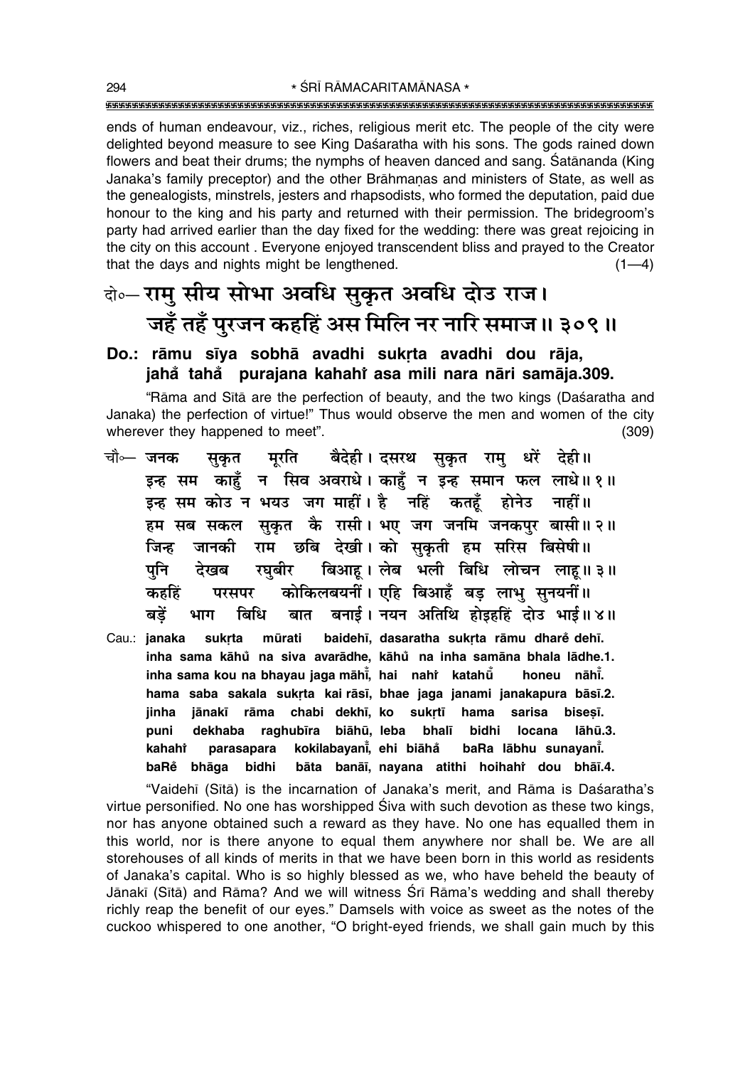ends of human endeavour, viz., riches, religious merit etc. The people of the city were delighted beyond measure to see King Daśaratha with his sons. The gods rained down flowers and beat their drums; the nymphs of heaven danced and sang. Śatānanda (King Janaka's family preceptor) and the other Brāhmaṇas and ministers of State, as well as the genealogists, minstrels, jesters and rhapsodists, who formed the deputation, paid due honour to the king and his party and returned with their permission. The bridegroom's party had arrived earlier than the day fixed for the wedding: there was great rejoicing in the city on this account . Everyone enjoyed transcendent bliss and prayed to the Creator that the days and nights might be lengthened. (1—4)

## दो०— रामु सीय सोभा अवधि सुकृत अवधि दोउ राज। जहँ तहँ पुरजन कहहिं अस मिलि नर नारि समाज॥ ३०९॥

**Do.: rāmu sīya sobhā avadhi sukṛta avadhi dou rāja, jahå° tahå° purajana kahahi° asa mili nara nāri samāja.309.**

"Rāma and Sītā are the perfection of beauty, and the two kings (Daśaratha and Janaka) the perfection of virtue!" Thus would observe the men and women of the city wherever they happened to meet". (309)

चौ०— जनक सुकृत मूरति बैदेही। दसरथ सुकृत रामु धरें देही॥
इन्ह सम काहुँ न सिव अवराधे। काहुँ न इन्ह समान फल लाधे॥ १॥
इन्ह सम कोउ न भयउ जग माहीं। है नहिं कतहूँ होनेउ नाहीं॥
हम सब सकल सुकृत कै रासी। भए जग जनमि जनकपुर बासी॥ २॥
जिन्ह जानकी राम छबि देखी। को सुकृती हम सरिस बिसेषी॥
पुनि देखब रघुबीर बिआहू। लेब भली बिधि लोचन लाहू॥ ३॥
कहहिं परसपर कोकिलबयनीं। एहि बिआहँ बड़ लाभु सुनयनीं॥
बड़ें भाग बिधि बात बनाई। नयन अतिथि होइहहिं दोउ भाई॥ ४॥

Cau.: janaka sukṛta mūrati baidehī, dasaratha sukṛta rāmu dhare° dehī.
inha sama kāhu° na siva avarādhe, kāhu° na inha samāna phala lādhe.1.
inha sama kou na bhayau jaga māhī°, hai nahi° katahū° honeu nāhī°.
hama saba sakala sukṛta kai rāsī, bhae jaga janami janakapura bāsī.2.
jinha jānakī rāma chabi dekhī, ko sukṛtī hama sarisa biseṣī.
puni dekhaba raghubīra biāhū, leba bhalī bidhi locana lāhū.3.
kahahi° parasapara kokilabayanī°, ehi biāhå° baRa lābhu sunayanī°.
baRe° bhāga bidhi bāta banāī, nayana atithi hoihahi° dou bhāī.4.

"Vaidehī (Sītā) is the incarnation of Janaka's merit, and Rāma is Daśaratha's virtue personified. No one has worshipped Śiva with such devotion as these two kings, nor has anyone obtained such a reward as they have. No one has equalled them in this world, nor is there anyone to equal them anywhere nor shall be. We are all storehouses of all kinds of merits in that we have been born in this world as residents of Janaka's capital. Who is so highly blessed as we, who have beheld the beauty of Jānakī (Sītā) and Rāma? And we will witness Śrī Rāma's wedding and shall thereby richly reap the benefit of our eyes." Damsels with voice as sweet as the notes of the cuckoo whispered to one another, "O bright-eyed friends, we shall gain much by this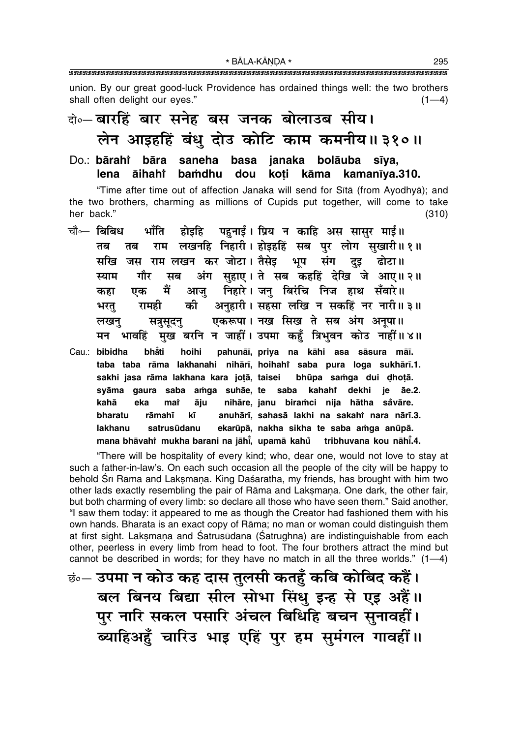union. By our great good-luck Providence has ordained things well: the two brothers shall often delight our eyes." (1—4)

दो०— बारहिं बार सनेह बस जनक बोलाउब सीय।
लेन आइहहिं बंधु दोउ कोटि काम कमनीय॥ ३१०॥

Do.: **bārahi̐ bāra saneha basa janaka bolāuba sīya,**
**lena āihahi̐ baṁdhu dou koṭi kāma kamanīya.310.**

"Time after time out of affection Janaka will send for Sītā (from Ayodhyā); and the two brothers, charming as millions of Cupids put together, will come to take her back." (310)

चौ०— बिबिध भाँति होइहि पहुनाई। प्रिय न काहि अस सासुर माई॥
तब तब राम लखनहि निहारी। होइहहिं सब पुर लोग सुखारी॥ १॥
सखि जस राम लखन कर जोटा। तैसेइ भूप संग दुइ ढोटा॥
स्याम गौर सब अंग सुहाए। ते सब कहहिं देखि जे आए॥ २॥
कहा एक मैं आजु निहारे। जनु बिरंचि निज हाथ सँवारे॥
भरतु रामही की अनुहारी। सहसा लखि न सकहिं नर नारी॥ ३॥
लखनु सत्रुसूदनु एकरूपा। नख सिख ते सब अंग अनूपा॥
मन भावहिं मुख बरनि न जाहीं। उपमा कहुँ त्रिभुवन कोउ नाहीं॥ ४॥

Cau.: **bibidha bhā̐ti hoihi pahunāī, priya na kāhi asa sāsura māī.**
**taba taba rāma lakhanahi nihārī, hoihahi̐ saba pura loga sukhārī.1.**
**sakhi jasa rāma lakhana kara joṭā, taisei bhūpa saṁga dui ḍhoṭā.**
**syāma gaura saba aṁga suhāe, te saba kahahi̐ dekhi je āe.2.**
**kahā eka mai̐ āju nihāre, janu biraṁci nija hātha sa̐vāre.**
**bharatu rāmahī kī anuhārī, sahasā lakhi na sakahi̐ nara nārī.3.**
**lakhanu satrusūdanu ekarūpā, nakha sikha te saba aṁga anūpā.**
**mana bhāvahi̐ mukha barani na jāhī̐, upamā kahu̐ tribhuvana kou nāhī̐.4.**

"There will be hospitality of every kind; who, dear one, would not love to stay at such a father-in-law's. On each such occasion all the people of the city will be happy to behold Śrī Rāma and Lakṣmaṇa. King Daśaratha, my friends, has brought with him two other lads exactly resembling the pair of Rāma and Lakṣmaṇa. One dark, the other fair, but both charming of every limb: so declare all those who have seen them." Said another, "I saw them today: it appeared to me as though the Creator had fashioned them with his own hands. Bharata is an exact copy of Rāma; no man or woman could distinguish them at first sight. Lakṣmaṇa and Śatrusūdana (Śatrughna) are indistinguishable from each other, peerless in every limb from head to foot. The four brothers attract the mind but cannot be described in words; for they have no match in all the three worlds." (1—4)

छं०— उपमा न कोउ कह दास तुलसी कतहुँ कबि कोबिद कहैं।
बल बिनय बिद्या सील सोभा सिंधु इन्ह से एइ अहैं॥
पुर नारि सकल पसारि अंचल बिधिहि बचन सुनावहीं।
ब्याहिअहुँ चारिउ भाइ एहिं पुर हम सुमंगल गावहीं॥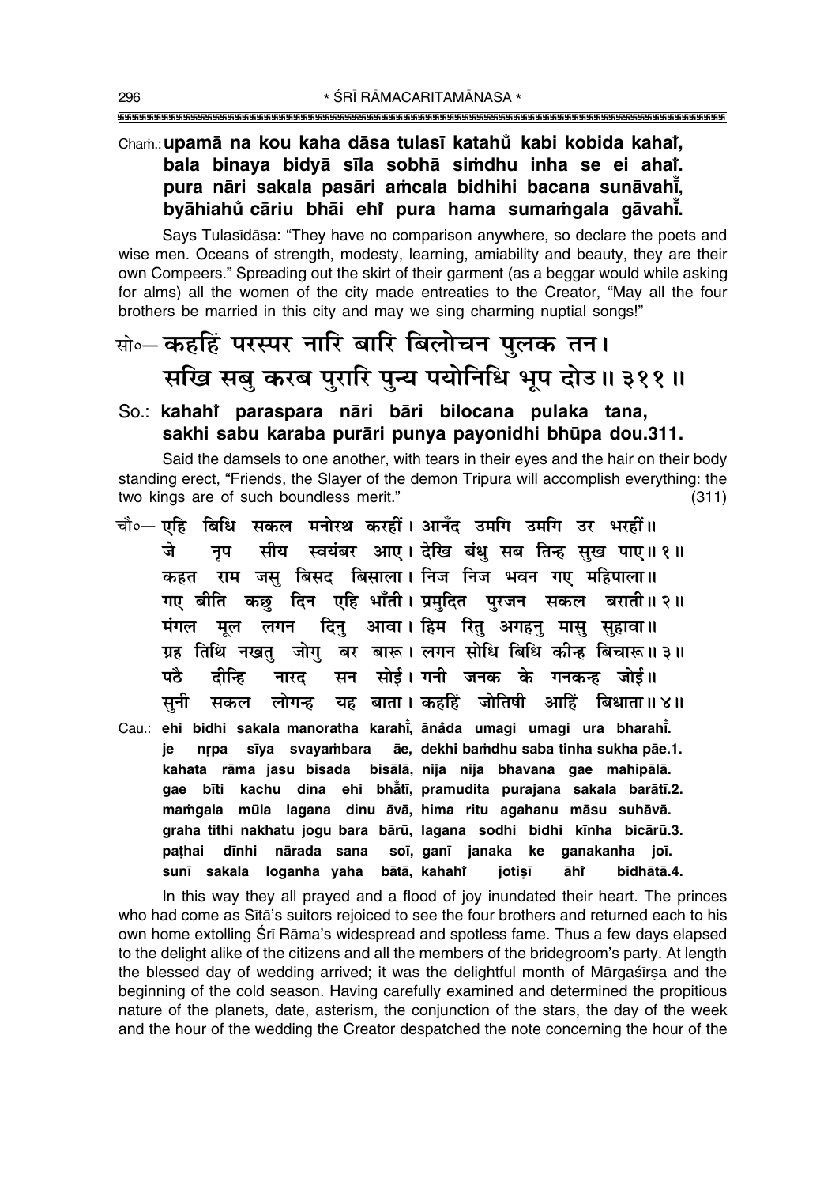Cham.: **upamā na kou kaha dāsa tulasī katahů kabi kobida kahaiṁ, bala binaya bidyā sīla sobhā siṁdhu inha se ei ahaiṁ. pura nāri sakala pasāri aṁcala bidhihi bacana sunāvahīṁ, byāhiahů cāriu bhāi ehiṁ pura hama sumaṁgala gāvahīṁ.**

Says Tulasīdāsa: "They have no comparison anywhere, so declare the poets and wise men. Oceans of strength, modesty, learning, amiability and beauty, they are their own Compeers." Spreading out the skirt of their garment (as a beggar would while asking for alms) all the women of the city made entreaties to the Creator, "May all the four brothers be married in this city and may we sing charming nuptial songs!"

सो०— **कहहिं परस्पर नारि बारि बिलोचन पुलक तन।**
**सखि सबु करब पुरारि पुन्य पयोनिधि भूप दोउ॥ ३११॥**

So.: **kahahiṁ paraspara nāri bāri bilocana pulaka tana, sakhi sabu karaba purāri punya payonidhi bhūpa dou.311.**

Said the damsels to one another, with tears in their eyes and the hair on their body standing erect, "Friends, the Slayer of the demon Tripura will accomplish everything: the two kings are of such boundless merit." (311)

चौ०— **एहि बिधि सकल मनोरथ करहीं। आनँद उमगि उमगि उर भरहीं॥**
**जे नृप सीय स्वयंबर आए। देखि बंधु सब तिन्ह सुख पाए॥ १॥**
**कहत राम जसु बिसद बिसाला। निज निज भवन गए महिपाला॥**
**गए बीति कछु दिन एहि भाँती। प्रमुदित पुरजन सकल बराती॥ २॥**
**मंगल मूल लगन दिनु आवा। हिम रितु अगहनु मासु सुहावा॥**
**ग्रह तिथि नखतु जोगु बर बारू। लगन सोधि बिधि कीन्ह बिचारू॥ ३॥**
**पठै दीन्हि नारद सन सोई। गनी जनक के गनकन्ह जोई॥**
**सुनी सकल लोगन्ह यह बाता। कहहिं जोतिषी आहिं बिधाता॥ ४॥**

Cau.: **ehi bidhi sakala manoratha karahīṁ, ānaṁda umagi umagi ura bharahīṁ. je nṛpa sīya svayaṁbara āe, dekhi baṁdhu saba tinha sukha pāe.1. kahata rāma jasu bisada bisālā, nija nija bhavana gae mahipālā. gae bīti kachu dina ehi bhāṁtī, pramudita purajana sakala barātī.2. maṁgala mūla lagana dinu āvā, hima ritu agahanu māsu suhāvā. graha tithi nakhatu jogu bara bārū, lagana sodhi bidhi kīnha bicārū.3. paṭhai dīnhi nārada sana soī, ganī janaka ke ganakanha joī. sunī sakala loganha yaha bātā, kahahiṁ jotiṣī āhiṁ bidhātā.4.**

In this way they all prayed and a flood of joy inundated their heart. The princes who had come as Sītā's suitors rejoiced to see the four brothers and returned each to his own home extolling Śrī Rāma's widespread and spotless fame. Thus a few days elapsed to the delight alike of the citizens and all the members of the bridegroom's party. At length the blessed day of wedding arrived; it was the delightful month of Mārgaśīrṣa and the beginning of the cold season. Having carefully examined and determined the propitious nature of the planets, date, asterism, the conjunction of the stars, the day of the week and the hour of the wedding the Creator despatched the note concerning the hour of the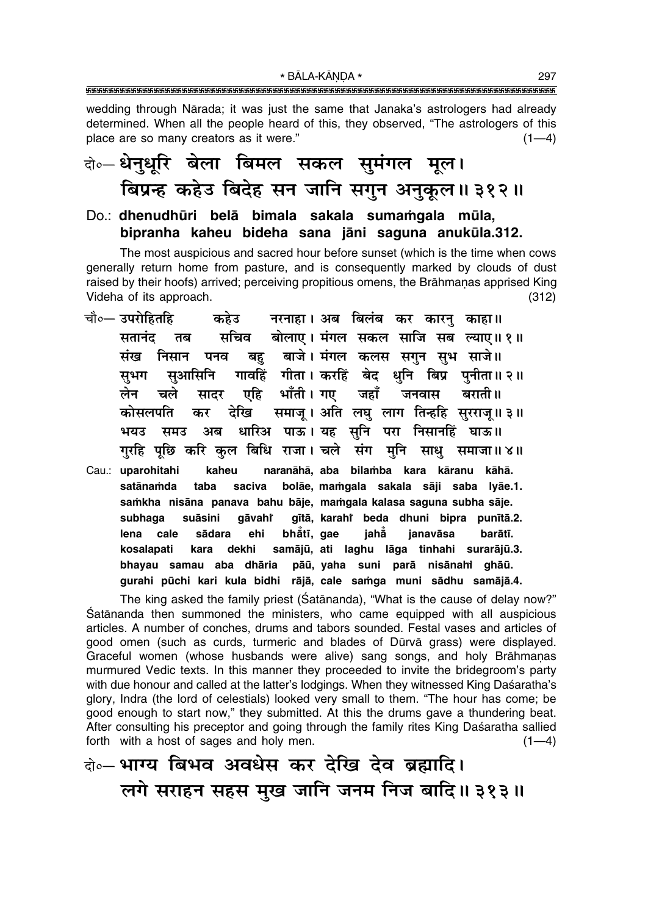wedding through Nārada; it was just the same that Janaka's astrologers had already determined. When all the people heard of this, they observed, "The astrologers of this place are so many creators as it were." (1—4)

दो०— धेनुधूरि बेला बिमल सकल सुमंगल मूल।
बिप्रन्ह कहेउ बिदेह सन जानि सगुन अनुकूल॥ ३१२॥

**Do.: dhenudhūri belā bimala sakala sumaṁgala mūla, bipranha kaheu bideha sana jāni saguna anukūla.312.**

The most auspicious and sacred hour before sunset (which is the time when cows generally return home from pasture, and is consequently marked by clouds of dust raised by their hoofs) arrived; perceiving propitious omens, the Brāhmaṇas apprised King Videha of its approach. (312)

चौ०— उपरोहितहि कहेउ नरनाहा। अब बिलंब कर कारनु काहा॥
सतानंद तब सचिव बोलाए। मंगल सकल साजि सब ल्याए॥ १॥
संख निसान पनव बहु बाजे। मंगल कलस सगुन सुभ साजे॥
सुभग सुआसिनि गावहिं गीता। करहिं बेद धुनि बिप्र पुनीता॥ २॥
लेन चले सादर एहि भाँती। गए जहाँ जनवास बराती॥
कोसलपति कर देखि समाजू। अति लघु लाग तिन्हहि सुरराजू॥ ३॥
भयउ समउ अब धारिअ पाऊ। यह सुनि परा निसानहिं घाऊ॥
गुरहि पूछि करि कुल बिधि राजा। चले संग मुनि साधु समाजा॥ ४॥

**Cau.: uparohitahi kaheu naranāhā, aba bilaṁba kara kāranu kāhā. satānaṁda taba saciva bolāe, maṁgala sakala sāji saba lyāe.1. saṁkha nisāna panava bahu bāje, maṁgala kalasa saguna subha sāje. subhaga suāsini gāvahiṁ gītā, karahiṁ beda dhuni bipra punītā.2. lena cale sādara ehi bhāṁtī, gae jahāṁ janavāsa barātī. kosalapati kara dekhi samājū, ati laghu lāga tinhahi surarājū.3. bhayau samau aba dhāria pāū, yaha suni parā nisānahiṁ ghāū. gurahi pūchi kari kula bidhi rājā, cale saṁga muni sādhu samājā.4.**

The king asked the family priest (Śatānanda), "What is the cause of delay now?" Śatānanda then summoned the ministers, who came equipped with all auspicious articles. A number of conches, drums and tabors sounded. Festal vases and articles of good omen (such as curds, turmeric and blades of Dūrvā grass) were displayed. Graceful women (whose husbands were alive) sang songs, and holy Brāhmaṇas murmured Vedic texts. In this manner they proceeded to invite the bridegroom's party with due honour and called at the latter's lodgings. When they witnessed King Daśaratha's glory, Indra (the lord of celestials) looked very small to them. "The hour has come; be good enough to start now," they submitted. At this the drums gave a thundering beat. After consulting his preceptor and going through the family rites King Daśaratha sallied forth with a host of sages and holy men. (1—4)

दो०— भाग्य बिभव अवधेस कर देखि देव ब्रह्मादि।
लगे सराहन सहस मुख जानि जनम निज बादि॥ ३१३॥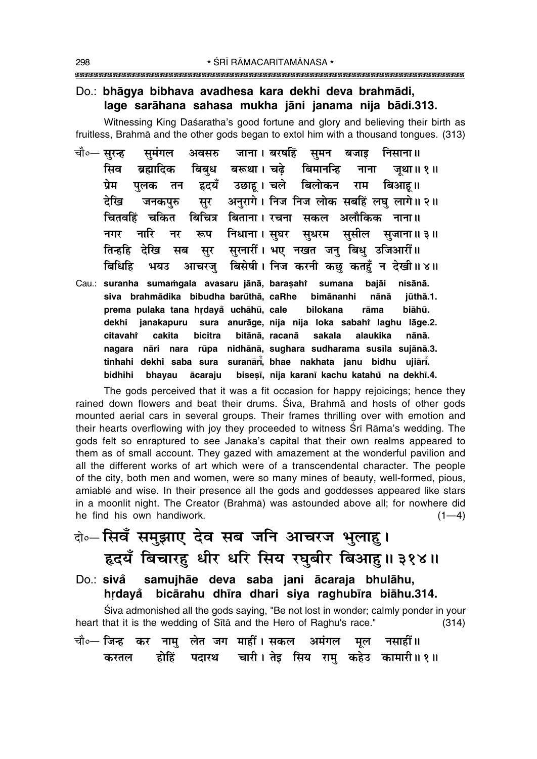Do.: **bhāgya bibhava avadhesa kara dekhi deva brahmādi, lage sarāhana sahasa mukha jāni janama nija bādi.313.**

Witnessing King Daśaratha's good fortune and glory and believing their birth as fruitless, Brahmā and the other gods began to extol him with a thousand tongues. (313)

चौ०— सुरन्ह सुमंगल अवसरु जाना। बरषहिं सुमन बजाइ निसाना॥
सिव ब्रह्मादिक बिबुध बरूथा। चढ़े बिमानन्हि नाना जूथा॥ १॥
प्रेम पुलक तन हृदयँ उछाहू। चले बिलोकन राम बिआहू॥
देखि जनकपुरु सुर अनुरागे। निज निज लोक सबहिं लघु लागे॥ २॥
चितवहिं चकित बिचित्र बिताना। रचना सकल अलौकिक नाना॥
नगर नारि नर रूप निधाना। सुघर सुधरम सुसील सुजाना॥ ३॥
तिन्हहि देखि सब सुर सुरनारीं। भए नखत जनु बिधु उजिआरीं॥
बिधिहि भयउ आचरजु बिसेषी। निज करनी कछु कतहुँ न देखी॥ ४॥

Cau.: **suranha sumaṁgala avasaru jānā, baraṣahiṁ sumana bajāi nisānā. siva brahmādika bibudha barūthā, caRhe bimānanhi nānā jūthā.1. prema pulaka tana hṛdayaँ uchāhū, cale bilokana rāma biāhū. dekhi janakapuru sura anurāge, nija nija loka sabahiṁ laghu lāge.2. citavahiṁ cakita bicitra bitānā, racanā sakala alaukika nānā. nagara nāri nara rūpa nidhānā, sughara sudharama susīla sujānā.3. tinhahi dekhi saba sura suranārīṁ, bhae nakhata janu bidhu ujiārīṁ. bidhihi bhayau ācaraju biseṣī, nija karanī kachu katahuँ na dekhī.4.**

The gods perceived that it was a fit occasion for happy rejoicings; hence they rained down flowers and beat their drums. Śiva, Brahmā and hosts of other gods mounted aerial cars in several groups. Their frames thrilling over with emotion and their hearts overflowing with joy they proceeded to witness Śrī Rāma's wedding. The gods felt so enraptured to see Janaka's capital that their own realms appeared to them as of small account. They gazed with amazement at the wonderful pavilion and all the different works of art which were of a transcendental character. The people of the city, both men and women, were so many mines of beauty, well-formed, pious, amiable and wise. In their presence all the gods and goddesses appeared like stars in a moonlit night. The Creator (Brahmā) was astounded above all; for nowhere did he find his own handiwork. (1—4)

दो०— सिवँ समुझाए देव सब जनि आचरज भुलाहु।
हृदयँ बिचारहु धीर धरि सिय रघुबीर बिआहु॥ ३१४॥

Do.: **sivaँ samujhāe deva saba jani ācaraja bhulāhu, hṛdayaँ bicārahu dhīra dhari siya raghubīra biāhu.314.**

Śiva admonished all the gods saying, "Be not lost in wonder; calmly ponder in your heart that it is the wedding of Sītā and the Hero of Raghu's race." (314)

चौ०— जिन्ह कर नामु लेत जग माहीं। सकल अमंगल मूल नसाहीं॥
करतल होहिं पदारथ चारी। तेइ सिय रामु कहेउ कामारी॥ १॥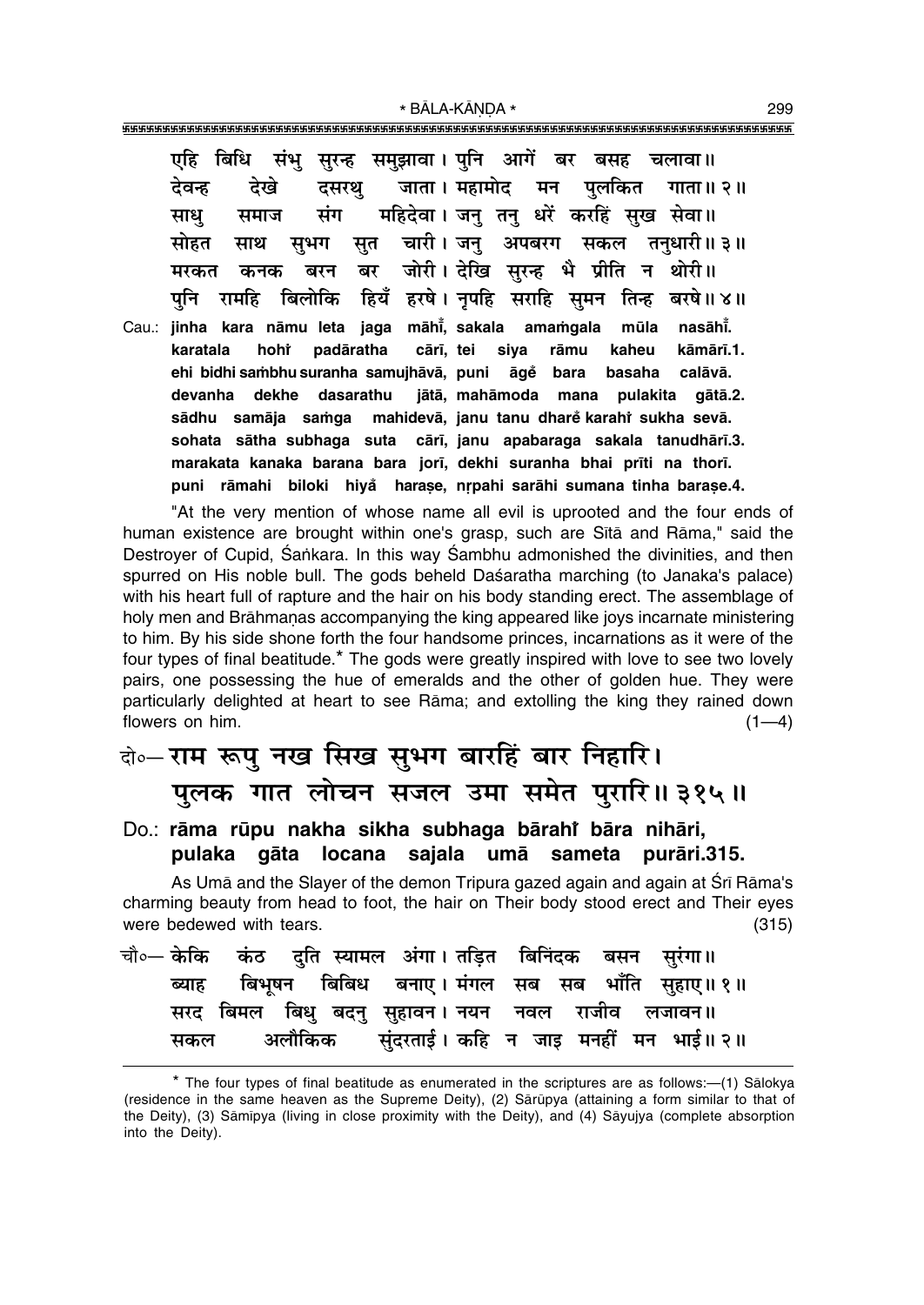एहि बिधि संभु सुरन्ह समुझावा। पुनि आगें बर बसह चलावा॥
देवन्ह देखे दसरथु जाता। महामोद मन पुलकित गाता॥ २॥
साधु समाज संग महिदेवा। जनु तनु धरें करहिं सुख सेवा॥
सोहत साथ सुभग सुत चारी। जनु अपबरग सकल तनुधारी॥ ३॥
मरकत कनक बरन बर जोरी। देखि सुरन्ह भै प्रीति न थोरी॥
पुनि रामहि बिलोकि हियँ हरषे। नृपहि सराहि सुमन तिन्ह बरषे॥ ४॥

Cau.: **jinha kara nāmu leta jaga māhī̃, sakala amaṁgala mūla nasāhī̃.**
**karatala hohi̇̃ padāratha cārī, tei siya rāmu kaheu kāmārī.1.**
**ehi bidhi saṁbhu suranha samujhāvā, puni āgě̃ bara basaha calāvā.**
**devanha dekhe dasarathu jātā, mahāmoda mana pulakita gātā.2.**
**sādhu samāja saṁga mahidevā, janu tanu dharě̃ karahi̇̃ sukha sevā.**
**sohata sātha subhaga suta cārī, janu apabaraga sakala tanudhārī.3.**
**marakata kanaka barana bara jorī, dekhi suranha bhai prīti na thorī.**
**puni rāmahi biloki hiyå̃ haraṣe, nṛpahi sarāhi sumana tinha baraṣe.4.**

"At the very mention of whose name all evil is uprooted and the four ends of human existence are brought within one's grasp, such are Sītā and Rāma," said the Destroyer of Cupid, Śaṅkara. In this way Śambhu admonished the divinities, and then spurred on His noble bull. The gods beheld Daśaratha marching (to Janaka's palace) with his heart full of rapture and the hair on his body standing erect. The assemblage of holy men and Brāhmaṇas accompanying the king appeared like joys incarnate ministering to him. By his side shone forth the four handsome princes, incarnations as it were of the four types of final beatitude.* The gods were greatly inspired with love to see two lovely pairs, one possessing the hue of emeralds and the other of golden hue. They were particularly delighted at heart to see Rāma; and extolling the king they rained down flowers on him. (1—4)

## दो॰— राम रूपु नख सिख सुभग बारहिं बार निहारि। पुलक गात लोचन सजल उमा समेत पुरारि॥ ३१५॥

Do.: **rāma rūpu nakha sikha subhaga bārahi̇̃ bāra nihāri,**
**pulaka gāta locana sajala umā sameta purāri.315.**

As Umā and the Slayer of the demon Tripura gazed again and again at Śrī Rāma's charming beauty from head to foot, the hair on Their body stood erect and Their eyes were bedewed with tears. (315)

चौ॰— केकि कंठ दुति स्यामल अंगा। तड़ित बिनिंदक बसन सुरंगा॥
ब्याह बिभूषन बिबिध बनाए। मंगल सब सब भाँति सुहाए॥ १॥
सरद बिमल बिधु बदनु सुहावन। नयन नवल राजीव लजावन॥
सकल अलौकिक सुंदरताई। कहि न जाइ मनहीं मन भाई॥ २॥

---

* The four types of final beatitude as enumerated in the scriptures are as follows:—(1) Sālokya (residence in the same heaven as the Supreme Deity), (2) Sārūpya (attaining a form similar to that of the Deity), (3) Sāmīpya (living in close proximity with the Deity), and (4) Sāyujya (complete absorption into the Deity).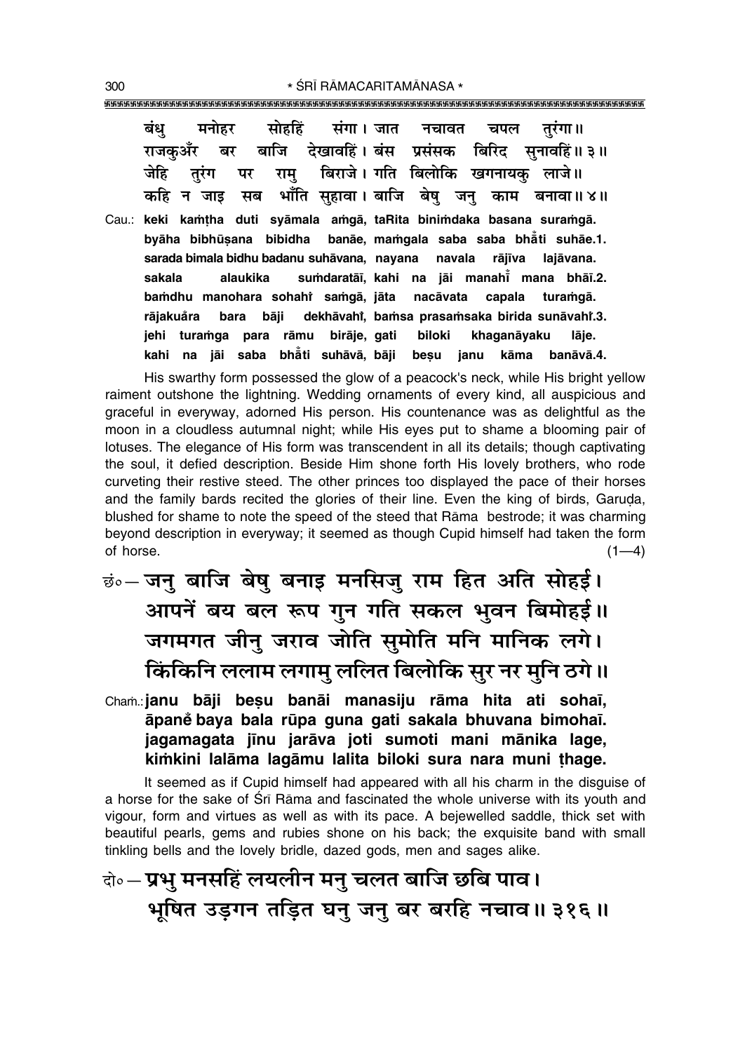बंधु मनोहर सोहहिं संगा। जात नचावत चपल तुरंगा॥
राजकुअँर बर बाजि देखावहिं। बंस प्रसंसक बिरिद सुनावहिं॥ ३॥
जेहि तुरंग पर रामु बिराजे। गति बिलोकि खगनायकु लाजे॥
कहि न जाइ सब भाँति सुहावा। बाजि बेषु जनु काम बनावा॥ ४॥

Cau.: **keki kaṁṭha duti syāmala aṁgā, taRita biniṁdaka basana suraṁgā.**
**byāha bibhūṣana bibidha banāe, maṁgala saba saba bhā̐ti suhāe.1.**
**sarada bimala bidhu badanu suhāvana, nayana navala rājīva lajāvana.**
**sakala alaukika suṁdaratāī, kahi na jāi manahī̐ mana bhāī.2.**
**baṁdhu manohara sohahi̐ saṁgā, jāta nacāvata capala turaṁgā.**
**rājakua̐ra bara bāji dekhāvahi̐, baṁsa prasaṁsaka birida sunāvahi̐.3.**
**jehi turaṁga para rāmu birāje, gati biloki khaganāyaku lāje.**
**kahi na jāi saba bhā̐ti suhāvā, bāji beṣu janu kāma banāvā.4.**

His swarthy form possessed the glow of a peacock's neck, while His bright yellow raiment outshone the lightning. Wedding ornaments of every kind, all auspicious and graceful in everyway, adorned His person. His countenance was as delightful as the moon in a cloudless autumnal night; while His eyes put to shame a blooming pair of lotuses. The elegance of His form was transcendent in all its details; though captivating the soul, it defied description. Beside Him shone forth His lovely brothers, who rode curveting their restive steed. The other princes too displayed the pace of their horses and the family bards recited the glories of their line. Even the king of birds, Garuḍa, blushed for shame to note the speed of the steed that Rāma bestrode; it was charming beyond description in everyway; it seemed as though Cupid himself had taken the form of horse. (1—4)

छं० — जनु बाजि बेषु बनाइ मनसिजु राम हित अति सोहई।
आपनें बय बल रूप गुन गति सकल भुवन बिमोहई॥
जगमगत जीनु जराव जोति सुमोति मनि मानिक लगे।
किंकिनि ललाम लगामु ललित बिलोकि सुर नर मुनि ठगे॥

Chaṁ.: **janu bāji beṣu banāi manasiju rāma hita ati sohaī,**
**āpanẽ baya bala rūpa guna gati sakala bhuvana bimohaī.**
**jagamagata jīnu jarāva joti sumoti mani mānika lage,**
**kiṁkini lalāma lagāmu lalita biloki sura nara muni ṭhage.**

It seemed as if Cupid himself had appeared with all his charm in the disguise of a horse for the sake of Śrī Rāma and fascinated the whole universe with its youth and vigour, form and virtues as well as with its pace. A bejewelled saddle, thick set with beautiful pearls, gems and rubies shone on his back; the exquisite band with small tinkling bells and the lovely bridle, dazed gods, men and sages alike.

दो० — प्रभु मनसहिं लयलीन मनु चलत बाजि छबि पाव।
भूषित उड़गन तड़ित घनु जनु बर बरहि नचाव॥ ३१६॥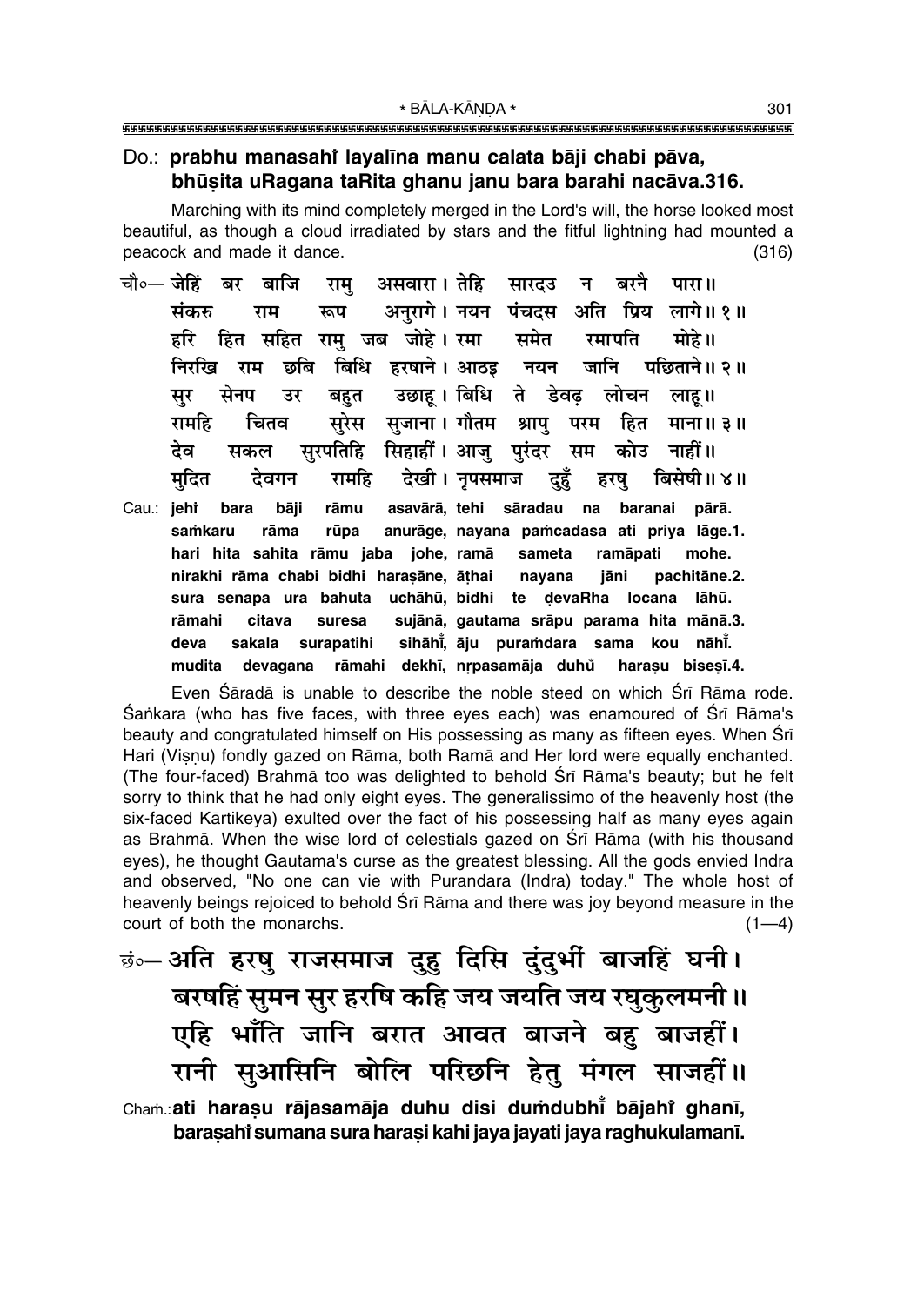**Do.: prabhu manasahi̐ layalīna manu calata bāji chabi pāva,**
**bhūṣita uRagana taRita ghanu janu bara barahi nacāva.316.**

Marching with its mind completely merged in the Lord's will, the horse looked most beautiful, as though a cloud irradiated by stars and the fitful lightning had mounted a peacock and made it dance. (316)

चौ०— जेहिं बर बाजि रामु असवारा। तेहि सारदउ न बरनै पारा॥
संकरु राम रूप अनुरागे। नयन पंचदस अति प्रिय लागे॥ १॥
हरि हित सहित रामु जब जोहे। रमा समेत रमापति मोहे॥
निरखि राम छबि बिधि हरषाने। आठइ नयन जानि पछिताने॥ २॥
सुर सेनप उर बहुत उछाहू। बिधि ते डेवढ़ लोचन लाहू॥
रामहि चितव सुरेस सुजाना। गौतम श्रापु परम हित माना॥ ३॥
देव सकल सुरपतिहि सिहाहीं। आजु पुरंदर सम कोउ नाहीं॥
मुदित देवगन रामहि देखी। नृपसमाज दुहुँ हरषु बिसेषी॥ ४॥

Cau.: **jehi̐ bara bāji rāmu asavārā, tehi sāradau na baranai pārā.**
**saṁkaru rāma rūpa anurāge, nayana paṁcadasa ati priya lāge.1.**
**hari hita sahita rāmu jaba johe, ramā sameta ramāpati mohe.**
**nirakhi rāma chabi bidhi haraṣāne, āṭhai nayana jāni pachitāne.2.**
**sura senapa ura bahuta uchāhū, bidhi te ḍevaRha locana lāhū.**
**rāmahi citava suresa sujānā, gautama srāpu parama hita mānā.3.**
**deva sakala surapatihi sihāhī̐, āju puraṁdara sama kou nāhī̐.**
**mudita devagana rāmahi dekhī, nṛpasamāja duhu̐ haraṣu biseṣī.4.**

Even Śāradā is unable to describe the noble steed on which Śrī Rāma rode. Śaṅkara (who has five faces, with three eyes each) was enamoured of Śrī Rāma's beauty and congratulated himself on His possessing as many as fifteen eyes. When Śrī Hari (Viṣṇu) fondly gazed on Rāma, both Ramā and Her lord were equally enchanted. (The four-faced) Brahmā too was delighted to behold Śrī Rāma's beauty; but he felt sorry to think that he had only eight eyes. The generalissimo of the heavenly host (the six-faced Kārtikeya) exulted over the fact of his possessing half as many eyes again as Brahmā. When the wise lord of celestials gazed on Śrī Rāma (with his thousand eyes), he thought Gautama's curse as the greatest blessing. All the gods envied Indra and observed, "No one can vie with Purandara (Indra) today." The whole host of heavenly beings rejoiced to behold Śrī Rāma and there was joy beyond measure in the court of both the monarchs. (1—4)

छं०— अति हरषु राजसमाज दुहु दिसि दुंदुभीं बाजहिं घनी।
बरषहिं सुमन सुर हरषि कहि जय जयति जय रघुकुलमनी॥
एहि भाँति जानि बरात आवत बाजने बहु बाजहीं।
रानी सुआसिनि बोलि परिछनि हेतु मंगल साजहीं॥

Chaṁ.: **ati haraṣu rājasamāja duhu disi duṁdubhī̐ bājahi̐ ghanī,**
**baraṣahi̐ sumana sura haraṣi kahi jaya jayati jaya raghukulamanī.**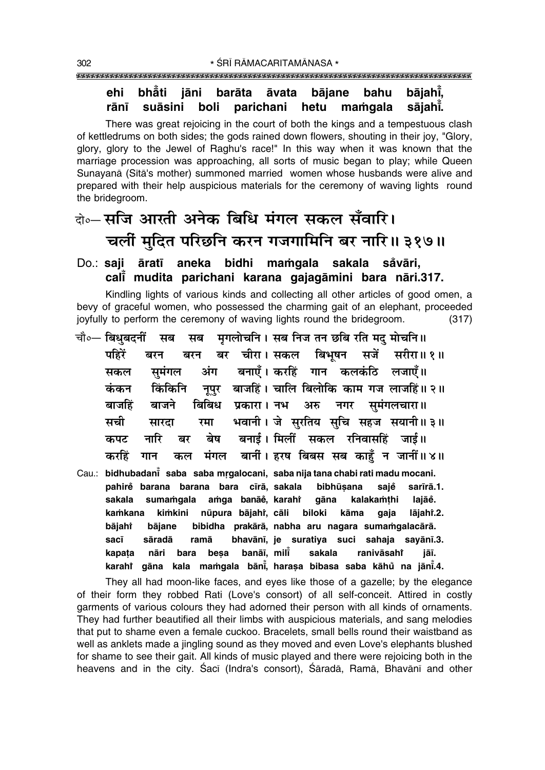**ehi bhå° ti jåni baråta åvata båjane bahu båjah°î, rån^î suåsini boli parichani hetu ma≈gala såjah°î.**

There was great rejoicing in the court of both the kings and a tempestuous clash of kettledrums on both sides; the gods rained down flowers, shouting in their joy, "Glory, glory, glory to the Jewel of Raghu's race!" In this way when it was known that the marriage procession was approaching, all sorts of music began to play; while Queen Sunayanå (Sîtå's mother) summoned married women whose husbands were alive and prepared with their help auspicious materials for the ceremony of waving lights round the bridegroom.

दो०— **सजि आरती अनेक बिधि मंगल सकल सँवारि।**
**चलीं मुदित परिछनि करन गजगामिनि बर नारि॥ ३१७॥**

Do.: **saji åratî aneka bidhi ma≈gala sakala sa°våri,**
**calî° mudita parichani karana gajagåmini bara nåri.317.**

Kindling lights of various kinds and collecting all other articles of good omen, a bevy of graceful women, who possessed the charming gait of an elephant, proceeded joyfully to perform the ceremony of waving lights round the bridegroom. (317)

चौ०— **बिधुबदनीं सब सब मृगलोचनि। सब निज तन छबि रति मदु मोचनि॥**
**पहिरें बरन बरन बर चीरा। सकल बिभूषन सजें सरीरा॥ १॥**
**सकल सुमंगल अंग बनाएँ। करहिं गान कलकंठि लजाएँ॥**
**कंकन किंकिनि नूपुर बाजहिं। चालि बिलोकि काम गज लाजहिं॥ २॥**
**बाजहिं बाजने बिबिध प्रकारा। नभ अरु नगर सुमंगलचारा॥**
**सची सारदा रमा भवानी। जे सुरतिय सुचि सहज सयानी॥ ३॥**
**कपट नारि बर बेष बनाई। मिलीं सकल रनिवासहिं जाई॥**
**करहिं गान कल मंगल बानीं। हरष बिबस सब काहुँ न जानीं॥ ४॥**

Cau.: **bidhubadanî° saba saba mægalocani, saba nija tana chabi rati madu mocani.**
**pahire° barana barana bara cîrå, sakala bibhµu¶ana saje° sarîrå.1.**
**sakala suma≈gala a≈ga banåe°, karahi° gåna kalaka≈ƒhi lajåe°.**
**ka≈kana ki≈kini nµupura båjahi°, cåli biloki kåma gaja låjahi°.2.**
**båjahi° båjane bibidha prakårå, nabha aru nagara suma≈galacårå.**
**sacî såradå ramå bhavånî, je suratiya suci sahaja sayånî.3.**
**kapaƒa nåri bara be¶a banåî, milî° sakala ranivåsahi° jåî.**
**karahi° gåna kala ma≈gala bånî°, hara¶a bibasa saba kåhu° na jånî°.4.**

They all had moon-like faces, and eyes like those of a gazelle; by the elegance of their form they robbed Rati (Love's consort) of all self-conceit. Attired in costly garments of various colours they had adorned their person with all kinds of ornaments. They had further beautified all their limbs with auspicious materials, and sang melodies that put to shame even a female cuckoo. Bracelets, small bells round their waistband as well as anklets made a jingling sound as they moved and even Love's elephants blushed for shame to see their gait. All kinds of music played and there were rejoicing both in the heavens and in the city. Íacî (Indra's consort), Íåradå, Ramå, Bhavånî and other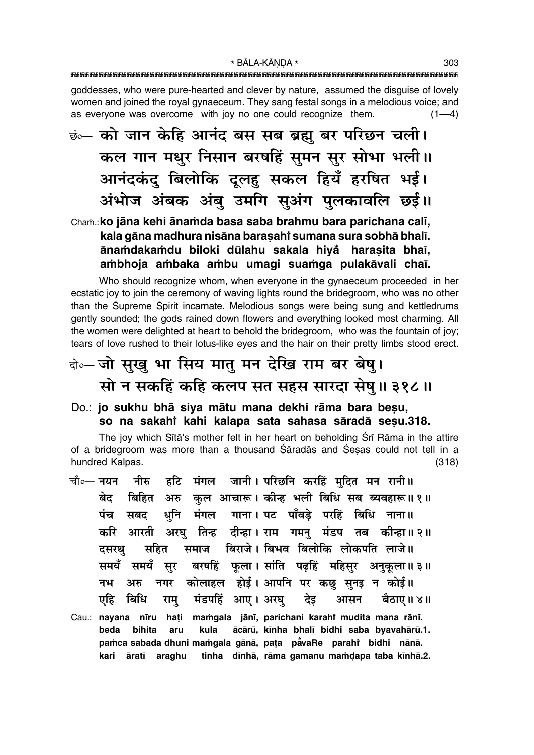goddesses, who were pure-hearted and clever by nature, assumed the disguise of lovely women and joined the royal gynaeceum. They sang festal songs in a melodious voice; and as everyone was overcome with joy no one could recognize them. (1—4)

**छं०— को जान केहि आनंद बस सब ब्रह्मु बर परिछन चली।**
**कल गान मधुर निसान बरषहिं सुमन सुर सोभा भली॥**
**आनंदकंदु बिलोकि दूलहु सकल हियँ हरषित भई।**
**अंभोज अंबक अंबु उमगि सुअंग पुलकावलि छई॥**

**Chaṁ.: ko jāna kehi ānaṁda basa saba brahmu bara parichana calī, kala gāna madhura nisāna baraṣahiṁ sumana sura sobhā bhalī. ānaṁdakaṁdu biloki dūlahu sakala hiyaଁ haraṣita bhaī, aṁbhoja aṁbaka aṁbu umagi suaṁga pulakāvali chaī.**

Who should recognize whom, when everyone in the gynaeceum proceeded in her ecstatic joy to join the ceremony of waving lights round the bridegroom, who was no other than the Supreme Spirit incarnate. Melodious songs were being sung and kettledrums gently sounded; the gods rained down flowers and everything looked most charming. All the women were delighted at heart to behold the bridegroom, who was the fountain of joy; tears of love rushed to their lotus-like eyes and the hair on their pretty limbs stood erect.

**दो०— जो सुखु भा सिय मातु मन देखि राम बर बेषु।**
**सो न सकहिं कहि कलप सत सहस सारदा सेषु॥ ३१८॥**

**Do.: jo sukhu bhā siya mātu mana dekhi rāma bara beṣu, so na sakahiṁ kahi kalapa sata sahasa sāradā seṣu.318.**

The joy which Sītā's mother felt in her heart on beholding Śrī Rāma in the attire of a bridegroom was more than a thousand Śāradās and Śeṣas could not tell in a hundred Kalpas. (318)

चौ०— नयन नीरु हटि मंगल जानी। परिछनि करहिं मुदित मन रानी॥
बेद बिहित अरु कुल आचारू। कीन्ह भली बिधि सब ब्यवहारू॥ १॥
पंच सबद धुनि मंगल गाना। पट पाँवड़े परहिं बिधि नाना॥
करि आरती अरघु तिन्ह दीन्हा। राम गमनु मंडप तब कीन्हा॥ २॥
दसरथु सहित समाज बिराजे। बिभव बिलोकि लोकपति लाजे॥
समयँ समयँ सुर बरषहिं फूला। सांति पढ़हिं महिसुर अनुकूला॥ ३॥
नभ अरु नगर कोलाहल होई। आपनि पर कछु सुनइ न कोई॥
एहि बिधि रामु मंडपहिं आए। अरघु देइ आसन बैठाए॥ ४॥

Cau.: **nayana nīru haṭi maṁgala jānī, parichani karahiṁ mudita mana rānī. beda bihita aru kula ācārū, kīnha bhalī bidhi saba byavahārū.1. paṁca sabada dhuni maṁgala gānā, paṭa pāଁvaRe parahiṁ bidhi nānā. kari āratī araghu tinha dīnhā, rāma gamanu maṁḍapa taba kīnhā.2.**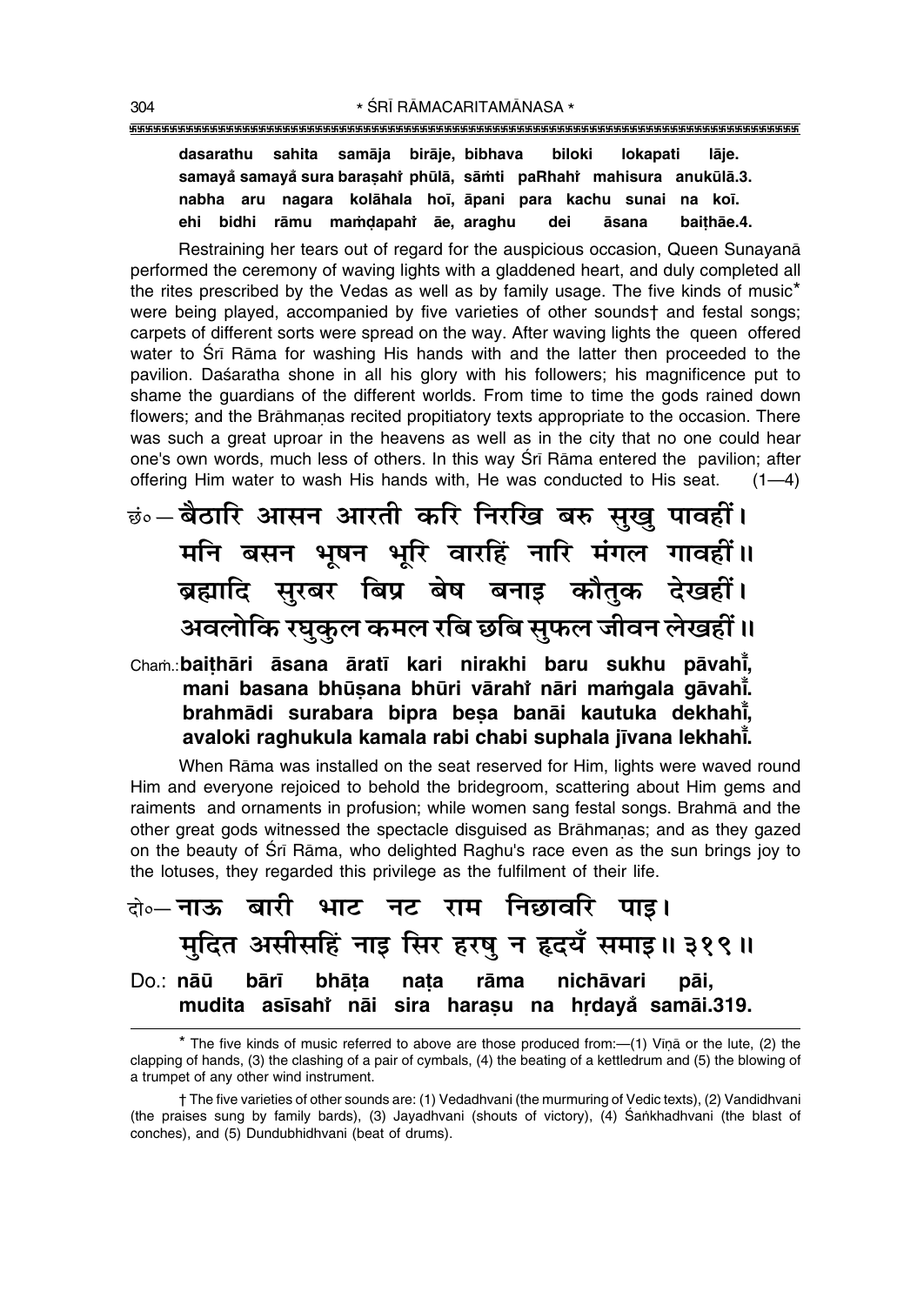**dasarathu sahita samāja birāje, bibhava biloki lokapati lāje.**
**samayå samayå sura baraṣahiṁ phūlā, sāṁti paRhahiṁ mahisura anukūlā.3.**
**nabha aru nagara kolāhala hoī, āpani para kachu sunai na koī.**
**ehi bidhi rāmu maṁḍapahiṁ āe, araghu dei āsana baiṭhāe.4.**

Restraining her tears out of regard for the auspicious occasion, Queen Sunayanā performed the ceremony of waving lights with a gladdened heart, and duly completed all the rites prescribed by the Vedas as well as by family usage. The five kinds of music* were being played, accompanied by five varieties of other sounds† and festal songs; carpets of different sorts were spread on the way. After waving lights the queen offered water to Śrī Rāma for washing His hands with and the latter then proceeded to the pavilion. Daśaratha shone in all his glory with his followers; his magnificence put to shame the guardians of the different worlds. From time to time the gods rained down flowers; and the Brāhmaṇas recited propitiatory texts appropriate to the occasion. There was such a great uproar in the heavens as well as in the city that no one could hear one's own words, much less of others. In this way Śrī Rāma entered the pavilion; after offering Him water to wash His hands with, He was conducted to His seat. (1—4)

छं०— बैठारि आसन आरती करि निरखि बरु सुखु पावहीं।
मनि बसन भूषन भूरि वारहिं नारि मंगल गावहीं॥
ब्रह्मादि सुरबर बिप्र बेष बनाइ कौतुक देखहीं।
अवलोकि रघुकुल कमल रबि छबि सुफल जीवन लेखहीं॥

Chaṁ.: **baiṭhāri āsana āratī kari nirakhi baru sukhu pāvahīṁ,**
**mani basana bhūṣana bhūri vārahiṁ nāri maṁgala gāvahīṁ.**
**brahmādi surabara bipra beṣa banāi kautuka dekhahīṁ,**
**avaloki raghukula kamala rabi chabi suphala jīvana lekhahīṁ.**

When Rāma was installed on the seat reserved for Him, lights were waved round Him and everyone rejoiced to behold the bridegroom, scattering about Him gems and raiments and ornaments in profusion; while women sang festal songs. Brahmā and the other great gods witnessed the spectacle disguised as Brāhmaṇas; and as they gazed on the beauty of Śrī Rāma, who delighted Raghu's race even as the sun brings joy to the lotuses, they regarded this privilege as the fulfilment of their life.

दो०— नाऊ बारी भाट नट राम निछावरि पाइ।
मुदित असीसहिं नाइ सिर हरषु न हृदयँ समाइ॥ ३१९॥

Do.: **nāū bārī bhāṭa naṭa rāma nichāvari pāi,**
**mudita asīsahiṁ nāi sira haraṣu na hṛdayå samāi.319.**

---

* The five kinds of music referred to above are those produced from:—(1) Viṇā or the lute, (2) the clapping of hands, (3) the clashing of a pair of cymbals, (4) the beating of a kettledrum and (5) the blowing of a trumpet of any other wind instrument.

† The five varieties of other sounds are: (1) Vedadhvani (the murmuring of Vedic texts), (2) Vandidhvani (the praises sung by family bards), (3) Jayadhvani (shouts of victory), (4) Śaṅkhadhvani (the blast of conches), and (5) Dundubhidhvani (beat of drums).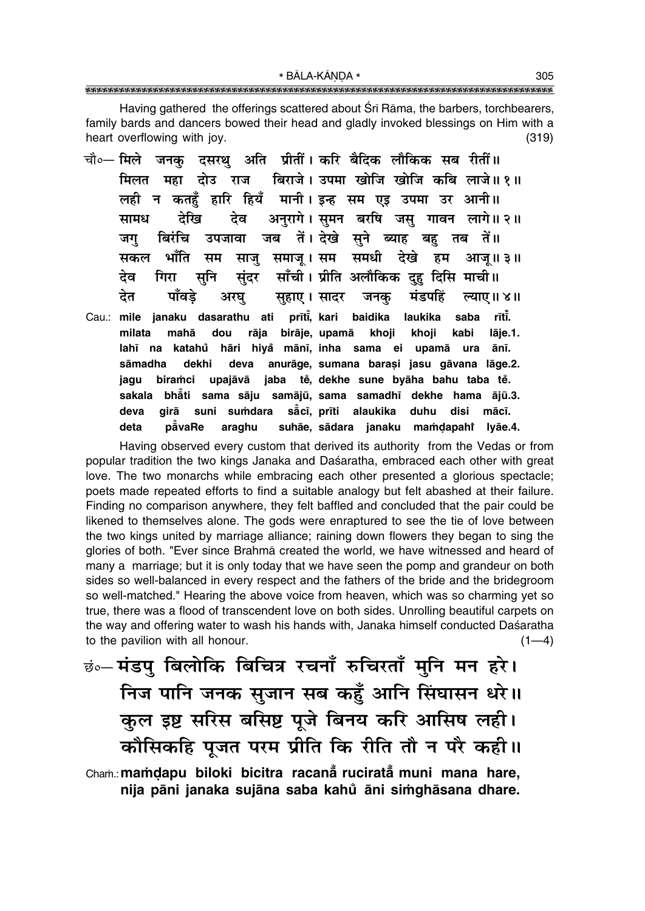Having gathered the offerings scattered about Śrī Rāma, the barbers, torchbearers, family bards and dancers bowed their head and gladly invoked blessings on Him with a heart overflowing with joy. (319)

चौ०— मिले जनकु दसरथु अति प्रीतीं। करि बैदिक लौकिक सब रीतीं॥
मिलत महा दोउ राज बिराजे। उपमा खोजि खोजि कबि लाजे॥ १॥
लही न कतहुँ हारि हियँ मानी। इन्ह सम एइ उपमा उर आनी॥
सामध देखि देव अनुरागे। सुमन बरषि जसु गावन लागे॥ २॥
जगु बिरंचि उपजावा जब तें। देखे सुने ब्याह बहु तब तें॥
सकल भाँति सम साजु समाजू। सम समधी देखे हम आजू॥ ३॥
देव गिरा सुनि सुंदर साँची। प्रीति अलौकिक दुहु दिसि माची॥
देत पाँवड़े अरघु सुहाए। सादर जनकु मंडपहिं ल्याए॥ ४॥

Cau.: mile janaku dasarathu ati prītī̐, kari baidika laukika saba rītī̐.
milata mahā dou rāja birāje, upamā khoji khoji kabi lāje.1.
lahī na katahu̐ hāri hiya̐ mānī, inha sama ei upamā ura ānī.
sāmadha dekhi deva anurāge, sumana baraṣi jasu gāvana lāge.2.
jagu biraṁci upajāvā jaba tẽ, dekhe sune byāha bahu taba tẽ.
sakala bhā̐ti sama sāju samājū, sama samadhī dekhe hama ājū.3.
deva girā suni suṁdara sā̐cī, prīti alaukika duhu disi mācī.
deta pā̐vaRe araghu suhāe, sādara janaku maṁḍapahĩ lyāe.4.

Having observed every custom that derived its authority from the Vedas or from popular tradition the two kings Janaka and Daśaratha, embraced each other with great love. The two monarchs while embracing each other presented a glorious spectacle; poets made repeated efforts to find a suitable analogy but felt abashed at their failure. Finding no comparison anywhere, they felt baffled and concluded that the pair could be likened to themselves alone. The gods were enraptured to see the tie of love between the two kings united by marriage alliance; raining down flowers they began to sing the glories of both. "Ever since Brahmā created the world, we have witnessed and heard of many a marriage; but it is only today that we have seen the pomp and grandeur on both sides so well-balanced in every respect and the fathers of the bride and the bridegroom so well-matched." Hearing the above voice from heaven, which was so charming yet so true, there was a flood of transcendent love on both sides. Unrolling beautiful carpets on the way and offering water to wash his hands with, Janaka himself conducted Daśaratha to the pavilion with all honour. (1—4)

छं०— मंडपु बिलोकि बिचित्र रचनाँ रुचिरताँ मुनि मन हरे।
निज पानि जनक सुजान सब कहुँ आनि सिंघासन धरे॥
कुल इष्ट सरिस बसिष्ट पूजे बिनय करि आसिष लही।
कौसिकहि पूजत परम प्रीति कि रीति तौ न परै कही॥

Chaṁ.: **maṁḍapu biloki bicitra racanā̐ ruciratā̐ muni mana hare,**
**nija pāni janaka sujāna saba kahu̐ āni siṁghāsana dhare.**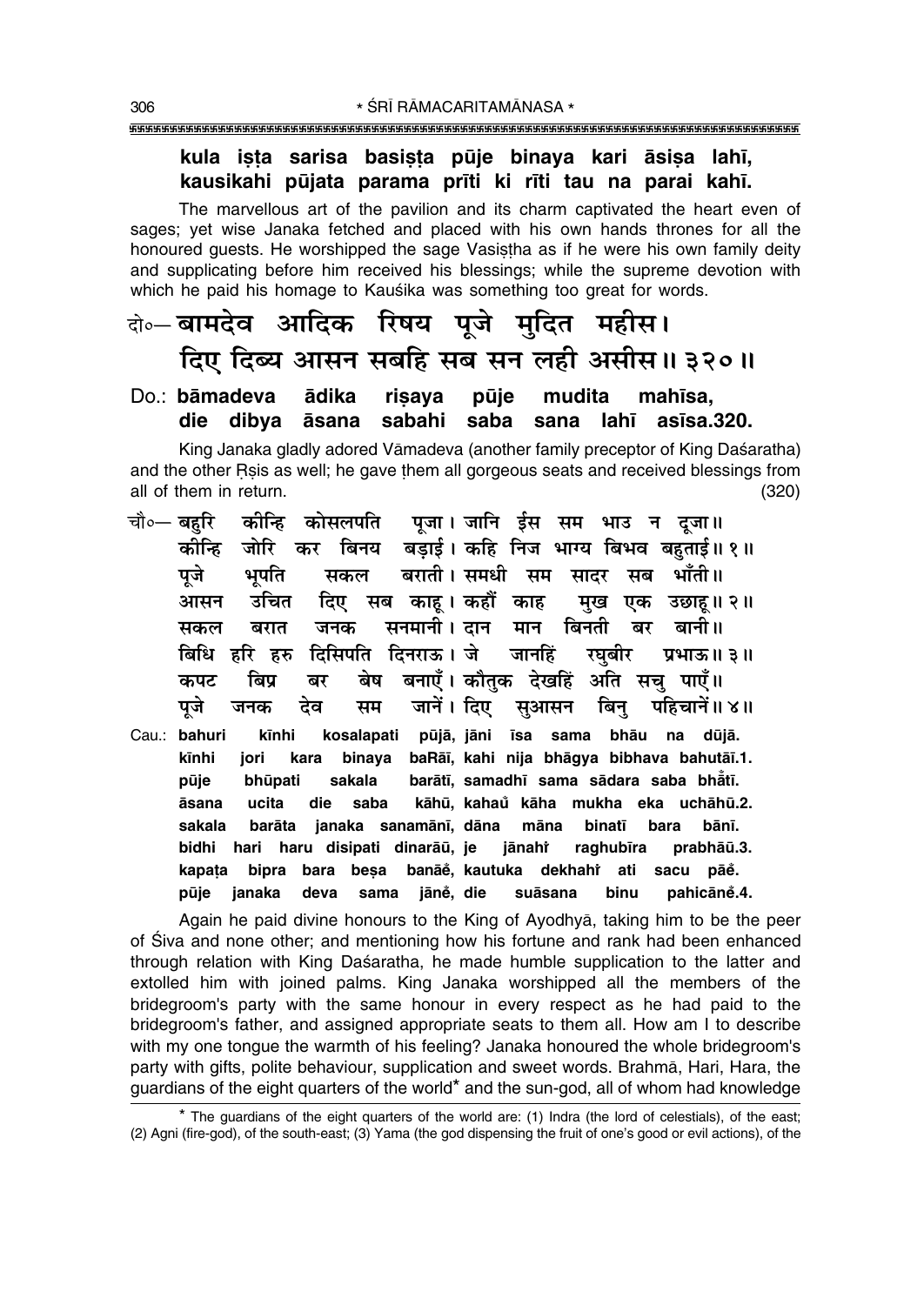**kula iṣṭa sarisa basiṣṭa pūje binaya kari āsiṣa lahī,**
**kausikahi pūjata parama prīti ki rīti tau na parai kahī.**

The marvellous art of the pavilion and its charm captivated the heart even of sages; yet wise Janaka fetched and placed with his own hands thrones for all the honoured guests. He worshipped the sage Vasiṣṭha as if he were his own family deity and supplicating before him received his blessings; while the supreme devotion with which he paid his homage to Kauśika was something too great for words.

दो०— बामदेव आदिक रिषय पूजे मुदित महीस।
दिए दिब्य आसन सबहि सब सन लही असीस॥ ३२०॥

Do.: **bāmadeva ādika riṣaya pūje mudita mahīsa,**
**die dibya āsana sabahi saba sana lahī asīsa.320.**

King Janaka gladly adored Vāmadeva (another family preceptor of King Daśaratha) and the other Ṛṣis as well; he gave them all gorgeous seats and received blessings from all of them in return. (320)

चौ०— बहुरि कीन्हि कोसलपति पूजा। जानि ईस सम भाउ न दूजा॥
कीन्हि जोरि कर बिनय बड़ाई। कहि निज भाग्य बिभव बहुताई॥ १॥
पूजे भूपति सकल बराती। समधी सम सादर सब भाँती॥
आसन उचित दिए सब काहू। कहौं काह मुख एक उछाहू॥ २॥
सकल बरात जनक सनमानी। दान मान बिनती बर बानी॥
बिधि हरि हरु दिसिपति दिनराऊ। जे जानहिं रघुबीर प्रभाऊ॥ ३॥
कपट बिप्र बर बेष बनाएँ। कौतुक देखहिं अति सचु पाएँ॥
पूजे जनक देव सम जानें। दिए सुआसन बिनु पहिचानें॥ ४॥

Cau.: **bahuri kīnhi kosalapati pūjā, jāni īsa sama bhāu na dūjā.**
**kīnhi jori kara binaya baRāī, kahi nija bhāgya bibhava bahutāī.1.**
**pūje bhūpati sakala barātī, samadhī sama sādara saba bhā̐tī.**
**āsana ucita die saba kāhū, kahau̐ kāha mukha eka uchāhū.2.**
**sakala barāta janaka sanamānī, dāna māna binatī bara bānī.**
**bidhi hari haru disipati dinarāū, je jānahiṁ raghubīra prabhāū.3.**
**kapaṭa bipra bara beṣa banāē̐, kautuka dekhahiṁ ati sacu pāē̐.**
**pūje janaka deva sama jānē̐, die suāsana binu pahicānē̐.4.**

Again he paid divine honours to the King of Ayodhyā, taking him to be the peer of Śiva and none other; and mentioning how his fortune and rank had been enhanced through relation with King Daśaratha, he made humble supplication to the latter and extolled him with joined palms. King Janaka worshipped all the members of the bridegroom's party with the same honour in every respect as he had paid to the bridegroom's father, and assigned appropriate seats to them all. How am I to describe with my one tongue the warmth of his feeling? Janaka honoured the whole bridegroom's party with gifts, polite behaviour, supplication and sweet words. Brahmā, Hari, Hara, the guardians of the eight quarters of the world* and the sun-god, all of whom had knowledge

* The guardians of the eight quarters of the world are: (1) Indra (the lord of celestials), of the east; (2) Agni (fire-god), of the south-east; (3) Yama (the god dispensing the fruit of one's good or evil actions), of the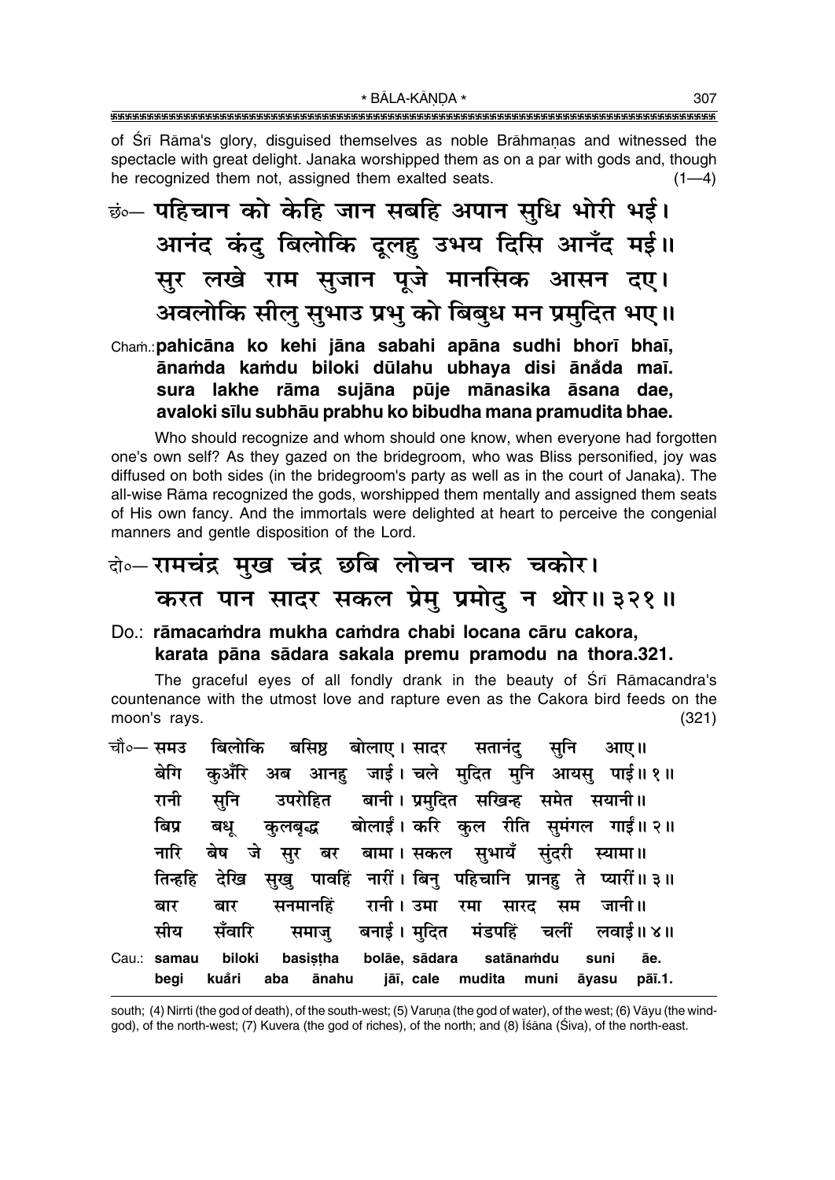of Śrī Rāma's glory, disguised themselves as noble Brāhmaṇas and witnessed the spectacle with great delight. Janaka worshipped them as on a par with gods and, though he recognized them not, assigned them exalted seats. (1—4)

छं०— **पहिचान को केहि जान सबहि अपान सुधि भोरी भई।**
**आनंद कंदु बिलोकि दूलहु उभय दिसि आनँद मई॥**
**सुर लखे राम सुजान पूजे मानसिक आसन दए।**
**अवलोकि सीलु सुभाउ प्रभु को बिबुध मन प्रमुदित भए॥**

Chaṁ.: **pahicāna ko kehi jāna sabahi apāna sudhi bhorī bhaī,**
**ānaṁda kaṁdu biloki dūlahu ubhaya disi ānåda maī.**
**sura lakhe rāma sujāna pūje mānasika āsana dae,**
**avaloki sīlu subhāu prabhu ko bibudha mana pramudita bhae.**

Who should recognize and whom should one know, when everyone had forgotten one's own self? As they gazed on the bridegroom, who was Bliss personified, joy was diffused on both sides (in the bridegroom's party as well as in the court of Janaka). The all-wise Rāma recognized the gods, worshipped them mentally and assigned them seats of His own fancy. And the immortals were delighted at heart to perceive the congenial manners and gentle disposition of the Lord.

दो०— **रामचंद्र मुख चंद्र छबि लोचन चारु चकोर।**
**करत पान सादर सकल प्रेमु प्रमोदु न थोर॥३२१॥**

Do.: **rāmacaṁdra mukha caṁdra chabi locana cāru cakora,**
**karata pāna sādara sakala premu pramodu na thora.321.**

The graceful eyes of all fondly drank in the beauty of Śrī Rāmacandra's countenance with the utmost love and rapture even as the Cakora bird feeds on the moon's rays. (321)

चौ०— **समउ बिलोकि बसिष्ठ बोलाए। सादर सतानंदु सुनि आए॥**
**बेगि कुअँरि अब आनहु जाई। चले मुदित मुनि आयसु पाई॥१॥**
**रानी सुनि उपरोहित बानी। प्रमुदित सखिन्ह समेत सयानी॥**
**बिप्र बधू कुलबृद्ध बोलाईं। करि कुल रीति सुमंगल गाईं॥२॥**
**नारि बेष जे सुर बर बामा। सकल सुभायँ सुंदरी स्यामा॥**
**तिन्हहि देखि सुखु पावहिं नारीं। बिनु पहिचानि प्रानहु ते प्यारीं॥३॥**
**बार बार सनमानहिं रानी। उमा रमा सारद सम जानी॥**
**सीय सँवारि समाजु बनाई। मुदित मंडपहिं चलीं लवाई॥४॥**

Cau.: **samau biloki basiṣṭha bolāe, sādara satānaṁdu suni āe.**
**begi kuåri aba ānahu jāī, cale mudita muni āyasu pāī.1.**

---

south; (4) Nirṛti (the god of death), of the south-west; (5) Varuṇa (the god of water), of the west; (6) Vāyu (the wind-god), of the north-west; (7) Kuvera (the god of riches), of the north; and (8) Īśāna (Śiva), of the north-east.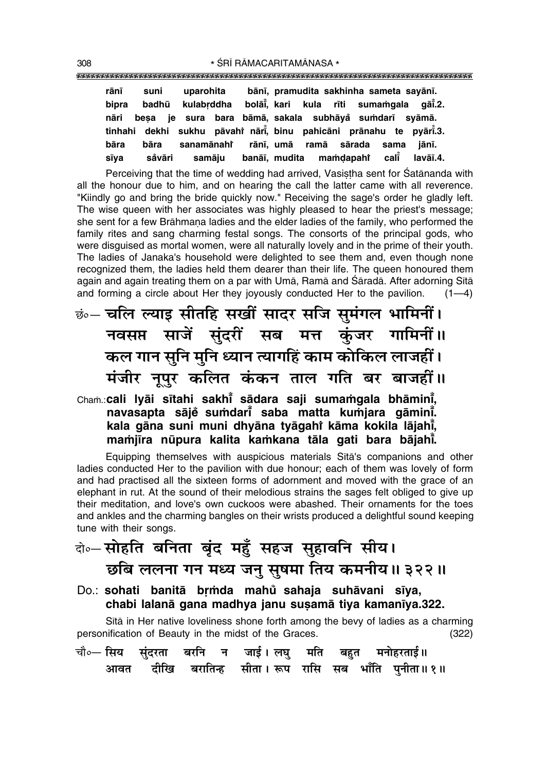rānī suni uparohita bānī, pramudita sakhinha sameta sayānī.
bipra badhū kulabṛddha bolāī̐, kari kula rīti sumaṁgala gāī̐.2.
nāri beṣa je sura bara bāmā, sakala subhāya̐ suṁdarī syāmā.
tinhahi dekhi sukhu pāvahi̐ nārī̐, binu pahicāni prānahu te pyārī̐.3.
bāra bāra sanamānahi̐ rānī, umā ramā sārada sama jānī.
sīya sa̐vāri samāju banāī, mudita maṁḍapahi̐ calī̐ lavāī.4.

Perceiving that the time of wedding had arrived, Vasiṣṭha sent for Śatānanda with all the honour due to him, and on hearing the call the latter came with all reverence. "Kiindly go and bring the bride quickly now." Receiving the sage's order he gladly left. The wise queen with her associates was highly pleased to hear the priest's message; she sent for a few Brāhmaṇa ladies and the elder ladies of the family, who performed the family rites and sang charming festal songs. The consorts of the principal gods, who were disguised as mortal women, were all naturally lovely and in the prime of their youth. The ladies of Janaka's household were delighted to see them and, even though none recognized them, the ladies held them dearer than their life. The queen honoured them again and again treating them on a par with Umā, Ramā and Śāradā. After adorning Sītā and forming a circle about Her they joyously conducted Her to the pavilion. (1—4)

छं०— चलि ल्याइ सीतहि सखीं सादर सजि सुमंगल भामिनीं।
नवसप्त साजें सुंदरीं सब मत्त कुंजर गामिनीं॥
कल गान सुनि मुनि ध्यान त्यागहिं काम कोकिल लाजहीं।
मंजीर नूपुर कलित कंकन ताल गति बर बाजहीं॥

Chaṁ.: **cali lyāi sītahi sakhī̐ sādara saji sumaṁgala bhāminī̐,**
**navasapta sājĕ suṁdarī̐ saba matta kuṁjara gāminī̐.**
**kala gāna suni muni dhyāna tyāgahi̐ kāma kokila lājahī̐,**
**maṁjīra nūpura kalita kaṁkana tāla gati bara bājahī̐.**

Equipping themselves with auspicious materials Sītā's companions and other ladies conducted Her to the pavilion with due honour; each of them was lovely of form and had practised all the sixteen forms of adornment and moved with the grace of an elephant in rut. At the sound of their melodious strains the sages felt obliged to give up their meditation, and love's own cuckoos were abashed. Their ornaments for the toes and ankles and the charming bangles on their wrists produced a delightful sound keeping tune with their songs.

दो०— सोहति बनिता बृंद महुँ सहज सुहावनि सीय।
छबि ललना गन मध्य जनु सुषमा तिय कमनीय॥ ३२२॥

Do.: **sohati banitā bṛṁda mahu̐ sahaja suhāvani sīya,**
**chabi lalanā gana madhya janu suṣamā tiya kamanīya.322.**

Sītā in Her native loveliness shone forth among the bevy of ladies as a charming personification of Beauty in the midst of the Graces. (322)

चौ०— सिय सुंदरता बरनि न जाई। लघु मति बहुत मनोहरताई॥
आवत दीखि बरातिन्ह सीता। रूप रासि सब भाँति पुनीता॥ १॥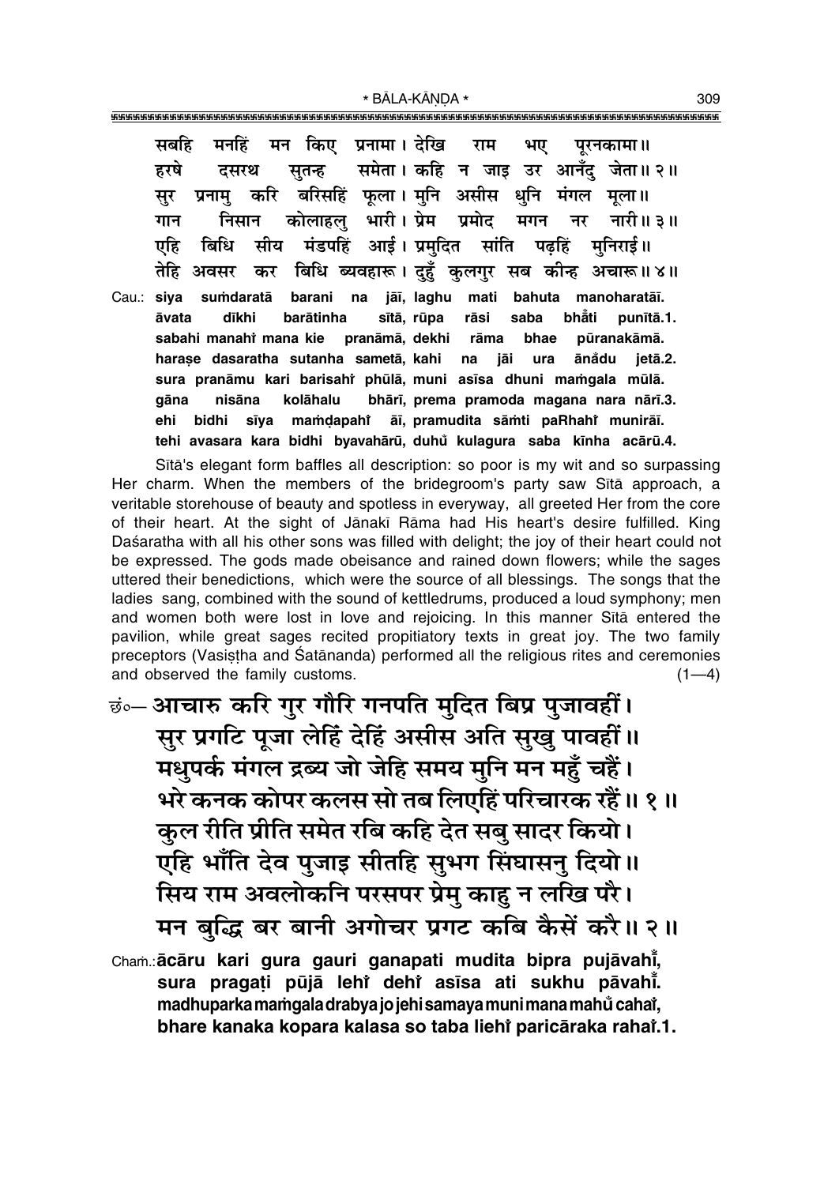सबहि मनहिं मन किए प्रनामा। देखि राम भए पूरनकामा॥
हरषे दसरथ सुतन्ह समेता। कहि न जाइ उर आनँदु जेता॥ २॥
सुर प्रनामु करि बरिसहिं फूला। मुनि असीस धुनि मंगल मूला॥
गान निसान कोलाहलु भारी। प्रेम प्रमोद मगन नर नारी॥ ३॥
एहि बिधि सीय मंडपहिं आई। प्रमुदित सांति पढ़हिं मुनिराई॥
तेहि अवसर कर बिधि ब्यवहारू। दुहुँ कुलगुर सब कीन्ह अचारू॥ ४॥

Cau.: **siya suṁdaratā barani na jāī, laghu mati bahuta manoharatāī.**
**āvata dīkhi barātinha sītā, rūpa rāsi saba bhām̐ti punītā.1.**
**sabahi manahiṁ mana kie pranāmā, dekhi rāma bhae pūranakāmā.**
**harașe dasaratha sutanha sametā, kahi na jāi ura ānam̐du jetā.2.**
**sura pranāmu kari barisahiṁ phūlā, muni asīsa dhuni maṁgala mūlā.**
**gāna nisāna kolāhalu bhārī, prema pramoda magana nara nārī.3.**
**ehi bidhi sīya maṁḍapahiṁ āī, pramudita sāṁti paRhahiṁ munirāī.**
**tehi avasara kara bidhi byavahārū, duhum̐ kulagura saba kīnha acārū.4.**

Sītā's elegant form baffles all description: so poor is my wit and so surpassing Her charm. When the members of the bridegroom's party saw Sītā approach, a veritable storehouse of beauty and spotless in everyway, all greeted Her from the core of their heart. At the sight of Jānakī Rāma had His heart's desire fulfilled. King Daśaratha with all his other sons was filled with delight; the joy of their heart could not be expressed. The gods made obeisance and rained down flowers; while the sages uttered their benedictions, which were the source of all blessings. The songs that the ladies sang, combined with the sound of kettledrums, produced a loud symphony; men and women both were lost in love and rejoicing. In this manner Sītā entered the pavilion, while great sages recited propitiatory texts in great joy. The two family preceptors (Vasiṣṭha and Śatānanda) performed all the religious rites and ceremonies and observed the family customs. (1—4)

छं०— आचारु करि गुर गौरि गनपति मुदित बिप्र पुजावहीं।
सुर प्रगटि पूजा लेहिं देहिं असीस अति सुखु पावहीं॥
मधुपर्क मंगल द्रब्य जो जेहि समय मुनि मन महुँ चहैं।
भरे कनक कोपर कलस सो तब लिएहिं परिचारक रहैं॥ १॥
कुल रीति प्रीति समेत रबि कहि देत सबु सादर कियो।
एहि भाँति देव पुजाइ सीतहि सुभग सिंघासनु दियो॥
सिय राम अवलोकनि परसपर प्रेमु काहु न लखि परै।
मन बुद्धि बर बानी अगोचर प्रगट कबि कैसें करै॥ २॥

Chaṁ.: **ācāru kari gura gauri ganapati mudita bipra pujāvahīm̐,**
**sura pragaṭi pūjā lehiṁ dehiṁ asīsa ati sukhu pāvahīm̐.**
**madhuparka maṁgala drabya jo jehi samaya muni mana mahum̐ cahaiṁ,**
**bhare kanaka kopara kalasa so taba liehiṁ paricāraka rahaiṁ.1.**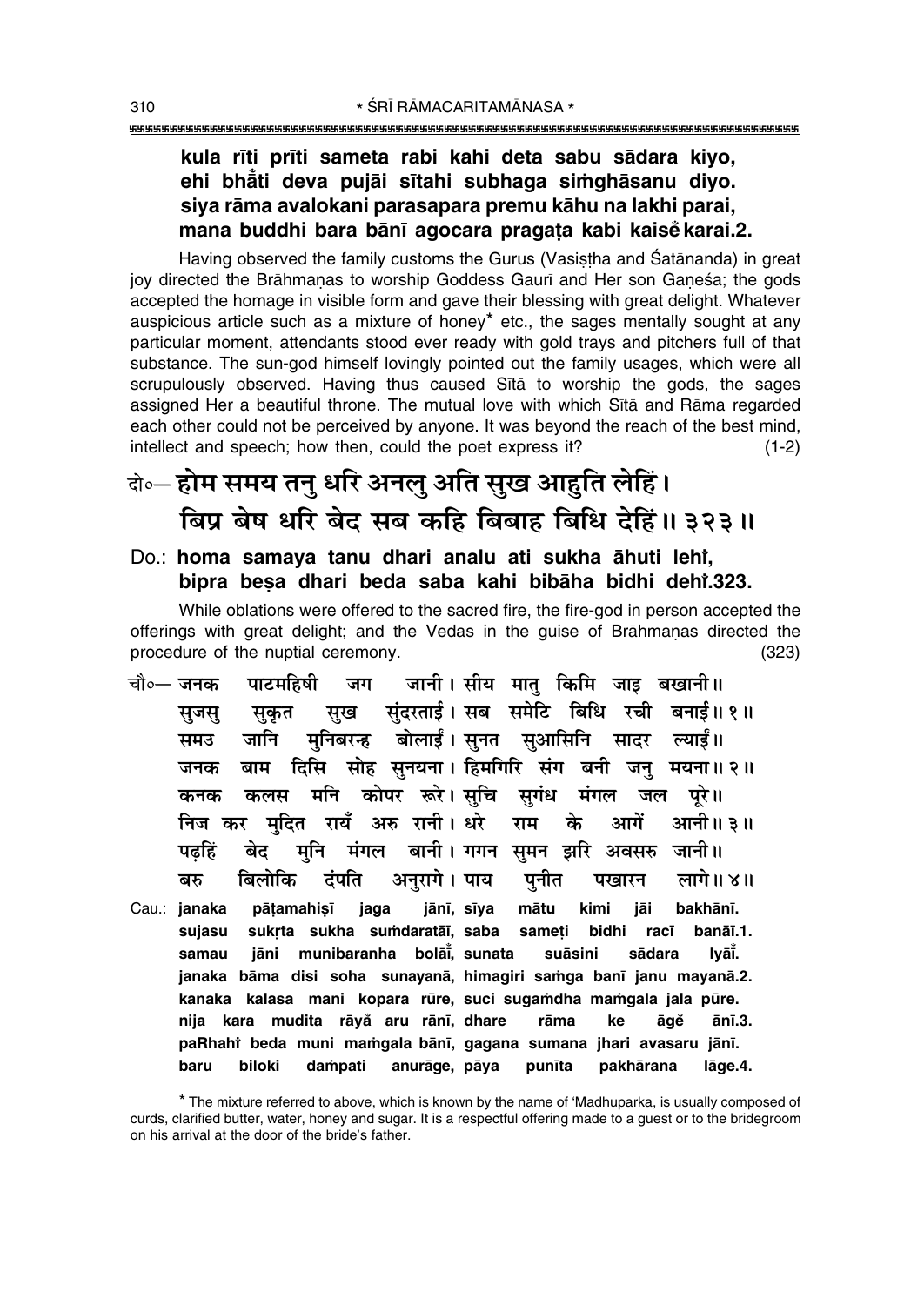**kula rīti prīti sameta rabi kahi deta sabu sādara kiyo,**
**ehi bhā̐ti deva pujāi sītahi subhaga siṁghāsanu diyo.**
**siya rāma avalokani parasapara premu kāhu na lakhi parai,**
**mana buddhi bara bānī agocara pragaṭa kabi kaiseṁ karai.2.**

Having observed the family customs the Gurus (Vasiṣṭha and Śatānanda) in great joy directed the Brāhmaṇas to worship Goddess Gaurī and Her son Gaṇeśa; the gods accepted the homage in visible form and gave their blessing with great delight. Whatever auspicious article such as a mixture of honey* etc., the sages mentally sought at any particular moment, attendants stood ever ready with gold trays and pitchers full of that substance. The sun-god himself lovingly pointed out the family usages, which were all scrupulously observed. Having thus caused Sītā to worship the gods, the sages assigned Her a beautiful throne. The mutual love with which Sītā and Rāma regarded each other could not be perceived by anyone. It was beyond the reach of the best mind, intellect and speech; how then, could the poet express it? (1-2)

दो०— होम समय तनु धरि अनलु अति सुख आहुति लेहिं।
बिप्र बेष धरि बेद सब कहि बिबाह बिधि देहिं॥ ३२३॥

Do.: **homa samaya tanu dhari analu ati sukha āhuti lehiṁ,**
**bipra beṣa dhari beda saba kahi bibāha bidhi dehiṁ.323.**

While oblations were offered to the sacred fire, the fire-god in person accepted the offerings with great delight; and the Vedas in the guise of Brāhmaṇas directed the procedure of the nuptial ceremony. (323)

चौ०— जनक पाटमहिषी जग जानी। सीय मातु किमि जाइ बखानी॥
सुजसु सुकृत सुख सुंदरताई। सब समेटि बिधि रची बनाई॥ १॥
समउ जानि मुनिबरन्ह बोलाईं। सुनत सुआसिनि सादर ल्याईं॥
जनक बाम दिसि सोह सुनयना। हिमगिरि संग बनी जनु मयना॥ २॥
कनक कलस मनि कोपर रूरे। सुचि सुगंध मंगल जल पूरे॥
निज कर मुदित रायँ अरु रानी। धरे राम के आगें आनी॥ ३॥
पढ़हिं बेद मुनि मंगल बानी। गगन सुमन झरि अवसरु जानी॥
बरु बिलोकि दंपति अनुरागे। पाय पुनीत पखारन लागे॥ ४॥

Cau.: **janaka pāṭamahiṣī jaga jānī, sīya mātu kimi jāi bakhānī.**
**sujasu sukṛta sukha suṁdaratāī, saba sameṭi bidhi racī banāī.1.**
**samau jāni munibaranha bolāīṁ, sunata suāsini sādara lyāīṁ.**
**janaka bāma disi soha sunayanā, himagiri saṁga banī janu mayanā.2.**
**kanaka kalasa mani kopara rūre, suci sugaṁdha maṁgala jala pūre.**
**nija kara mudita rāyaँ aru rānī, dhare rāma ke āgeṁ ānī.3.**
**paRhahiṁ beda muni maṁgala bānī, gagana sumana jhari avasaru jānī.**
**baru biloki daṁpati anurāge, pāya punīta pakhārana lāge.4.**

---

* The mixture referred to above, which is known by the name of 'Madhuparka, is usually composed of curds, clarified butter, water, honey and sugar. It is a respectful offering made to a guest or to the bridegroom on his arrival at the door of the bride's father.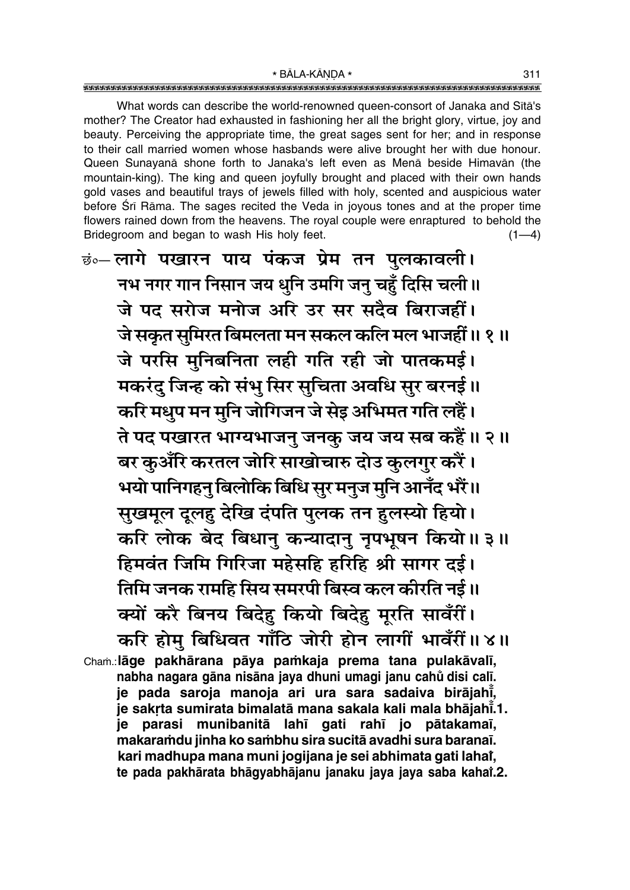What words can describe the world-renowned queen-consort of Janaka and Sītā's mother? The Creator had exhausted in fashioning her all the bright glory, virtue, joy and beauty. Perceiving the appropriate time, the great sages sent for her; and in response to their call married women whose hasbands were alive brought her with due honour. Queen Sunayanā shone forth to Janaka's left even as Menā beside Himavān (the mountain-king). The king and queen joyfully brought and placed with their own hands gold vases and beautiful trays of jewels filled with holy, scented and auspicious water before Śrī Rāma. The sages recited the Veda in joyous tones and at the proper time flowers rained down from the heavens. The royal couple were enraptured to behold the Bridegroom and began to wash His holy feet. (1—4)

छं०— लागे पखारन पाय पंकज प्रेम तन पुलकावली।
नभ नगर गान निसान जय धुनि उमगि जनु चहुँ दिसि चली॥
जे पद सरोज मनोज अरि उर सर सदैव बिराजहीं।
जे सकृत सुमिरत बिमलता मन सकल कलि मल भाजहीं॥ १॥
जे परसि मुनिबनिता लही गति रही जो पातकमई।
मकरंदु जिन्ह को संभु सिर सुचिता अवधि सुर बरनई॥
करि मधुप मन मुनि जोगिजन जे सेइ अभिमत गति लहैं।
ते पद पखारत भाग्यभाजनु जनकु जय जय सब कहैं॥ २॥
बर कुअँरि करतल जोरि साखोचारु दोउ कुलगुर करैं।
भयो पानिगहनु बिलोकि बिधि सुर मनुज मुनि आनँद भरैं॥
सुखमूल दूलहु देखि दंपति पुलक तन हुलस्यो हियो।
करि लोक बेद बिधानु कन्यादानु नृपभूषन कियो॥ ३॥
हिमवंत जिमि गिरिजा महेसहि हरिहि श्री सागर दई।
तिमि जनक रामहि सिय समरपी बिस्व कल कीरति नई॥
क्यों करै बिनय बिदेहु कियो बिदेहु मूरति सावँरीं।
करि होमु बिधिवत गाँठि जोरी होन लागीं भावँरीं॥ ४॥

Cham.: **lāge pakhārana pāya paṁkaja prema tana pulakāvalī,**
**nabha nagara gāna nisāna jaya dhuni umagi janu cahu̐ disi calī.**
**je pada saroja manoja ari ura sara sadaiva birājahī̐,**
**je sakṛta sumirata bimalatā mana sakala kali mala bhājahī̐.1.**
**je parasi munibanitā lahī gati rahī jo pātakamaī,**
**makaraṁdu jinha ko saṁbhu sira sucitā avadhi sura baranaī.**
**kari madhupa mana muni jogijana je sei abhimata gati lahaiṁ,**
**te pada pakhārata bhāgyabhājanu janaku jaya jaya saba kahaiṁ.2.**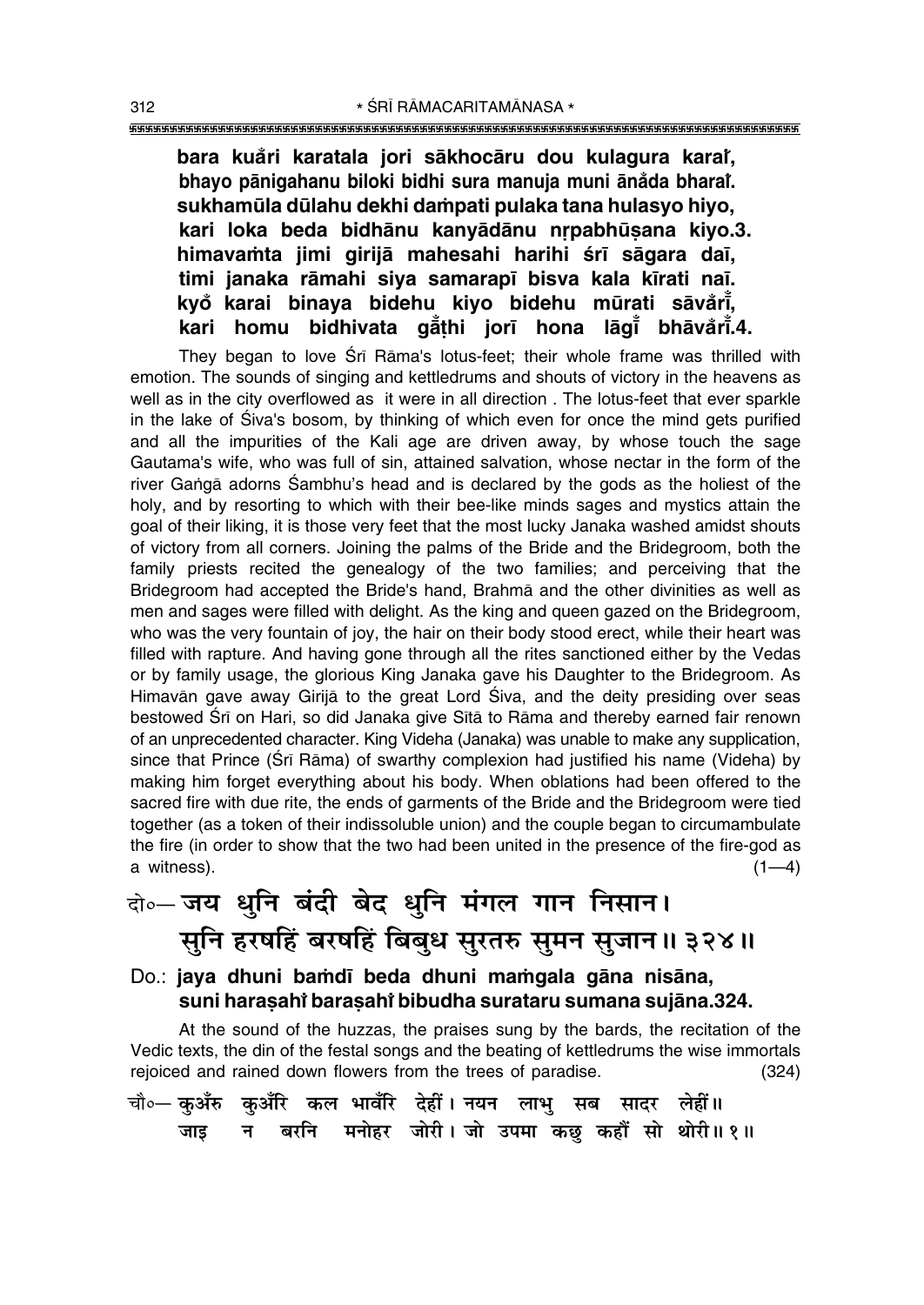**bara kua̐ri karatala jori sākhocāru dou kulagura karaĩ,**
**bhayo pānigahanu biloki bidhi sura manuja muni ānåda bharaĩ.**
**sukhamūla dūlahu dekhi daṁpati pulaka tana hulasyo hiyo,**
**kari loka beda bidhānu kanyādānu nṛpabhūṣana kiyo.3.**
**himavaṁta jimi girijā mahesahi harihi śrī sāgara daī,**
**timi janaka rāmahi siya samarapī bisva kala kīrati naī.**
**kyő karai binaya bidehu kiyo bidehu mūrati sāva̐rī̐,**
**kari homu bidhivata gā̐ṭhi jorī hona lāgī̐ bhāva̐rī̐.4.**

They began to love Śrī Rāma's lotus-feet; their whole frame was thrilled with emotion. The sounds of singing and kettledrums and shouts of victory in the heavens as well as in the city overflowed as it were in all direction . The lotus-feet that ever sparkle in the lake of Śiva's bosom, by thinking of which even for once the mind gets purified and all the impurities of the Kali age are driven away, by whose touch the sage Gautama's wife, who was full of sin, attained salvation, whose nectar in the form of the river Gaṅgā adorns Śambhu's head and is declared by the gods as the holiest of the holy, and by resorting to which with their bee-like minds sages and mystics attain the goal of their liking, it is those very feet that the most lucky Janaka washed amidst shouts of victory from all corners. Joining the palms of the Bride and the Bridegroom, both the family priests recited the genealogy of the two families; and perceiving that the Bridegroom had accepted the Bride's hand, Brahmā and the other divinities as well as men and sages were filled with delight. As the king and queen gazed on the Bridegroom, who was the very fountain of joy, the hair on their body stood erect, while their heart was filled with rapture. And having gone through all the rites sanctioned either by the Vedas or by family usage, the glorious King Janaka gave his Daughter to the Bridegroom. As Himavān gave away Girijā to the great Lord Śiva, and the deity presiding over seas bestowed Śrī on Hari, so did Janaka give Sītā to Rāma and thereby earned fair renown of an unprecedented character. King Videha (Janaka) was unable to make any supplication, since that Prince (Śrī Rāma) of swarthy complexion had justified his name (Videha) by making him forget everything about his body. When oblations had been offered to the sacred fire with due rite, the ends of garments of the Bride and the Bridegroom were tied together (as a token of their indissoluble union) and the couple began to circumambulate the fire (in order to show that the two had been united in the presence of the fire-god as a witness). (1—4)

दो०— **जय धुनि बंदी बेद धुनि मंगल गान निसान।**
**सुनि हरषहिं बरषहिं बिबुध सुरतरु सुमन सुजान॥ ३२४॥**

Do.: **jaya dhuni baṁdī beda dhuni maṁgala gāna nisāna,**
**suni haraṣahĩ baraṣahĩ bibudha surataru sumana sujāna.324.**

At the sound of the huzzas, the praises sung by the bards, the recitation of the Vedic texts, the din of the festal songs and the beating of kettledrums the wise immortals rejoiced and rained down flowers from the trees of paradise. (324)

चौ०— **कुअँरु कुअँरि कल भावँरि देहीं। नयन लाभु सब सादर लेहीं॥**
**जाइ न बरनि मनोहर जोरी। जो उपमा कछु कहौं सो थोरी॥ १॥**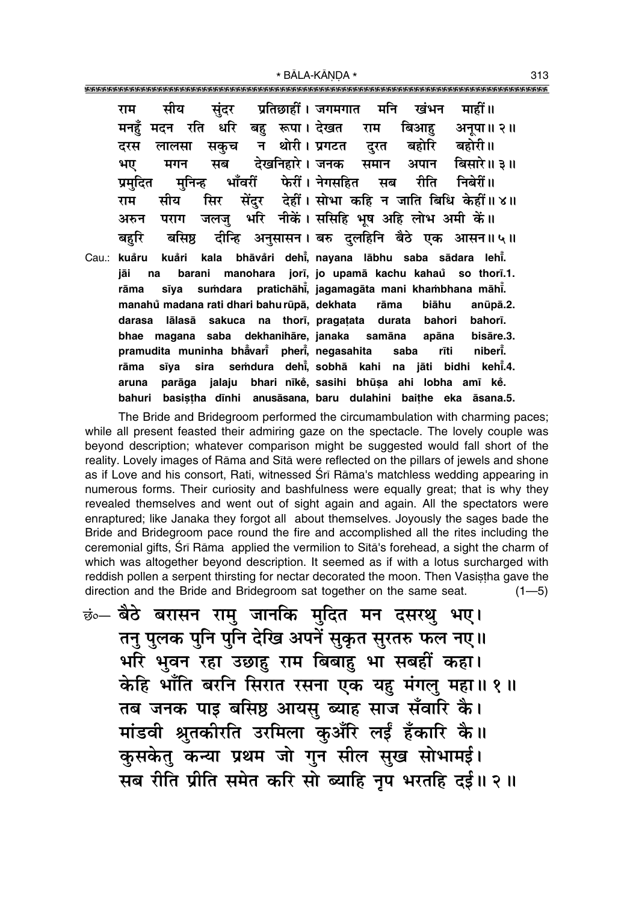राम सीय सुंदर प्रतिछाहीं। जगमगात मनि खंभन माहीं॥
मनहुँ मदन रति धरि बहु रूपा। देखत राम बिआहु अनूपा॥ २॥
दरस लालसा सकुच न थोरी। प्रगटत दुरत बहोरि बहोरी॥
भए मगन सब देखनिहारे। जनक समान अपान बिसारे॥ ३॥
प्रमुदित मुनिन्ह भाँवरीं फेरीं। नेगसहित सब रीति निबेरीं॥
राम सीय सिर सेंदुर देहीं। सोभा कहि न जाति बिधि केहीं॥ ४॥
अरुन पराग जलजु भरि नीकें। ससिहि भूष अहि लोभ अमी कें॥
बहुरि बसिष्ठ दीन्हि अनुसासन। बरु दुलहिनि बैठे एक आसन॥ ५॥

Cau.: kuåँru kuåँri kala bhāvåँri dehīँ, nayana lābhu saba sādara lehīँ.
jāi na barani manohara jorī, jo upamā kachu kahaů so thorī.1.
rāma sīya suṁdara pratichāhīँ, jagamagāta mani khaṁbhana māhīँ.
manahů madana rati dhari bahu rūpā, dekhata rāma biāhu anūpā.2.
darasa lālasā sakuca na thorī, pragaṭata durata bahori bahorī.
bhae magana saba dekhanihāre, janaka samāna apāna bisāre.3.
pramudita muninha bhåँvarīँ pherīँ, negasahita saba rīti niberīँ.
rāma sīya sira seṁdura dehīँ, sobhā kahi na jāti bidhi kehīँ.4.
aruna parāga jalaju bhari nīkė̃, sasihi bhūṣa ahi lobha amī kė̃.
bahuri basiṣṭha dīnhi anusāsana, baru dulahini baiṭhe eka āsana.5.

The Bride and Bridegroom performed the circumambulation with charming paces; while all present feasted their admiring gaze on the spectacle. The lovely couple was beyond description; whatever comparison might be suggested would fall short of the reality. Lovely images of Rāma and Sītā were reflected on the pillars of jewels and shone as if Love and his consort, Rati, witnessed Śrī Rāma's matchless wedding appearing in numerous forms. Their curiosity and bashfulness were equally great; that is why they revealed themselves and went out of sight again and again. All the spectators were enraptured; like Janaka they forgot all about themselves. Joyously the sages bade the Bride and Bridegroom pace round the fire and accomplished all the rites including the ceremonial gifts, Śrī Rāma applied the vermilion to Sītā's forehead, a sight the charm of which was altogether beyond description. It seemed as if with a lotus surcharged with reddish pollen a serpent thirsting for nectar decorated the moon. Then Vasiṣṭha gave the direction and the Bride and Bridegroom sat together on the same seat. (1—5)

छं०— बैठे बरासन रामु जानकि मुदित मन दसरथु भए।
तनु पुलक पुनि पुनि देखि अपनें सुकृत सुरतरु फल नए॥
भरि भुवन रहा उछाहु राम बिबाहु भा सबहीं कहा।
केहि भाँति बरनि सिरात रसना एक यहु मंगलु महा॥ १॥
तब जनक पाइ बसिष्ठ आयसु ब्याह साज सँवारि कै।
मांडवी श्रुतकीरति उरमिला कुअँरि लईं हँकारि कै॥
कुसकेतु कन्या प्रथम जो गुन सील सुख सोभामई।
सब रीति प्रीति समेत करि सो ब्याहि नृप भरतहि दई॥ २॥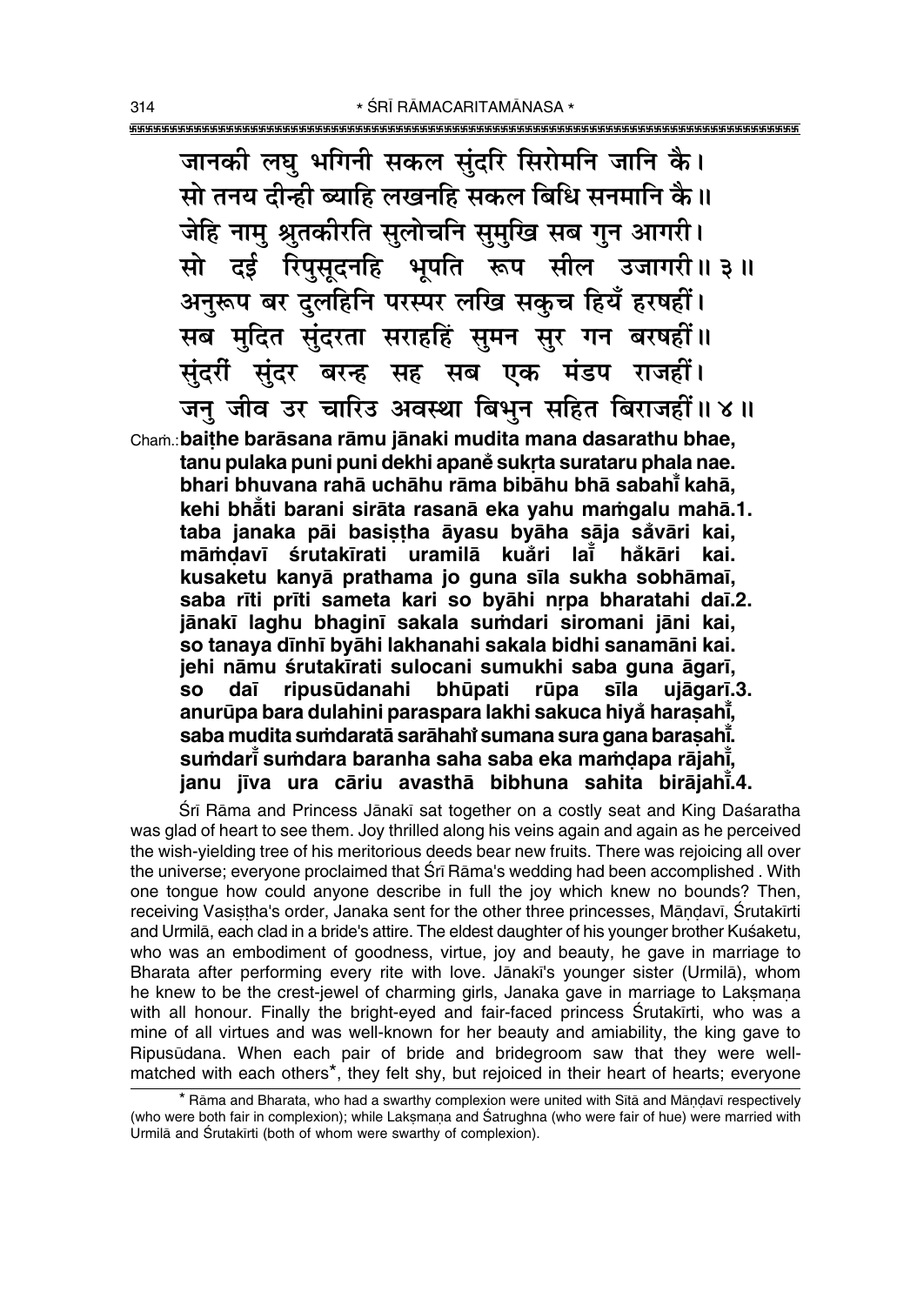जानकी लघु भगिनी सकल सुंदरि सिरोमनि जानि कै।
सो तनय दीन्ही ब्याहि लखनहि सकल बिधि सनमानि कै॥
जेहि नामु श्रुतकीरति सुलोचनि सुमुखि सब गुन आगरी।
सो दई रिपुसूदनहि भूपति रूप सील उजागरी॥ ३॥
अनुरूप बर दुलहिनि परस्पर लखि सकुच हियँ हरषहीं।
सब मुदित सुंदरता सराहहिं सुमन सुर गन बरषहीं॥
सुंदरीं सुंदर बरन्ह सह सब एक मंडप राजहीं।
जनु जीव उर चारिउ अवस्था बिभुन सहित बिराजहीं॥ ४॥

Chaṁ.: **baiṭhe barāsana rāmu jānaki mudita mana dasarathu bhae, tanu pulaka puni puni dekhi apanẽ sukṛta surataru phala nae. bhari bhuvana rahā uchāhu rāma bibāhu bhā sabahī̃ kahā, kehi bhā̃ti barani sirāta rasanā eka yahu maṁgalu mahā.1. taba janaka pāi basiṣṭha āyasu byāha sāja sãvāri kai, māṁḍavī śrutakīrati uramilā kuãri laī̃ hãkāri kai. kusaketu kanyā prathama jo guna sīla sukha sobhāmaī, saba rīti prīti sameta kari so byāhi nṛpa bharatahi daī.2. jānakī laghu bhaginī sakala suṁdari siromani jāni kai, so tanaya dīnhī byāhi lakhanahi sakala bidhi sanamāni kai. jehi nāmu śrutakīrati sulocani sumukhi saba guna āgarī, so daī ripusūdanahi bhūpati rūpa sīla ujāgarī.3. anurūpa bara dulahini paraspara lakhi sakuca hiyã haraṣahī̃, saba mudita suṁdaratā sarāhahī̃ sumana sura gana baraṣahī̃. suṁdarī̃ suṁdara baranha saha saba eka maṁḍapa rājahī̃, janu jīva ura cāriu avasthā bibhuna sahita birājahī̃.4.**

Śrī Rāma and Princess Jānakī sat together on a costly seat and King Daśaratha was glad of heart to see them. Joy thrilled along his veins again and again as he perceived the wish-yielding tree of his meritorious deeds bear new fruits. There was rejoicing all over the universe; everyone proclaimed that Śrī Rāma's wedding had been accomplished . With one tongue how could anyone describe in full the joy which knew no bounds? Then, receiving Vasiṣṭha's order, Janaka sent for the other three princesses, Māṇḍavī, Śrutakīrti and Urmilā, each clad in a bride's attire. The eldest daughter of his younger brother Kuśaketu, who was an embodiment of goodness, virtue, joy and beauty, he gave in marriage to Bharata after performing every rite with love. Jānakī's younger sister (Urmilā), whom he knew to be the crest-jewel of charming girls, Janaka gave in marriage to Lakṣmaṇa with all honour. Finally the bright-eyed and fair-faced princess Śrutakīrti, who was a mine of all virtues and was well-known for her beauty and amiability, the king gave to Ripusūdana. When each pair of bride and bridegroom saw that they were well-matched with each others*, they felt shy, but rejoiced in their heart of hearts; everyone

* Rāma and Bharata, who had a swarthy complexion were united with Sītā and Māṇḍavī respectively (who were both fair in complexion); while Lakṣmaṇa and Śatrughna (who were fair of hue) were married with Urmilā and Śrutakīrti (both of whom were swarthy of complexion).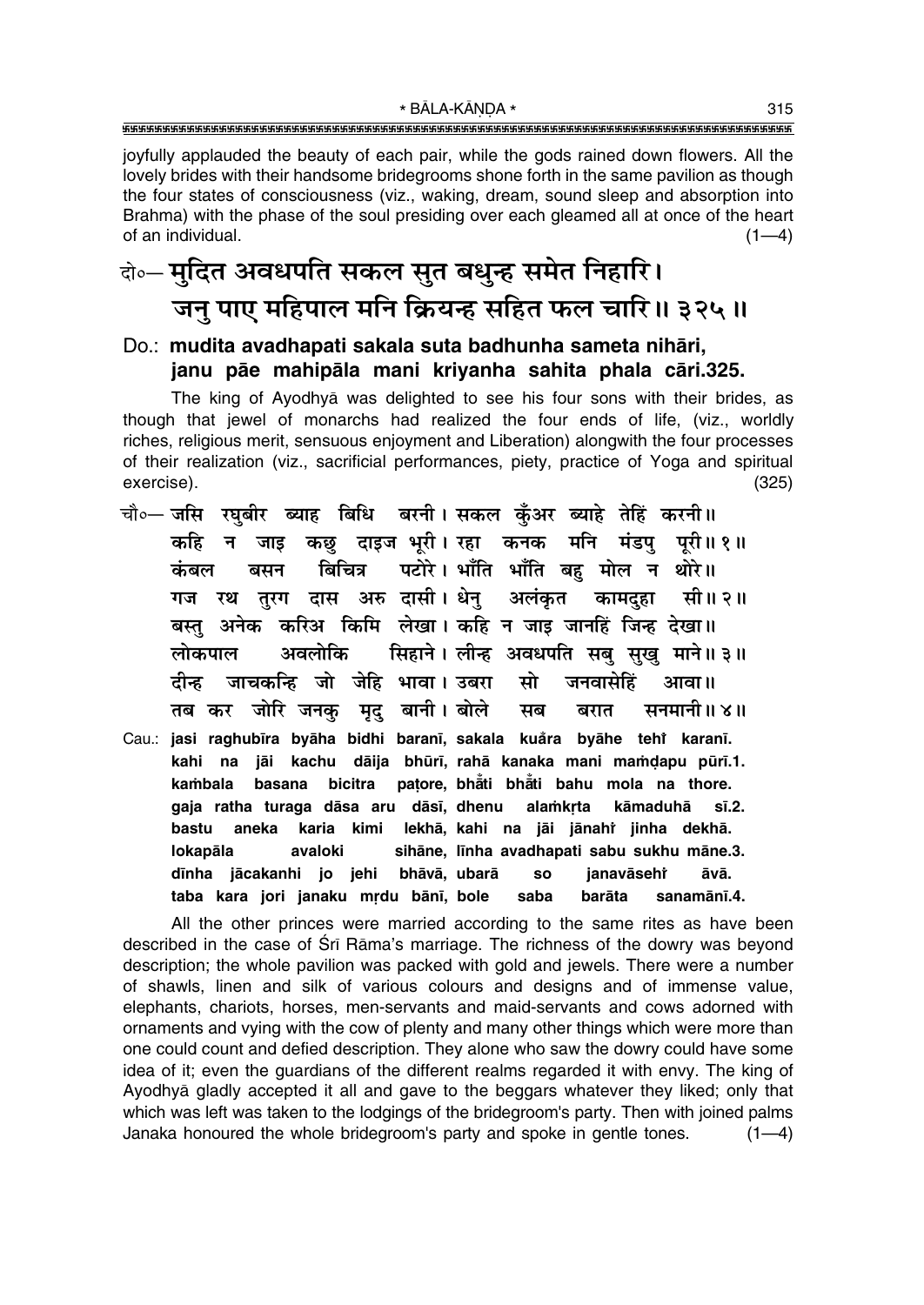joyfully applauded the beauty of each pair, while the gods rained down flowers. All the lovely brides with their handsome bridegrooms shone forth in the same pavilion as though the four states of consciousness (viz., waking, dream, sound sleep and absorption into Brahma) with the phase of the soul presiding over each gleamed all at once of the heart of an individual. (1—4)

## दो०— मुदित अवधपति सकल सुत बधुन्ह समेत निहारि। जनु पाए महिपाल मनि क्रियन्ह सहित फल चारि॥ ३२५॥

**Do.: mudita avadhapati sakala suta badhunha sameta nihāri, janu pāe mahipāla mani kriyanha sahita phala cāri.325.**

The king of Ayodhyā was delighted to see his four sons with their brides, as though that jewel of monarchs had realized the four ends of life, (viz., worldly riches, religious merit, sensuous enjoyment and Liberation) alongwith the four processes of their realization (viz., sacrificial performances, piety, practice of Yoga and spiritual exercise). (325)

चौ०— जसि रघुबीर ब्याह बिधि बरनी। सकल कुँअर ब्याहे तेहिं करनी॥
कहि न जाइ कछु दाइज भूरी। रहा कनक मनि मंडपु पूरी॥ १॥
कंबल बसन बिचित्र पटोरे। भाँति भाँति बहु मोल न थोरे॥
गज रथ तुरग दास अरु दासी। धेनु अलंकृत कामदुहा सी॥ २॥
बस्तु अनेक करिअ किमि लेखा। कहि न जाइ जानहिं जिन्ह देखा॥
लोकपाल अवलोकि सिहाने। लीन्ह अवधपति सबु सुखु माने॥ ३॥
दीन्ह जाचकन्हि जो जेहि भावा। उबरा सो जनवासेहिं आवा॥
तब कर जोरि जनकु मृदु बानी। बोले सब बरात सनमानी॥ ४॥

**Cau.: jasi raghubīra byāha bidhi baranī, sakala kuँara byāhe tehiं karanī.
kahi na jāi kachu dāija bhūrī, rahā kanaka mani maṁḍapu pūrī.1.
kaṁbala basana bicitra paṭore, bhāँti bhāँti bahu mola na thore.
gaja ratha turaga dāsa aru dāsī, dhenu alaṁkṛta kāmaduhā sī.2.
bastu aneka karia kimi lekhā, kahi na jāi jānahiं jinha dekhā.
lokapāla avaloki sihāne, līnha avadhapati sabu sukhu māne.3.
dīnha jācakanhi jo jehi bhāvā, ubarā so janavāsehiं āvā.
taba kara jori janaku mṛdu bānī, bole saba barāta sanamānī.4.**

All the other princes were married according to the same rites as have been described in the case of Śrī Rāma's marriage. The richness of the dowry was beyond description; the whole pavilion was packed with gold and jewels. There were a number of shawls, linen and silk of various colours and designs and of immense value, elephants, chariots, horses, men-servants and maid-servants and cows adorned with ornaments and vying with the cow of plenty and many other things which were more than one could count and defied description. They alone who saw the dowry could have some idea of it; even the guardians of the different realms regarded it with envy. The king of Ayodhyā gladly accepted it all and gave to the beggars whatever they liked; only that which was left was taken to the lodgings of the bridegroom's party. Then with joined palms Janaka honoured the whole bridegroom's party and spoke in gentle tones. (1—4)